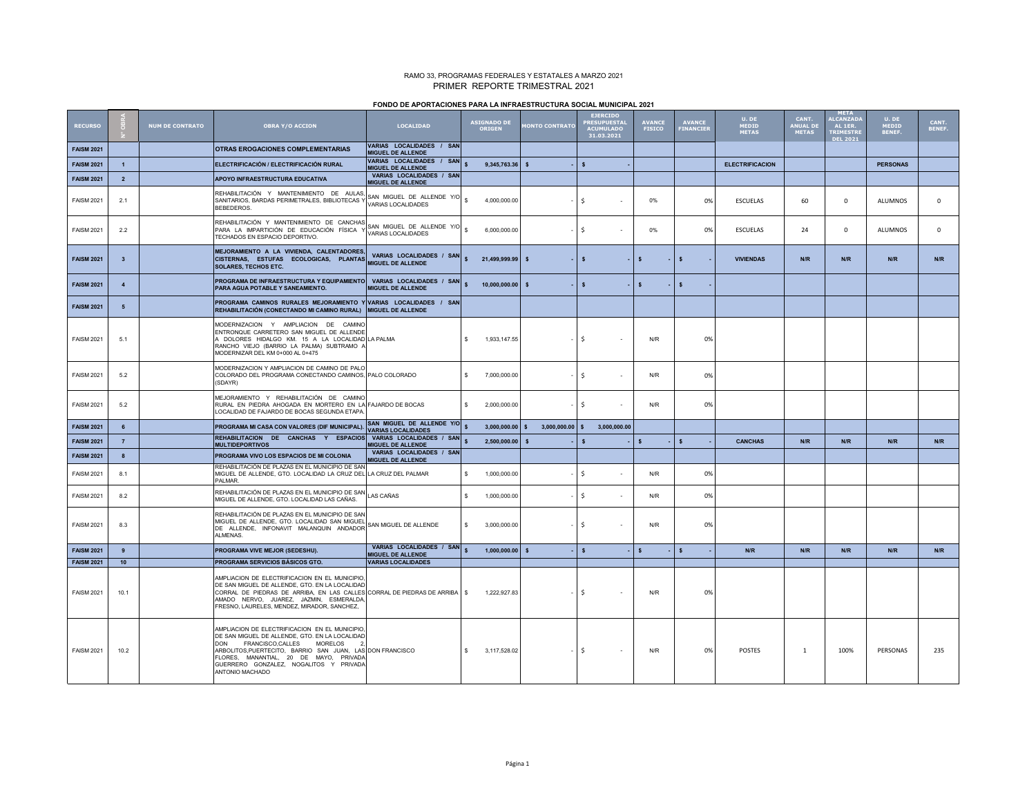RAMO 33, PROGRAMAS FEDERALES Y ESTATALES A MARZO 2021

PRIMER REPORTE TRIMESTRAL 2021

**FONDO DE APORTACIONES PARA LA INFRAESTRUCTURA SOCIAL MUNICIPAL 2021**

| RECURSO | N° OBRA | NUM DE CONTRATO | OBRA Y/O ACCION | LOCALIDAD | ASIGNADO DE ORIGEN | MONTO CONTRATO | EJERCIDO PRESUPUESTAL ACUMULADO 31.03.2021 | AVANCE FISICO | AVANCE FINANCIER | U. DE MEDID METAS | CANT. ANUAL DE METAS | META ALCANZADA AL 1ER. TRIMESTRE DEL 2021 | U. DE MEDID BENEF. | CANT. BENEF. |
|---|---|---|---|---|---|---|---|---|---|---|---|---|---|---|
| **FAISM 2021** | | | **OTRAS EROGACIONES COMPLEMENTARIAS** | **VARIAS LOCALIDADES / SAN MIGUEL DE ALLENDE** | | | | | | | | | | |
| **FAISM 2021** | **1** | | **ELECTRIFICACIÓN / ELECTRIFICACIÓN RURAL** | **VARIAS LOCALIDADES / SAN MIGUEL DE ALLENDE** | **$ 9,345,763.36** | **$ -** | **$ -** | | | **ELECTRIFICACION** | | | **PERSONAS** | |
| **FAISM 2021** | **2** | | **APOYO INFRAESTRUCTURA EDUCATIVA** | **VARIAS LOCALIDADES / SAN MIGUEL DE ALLENDE** | | | | | | | | | | |
| FAISM 2021 | 2.1 | | REHABILITACIÓN Y MANTENIMIENTO DE AULAS, SANITARIOS, BARDAS PERIMETRALES, BIBLIOTECAS Y BEBEDEROS. | SAN MIGUEL DE ALLENDE Y/O VARIAS LOCALIDADES | $ 4,000,000.00 | - | $ - | 0% | 0% | ESCUELAS | 60 | 0 | ALUMNOS | 0 |
| FAISM 2021 | 2.2 | | REHABILITACIÓN Y MANTENIMIENTO DE CANCHAS PARA LA IMPARTICIÓN DE EDUCACIÓN FÍSICA Y TECHADOS EN ESPACIO DEPORTIVO. | SAN MIGUEL DE ALLENDE Y/O VARIAS LOCALIDADES | $ 6,000,000.00 | - | $ - | 0% | 0% | ESCUELAS | 24 | 0 | ALUMNOS | 0 |
| **FAISM 2021** | **3** | | **MEJORAMIENTO A LA VIVIENDA, CALENTADORES, CISTERNAS, ESTUFAS ECOLOGICAS, PLANTAS SOLARES, TECHOS ETC.** | **VARIAS LOCALIDADES / SAN MIGUEL DE ALLENDE** | **$ 21,499,999.99** | **$ -** | **$ -** | **$ -** | **$ -** | **VIVIENDAS** | **N/R** | **N/R** | **N/R** | **N/R** |
| **FAISM 2021** | **4** | | **PROGRAMA DE INFRAESTRUCTURA Y EQUIPAMIENTO PARA AGUA POTABLE Y SANEAMIENTO.** | **VARIAS LOCALIDADES / SAN MIGUEL DE ALLENDE** | **$ 10,000,000.00** | **$ -** | **$ -** | **$ -** | **$ -** | | | | | |
| **FAISM 2021** | **5** | | **PROGRAMA CAMINOS RURALES MEJORAMIENTO Y REHABILITACIÓN (CONECTANDO MI CAMINO RURAL)** | **VARIAS LOCALIDADES / SAN MIGUEL DE ALLENDE** | | | | | | | | | | |
| FAISM 2021 | 5.1 | | MODERNIZACION Y AMPLIACION DE CAMINO ENTRONQUE CARRETERO SAN MIGUEL DE ALLENDE A DOLORES HIDALGO KM. 15 A LA LOCALIDAD RANCHO VIEJO (BARRIO LA PALMA) SUBTRAMO A MODERNIZAR DEL KM 0+000 AL 0+475 | LA PALMA | $ 1,933,147.55 | - | $ - | N/R | 0% | | | | | |
| FAISM 2021 | 5.2 | | MODERNIZACION Y AMPLIACION DE CAMINO DE PALO COLORADO DEL PROGRAMA CONECTANDO CAMINOS, (SDAYR) | PALO COLORADO | $ 7,000,000.00 | - | $ - | N/R | 0% | | | | | |
| FAISM 2021 | 5.2 | | MEJORAMIENTO Y REHABILITACIÓN DE CAMINO RURAL EN PIEDRA AHOGADA EN MORTERO EN LA LOCALIDAD DE FAJARDO DE BOCAS SEGUNDA ETAPA. | FAJARDO DE BOCAS | $ 2,000,000.00 | - | $ - | N/R | 0% | | | | | |
| **FAISM 2021** | **6** | | **PROGRAMA MI CASA CON VALORES (DIF MUNICIPAL).** | **SAN MIGUEL DE ALLENDE Y/O VARIAS LOCALIDADES** | **$ 3,000,000.00** | **$ 3,000,000.00** | **$ 3,000,000.00** | | | | | | | |
| **FAISM 2021** | **7** | | **REHABILITACION DE CANCHAS Y ESPACIOS MULTIDEPORTIVOS** | **VARIAS LOCALIDADES / SAN MIGUEL DE ALLENDE** | **$ 2,500,000.00** | **$ -** | **$ -** | **$ -** | **$ -** | **CANCHAS** | **N/R** | **N/R** | **N/R** | **N/R** |
| **FAISM 2021** | **8** | | **PROGRAMA VIVO LOS ESPACIOS DE MI COLONIA** | **VARIAS LOCALIDADES / SAN MIGUEL DE ALLENDE** | | | | | | | | | | |
| FAISM 2021 | 8.1 | | REHABILITACIÓN DE PLAZAS EN EL MUNICIPIO DE SAN MIGUEL DE ALLENDE, GTO. LOCALIDAD LA CRUZ DEL PALMAR. | LA CRUZ DEL PALMAR | $ 1,000,000.00 | - | $ - | N/R | 0% | | | | | |
| FAISM 2021 | 8.2 | | REHABILITACIÓN DE PLAZAS EN EL MUNICIPIO DE SAN MIGUEL DE ALLENDE, GTO. LOCALIDAD LAS CAÑAS. | LAS CAÑAS | $ 1,000,000.00 | - | $ - | N/R | 0% | | | | | |
| FAISM 2021 | 8.3 | | REHABILITACIÓN DE PLAZAS EN EL MUNICIPIO DE SAN MIGUEL DE ALLENDE, GTO. LOCALIDAD SAN MIGUEL DE ALLENDE, INFONAVIT MALANQUIN ANDADOR ALMENAS. | SAN MIGUEL DE ALLENDE | $ 3,000,000.00 | - | $ - | N/R | 0% | | | | | |
| **FAISM 2021** | **9** | | **PROGRAMA VIVE MEJOR (SEDESHU).** | **VARIAS LOCALIDADES / SAN MIGUEL DE ALLENDE** | **$ 1,000,000.00** | **$ -** | **$ -** | **$ -** | **$ -** | **N/R** | **N/R** | **N/R** | **N/R** | **N/R** |
| **FAISM 2021** | **10** | | **PROGRAMA SERVICIOS BÁSICOS GTO.** | **VARIAS LOCALIDADES** | | | | | | | | | | |
| FAISM 2021 | 10.1 | | AMPLIACION DE ELECTRIFICACION EN EL MUNICIPIO, DE SAN MIGUEL DE ALLENDE, GTO. EN LA LOCALIDAD CORRAL DE PIEDRAS DE ARRIBA, EN LAS CALLES AMADO NERVO, JUAREZ, JAZMIN, ESMERALDA, FRESNO, LAURELES, MENDEZ, MIRADOR, SANCHEZ, | CORRAL DE PIEDRAS DE ARRIBA | $ 1,222,927.83 | - | $ - | N/R | 0% | | | | | |
| FAISM 2021 | 10.2 | | AMPLIACION DE ELECTRIFICACION EN EL MUNICIPIO, DE SAN MIGUEL DE ALLENDE, GTO. EN LA LOCALIDAD DON FRANCISCO,CALLES MORELOS 2, ARBOLITOS,PUERTECITO, BARRIO SAN JUAN, LAS FLORES, MANANTIAL, 20 DE MAYO, PRIVADA GUERRERO GONZALEZ, NOGALITOS Y PRIVADA ANTONIO MACHADO | DON FRANCISCO | $ 3,117,528.02 | - | $ - | N/R | 0% | POSTES | 1 | 100% | PERSONAS | 235 |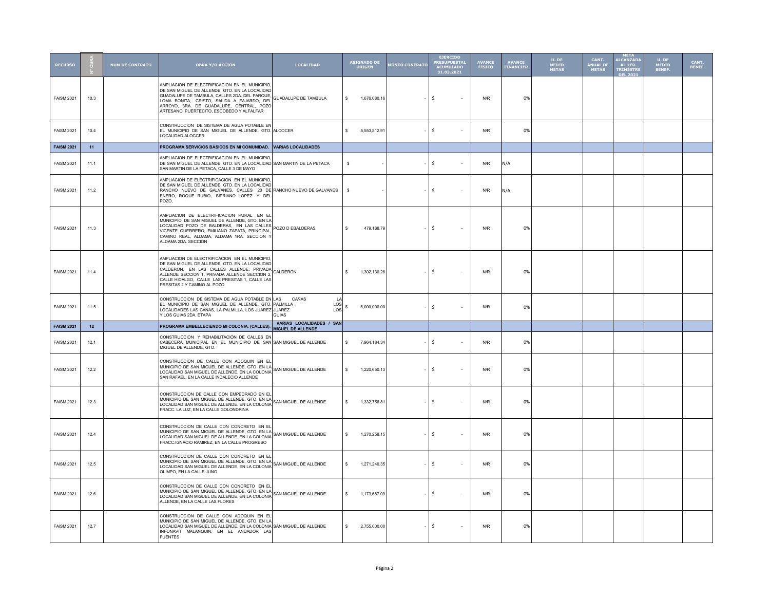| RECURSO | N° OBRA | NUM DE CONTRATO | OBRA Y/O ACCION | LOCALIDAD | ASIGNADO DE ORIGEN | MONTO CONTRATO | EJERCIDO PRESUPUESTAL ACUMULADO 31.03.2021 | AVANCE FISICO | AVANCE FINANCIER | U. DE MEDID METAS | CANT. ANUAL DE METAS | META ALCANZADA AL 1ER. TRIMESTRE DEL 2021 | U. DE MEDID BENEF. | CANT. BENEF. |
|---|---|---|---|---|---|---|---|---|---|---|---|---|---|---|
| FAISM 2021 | 10.3 | | AMPLIACION DE ELECTRIFICACION EN EL MUNICIPIO, DE SAN MIGUEL DE ALLENDE, GTO. EN LA LOCALIDAD GUADALUPE DE TAMBULA, CALLES 2DA. DEL PARQUE, LOMA BONITA, CRISTO, SALIDA A FAJARDO, DEL ARROYO, 3RA. DE GUADALUPE, CENTRAL, POZO ARTESANO, PUERTECITO, ESCOBEDO Y ALFALFAR | GUADALUPE DE TAMBULA | $ 1,676,080.16 | - | $ - | N/R | 0% | | | | | |
| FAISM 2021 | 10.4 | | CONSTRUCCION DE SISTEMA DE AGUA POTABLE EN EL MUNICIPIO DE SAN MIGUEL DE ALLENDE, GTO. LOCALIDAD ALOCCER | ALCOCER | $ 5,553,812.91 | - | $ - | N/R | 0% | | | | | |
| **FAISM 2021** | **11** | | **PROGRAMA SERVICIOS BÁSICOS EN MI COMUNIDAD.** | **VARIAS LOCALIDADES** | | | | | | | | | | |
| FAISM 2021 | 11.1 | | AMPLIACION DE ELECTRIFICACION EN EL MUNICIPIO, DE SAN MIGUEL DE ALLENDE, GTO. EN LA LOCALIDAD SAN MARTIN DE LA PETACA, CALLE 3 DE MAYO | SAN MARTIN DE LA PETACA | $ - | - | $ - | N/R | N/A | | | | | |
| FAISM 2021 | 11.2 | | AMPLIACION DE ELECTRIFICACION EN EL MUNICIPIO, DE SAN MIGUEL DE ALLENDE, GTO. EN LA LOCALIDAD RANCHO NUEVO DE GALVANES, CALLES 20 DE ENERO, ROQUE RUBIO, SIPRIANO LOPEZ Y DEL POZO, | RANCHO NUEVO DE GALVANES | $ - | - | $ - | N/R | N/A | | | | | |
| FAISM 2021 | 11.3 | | AMPLIACION DE ELECTRIFICACION RURAL EN EL MUNICIPIO, DE SAN MIGUEL DE ALLENDE, GTO. EN LA LOCALIDAD POZO DE BALDERAS, EN LAS CALLES VICENTE GUERRERO, EMILIANO ZAPATA, PRINCIPAL, CAMINO REAL, ALDAMA, ALDAMA 1RA. SECCION Y ALDAMA 2DA. SECCION | POZO D EBALDERAS | $ 479,188.79 | - | $ - | N/R | 0% | | | | | |
| FAISM 2021 | 11.4 | | AMPLIACION DE ELECTRIFICACION EN EL MUNICIPIO, DE SAN MIGUEL DE ALLENDE, GTO. EN LA LOCALIDAD CALDERON, EN LAS CALLES ALLENDE, PRIVADA ALLENDE SECCION 1, PRIVADA ALLENDE SECCION 2, CALLE HIDALGO, CALLE LAS PRESITAS 1, CALLE LAS PRESITAS 2 Y CAMINO AL POZO | CALDERON | $ 1,302,130.28 | - | $ - | N/R | 0% | | | | | |
| FAISM 2021 | 11.5 | | CONSTRUCCION DE SISTEMA DE AGUA POTABLE EN EL MUNICIPIO DE SAN MIGUEL DE ALLENDE, GTO. LOCALIDADES LAS CAÑAS, LA PALMILLA, LOS JUAREZ Y LOS GUIAS 2DA. ETAPA | LAS CAÑAS LA PALMILLA LOS JUAREZ LOS GUIAS | $ 5,000,000.00 | - | $ - | N/R | 0% | | | | | |
| **FAISM 2021** | **12** | | **PROGRAMA EMBELLECIENDO MI COLONIA. (CALLES).** | **VARIAS LOCALIDADES / SAN MIGUEL DE ALLENDE** | | | | | | | | | | |
| FAISM 2021 | 12.1 | | CONSTRUCCION Y REHABILITACIÓN DE CALLES EN CABECERA MUNICIPAL EN EL MUNICIPIO DE SAN MIGUEL DE ALLENDE, GTO. | SAN MIGUEL DE ALLENDE | $ 7,964,184.34 | - | $ - | N/R | 0% | | | | | |
| FAISM 2021 | 12.2 | | CONSTRUCCION DE CALLE CON ADOQUIN EN EL MUNICIPIO DE SAN MIGUEL DE ALLENDE, GTO. EN LA LOCALIDAD SAN MIGUEL DE ALLENDE, EN LA COLONIA SAN RAFAEL, EN LA CALLE INDALECIO ALLENDE | SAN MIGUEL DE ALLENDE | $ 1,220,650.13 | - | $ - | N/R | 0% | | | | | |
| FAISM 2021 | 12.3 | | CONSTRUCCION DE CALLE CON EMPEDRADO EN EL MUNICIPIO DE SAN MIGUEL DE ALLENDE, GTO. EN LA LOCALIDAD SAN MIGUEL DE ALLENDE, EN LA COLONIA FRACC. LA LUZ, EN LA CALLE GOLONDRINA | SAN MIGUEL DE ALLENDE | $ 1,332,756.81 | - | $ - | N/R | 0% | | | | | |
| FAISM 2021 | 12.4 | | CONSTRUCCION DE CALLE CON CONCRETO EN EL MUNICIPIO DE SAN MIGUEL DE ALLENDE, GTO. EN LA LOCALIDAD SAN MIGUEL DE ALLENDE, EN LA COLONIA FRACC.IGNACIO RAMIREZ, EN LA CALLE PROGRESO | SAN MIGUEL DE ALLENDE | $ 1,270,258.15 | - | $ - | N/R | 0% | | | | | |
| FAISM 2021 | 12.5 | | CONSTRUCCION DE CALLE CON CONCRETO EN EL MUNICIPIO DE SAN MIGUEL DE ALLENDE, GTO. EN LA LOCALIDAD SAN MIGUEL DE ALLENDE, EN LA COLONIA OLIMPO, EN LA CALLE JUNO | SAN MIGUEL DE ALLENDE | $ 1,271,240.35 | - | $ - | N/R | 0% | | | | | |
| FAISM 2021 | 12.6 | | CONSTRUCCION DE CALLE CON CONCRETO EN EL MUNICIPIO DE SAN MIGUEL DE ALLENDE, GTO. EN LA LOCALIDAD SAN MIGUEL DE ALLENDE, EN LA COLONIA ALLENDE, EN LA CALLE LAS FLORES | SAN MIGUEL DE ALLENDE | $ 1,173,687.09 | - | $ - | N/R | 0% | | | | | |
| FAISM 2021 | 12.7 | | CONSTRUCCION DE CALLE CON ADOQUIN EN EL MUNICIPIO DE SAN MIGUEL DE ALLENDE, GTO. EN LA LOCALIDAD SAN MIGUEL DE ALLENDE, EN LA COLONIA INFONAVIT MALANQUIN, EN EL ANDADOR LAS FUENTES | SAN MIGUEL DE ALLENDE | $ 2,755,000.00 | - | $ - | N/R | 0% | | | | | |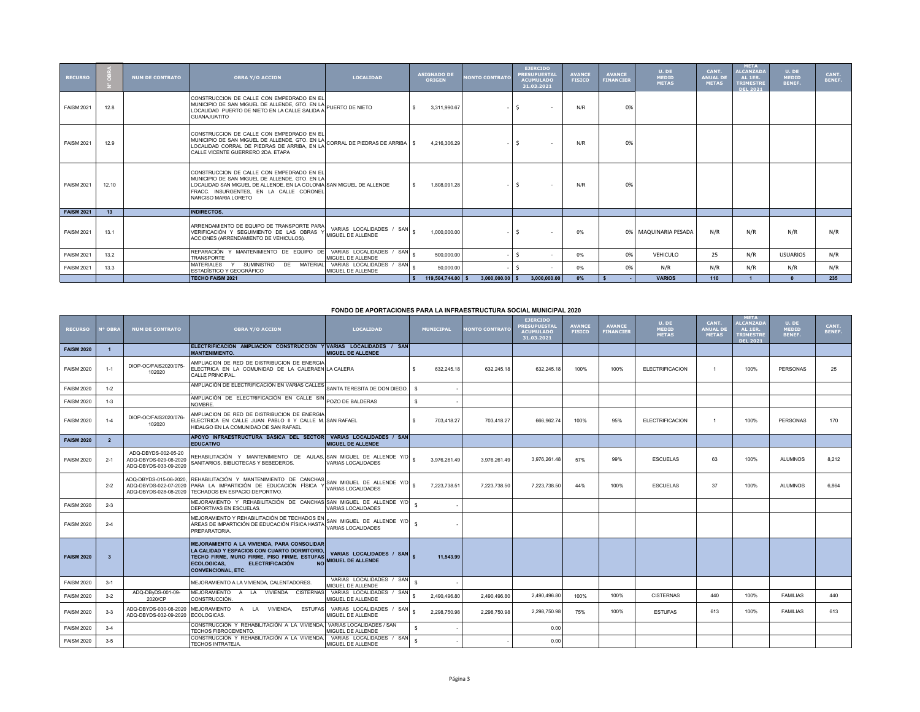| RECURSO | N° OBRA | NUM DE CONTRATO | OBRA Y/O ACCION | LOCALIDAD | ASIGNADO DE ORIGEN | MONTO CONTRATO | EJERCIDO PRESUPUESTAL ACUMULADO 31.03.2021 | AVANCE FISICO | AVANCE FINANCIER | U. DE MEDID METAS | CANT. ANUAL DE METAS | META ALCANZADA AL 1ER. TRIMESTRE DEL 2021 | U. DE MEDID BENEF. | CANT. BENEF. |
|---|---|---|---|---|---|---|---|---|---|---|---|---|---|---|
| FAISM 2021 | 12.8 | | CONSTRUCCION DE CALLE CON EMPEDRADO EN EL MUNICIPIO DE SAN MIGUEL DE ALLENDE, GTO. EN LA LOCALIDAD PUERTO DE NIETO EN LA CALLE SALIDA A GUANAJUATITO | PUERTO DE NIETO | $ 3,311,990.67 | - | $ - | N/R | 0% | | | | | |
| FAISM 2021 | 12.9 | | CONSTRUCCION DE CALLE CON EMPEDRADO EN EL MUNICIPIO DE SAN MIGUEL DE ALLENDE, GTO. EN LA LOCALIDAD CORRAL DE PIEDRAS DE ARRIBA, EN LA CALLE VICENTE GUERRERO 2DA. ETAPA | CORRAL DE PIEDRAS DE ARRIBA | $ 4,216,306.29 | - | $ - | N/R | 0% | | | | | |
| FAISM 2021 | 12.10 | | CONSTRUCCION DE CALLE CON EMPEDRADO EN EL MUNICIPIO DE SAN MIGUEL DE ALLENDE, GTO. EN LA LOCALIDAD SAN MIGUEL DE ALLENDE, EN LA COLONIA FRACC. INSURGENTES, EN LA CALLE CORONEL NARCISO MARIA LORETO | SAN MIGUEL DE ALLENDE | $ 1,808,091.28 | - | $ - | N/R | 0% | | | | | |
| **FAISM 2021** | **13** | | **INDIRECTOS.** | | | | | | | | | | | |
| FAISM 2021 | 13.1 | | ARRENDAMIENTO DE EQUIPO DE TRANSPORTE PARA VERIFICACIÓN Y SEGUIMIENTO DE LAS OBRAS Y ACCIONES (ARRENDAMIENTO DE VEHICULOS). | VARIAS LOCALIDADES / SAN MIGUEL DE ALLENDE | $ 1,000,000.00 | - | $ - | 0% | 0% | MAQUINARIA PESADA | N/R | N/R | N/R | N/R |
| FAISM 2021 | 13.2 | | REPARACIÓN Y MANTENIMIENTO DE EQUIPO DE TRANSPORTE | VARIAS LOCALIDADES / SAN MIGUEL DE ALLENDE | $ 500,000.00 | - | $ - | 0% | 0% | VEHICULO | 25 | N/R | USUARIOS | N/R |
| FAISM 2021 | 13.3 | | MATERIALES Y SUMINISTRO DE MATERIAL ESTADÍSTICO Y GEOGRÁFICO | VARIAS LOCALIDADES / SAN MIGUEL DE ALLENDE | $ 50,000.00 | - | $ - | 0% | 0% | N/R | N/R | N/R | N/R | N/R |
| | | | **TECHO FAISM 2021** | | **$ 119,504,744.00** | **$ 3,000,000.00** | **$ 3,000,000.00** | **0%** | **$ -** | **VARIOS** | **110** | **1** | **0** | **235** |

**FONDO DE APORTACIONES PARA LA INFRAESTRUCTURA SOCIAL MUNICIPAL 2020**

| RECURSO | N° OBRA | NUM DE CONTRATO | OBRA Y/O ACCION | LOCALIDAD | MUNICIPAL | MONTO CONTRATO | EJERCIDO PRESUPUESTAL ACUMULADO 31.03.2021 | AVANCE FISICO | AVANCE FINANCIER | U. DE MEDID METAS | CANT. ANUAL DE METAS | META ALCANZADA AL 1ER. TRIMESTRE DEL 2021 | U. DE MEDID BENEF. | CANT. BENEF. |
|---|---|---|---|---|---|---|---|---|---|---|---|---|---|---|
| **FAISM 2020** | **1** | | **ELECTRIFICACIÓN AMPLIACIÓN CONSTRUCCIÓN Y MANTENIMIENTO.** | **VARIAS LOCALIDADES / SAN MIGUEL DE ALLENDE** | | | | | | | | | | |
| FAISM 2020 | 1-1 | DIOP-OC/FAIS2020/075-102020 | AMPLIACION DE RED DE DISTRIBUCION DE ENERGIA ELECTRICA EN LA COMUNIDAD DE LA CALERAEN CALLE PRINCIPAL. | LA CALERA | $ 632,245.18 | 632,245.18 | 632,245.18 | 100% | 100% | ELECTRIFICACION | 1 | 100% | PERSONAS | 25 |
| FAISM 2020 | 1-2 | | AMPLIACIÓN DE ELECTRIFICACIÓN EN VARIAS CALLES | SANTA TERESITA DE DON DIEGO. | $ - | | | | | | | | | |
| FAISM 2020 | 1-3 | | AMPLIACIÓN DE ELECTRIFICACIÓN EN CALLE SIN NOMBRE. | POZO DE BALDERAS | $ - | | | | | | | | | |
| FAISM 2020 | 1-4 | DIOP-OC/FAIS2020/076-102020 | AMPLIACION DE RED DE DISTRIBUCION DE ENERGIA ELECTRICA EN CALLE JUAN PABLO II Y CALLE M. HIDALGO EN LA COMUNIDAD DE SAN RAFAEL | SAN RAFAEL | $ 703,418.27 | 703,418.27 | 666,962.74 | 100% | 95% | ELECTRIFICACION | 1 | 100% | PERSONAS | 170 |
| **FAISM 2020** | **2** | | **APOYO INFRAESTRUCTURA BÁSICA DEL SECTOR EDUCATIVO** | **VARIAS LOCALIDADES / SAN MIGUEL DE ALLENDE** | | | | | | | | | | |
| FAISM 2020 | 2-1 | ADQ-DBYDS-002-05-20 ADQ-DBYDS-029-08-2020 ADQ-DBYDS-033-09-2020 | REHABILITACIÓN Y MANTENIMIENTO DE AULAS, SANITARIOS, BIBLIOTECAS Y BEBEDEROS. | SAN MIGUEL DE ALLENDE Y/O VARIAS LOCALIDADES | $ 3,976,261.49 | 3,976,261.49 | 3,976,261.48 | 57% | 99% | ESCUELAS | 63 | 100% | ALUMNOS | 8,212 |
| | 2-2 | ADQ-DBYDS-015-06-2020, ADQ-DBYDS-022-07-2020 ADQ-DBYDS-028-08-2020 | REHABILITACIÓN Y MANTENIMIENTO DE CANCHAS PARA LA IMPARTICIÓN DE EDUCACIÓN FÍSICA Y TECHADOS EN ESPACIO DEPORTIVO. | SAN MIGUEL DE ALLENDE Y/O VARIAS LOCALIDADES | $ 7,223,738.51 | 7,223,738.50 | 7,223,738.50 | 44% | 100% | ESCUELAS | 37 | 100% | ALUMNOS | 6,864 |
| FAISM 2020 | 2-3 | | MEJORAMIENTO Y REHABILITACIÓN DE CANCHAS DEPORTIVAS EN ESCUELAS. | SAN MIGUEL DE ALLENDE Y/O VARIAS LOCALIDADES | $ - | | | | | | | | | |
| FAISM 2020 | 2-4 | | MEJORAMIENTO Y REHABILITACIÓN DE TECHADOS EN ÁREAS DE IMPARTICIÓN DE EDUCACIÓN FÍSICA HASTA PREPARATORIA. | SAN MIGUEL DE ALLENDE Y/O VARIAS LOCALIDADES | $ - | | | | | | | | | |
| **FAISM 2020** | **3** | | **MEJORAMIENTO A LA VIVIENDA, PARA CONSOLIDAR LA CALIDAD Y ESPACIOS CON CUARTO DORMITORIO, TECHO FIRME, MURO FIRME, PISO FIRME, ESTUFAS ECOLOGICAS, ELECTRIFICACIÓN NO CONVENCIONAL, ETC.** | **VARIAS LOCALIDADES / SAN MIGUEL DE ALLENDE** | **$ 11,543.99** | | | | | | | | | |
| FAISM 2020 | 3-1 | | MEJORAMIENTO A LA VIVIENDA, CALENTADORES. | VARIAS LOCALIDADES / SAN MIGUEL DE ALLENDE | $ - | | | | | | | | | |
| FAISM 2020 | 3-2 | ADQ-DByDS-001-09-2020/CP | MEJORAMIENTO A LA VIVIENDA CISTERNAS CONSTRUCCIÓN. | VARIAS LOCALIDADES / SAN MIGUEL DE ALLENDE | $ 2,490,496.80 | 2,490,496.80 | 2,490,496.80 | 100% | 100% | CISTERNAS | 440 | 100% | FAMILIAS | 440 |
| FAISM 2020 | 3-3 | ADQ-DBYDS-030-08-2020 ADQ-DBYDS-032-09-2020 | MEJORAMIENTO A LA VIVIENDA, ESTUFAS ECOLOGICAS. | VARIAS LOCALIDADES / SAN MIGUEL DE ALLENDE | $ 2,298,750.98 | 2,298,750.98 | 2,298,750.98 | 75% | 100% | ESTUFAS | 613 | 100% | FAMILIAS | 613 |
| FAISM 2020 | 3-4 | | CONSTRUCCIÓN Y REHABILITACIÓN A LA VIVIENDA, TECHOS FIBROCEMENTO. | VARIAS LOCALIDADES / SAN MIGUEL DE ALLENDE | $ - | | 0.00 | | | | | | | |
| FAISM 2020 | 3-5 | | CONSTRUCCIÓN Y REHABILITACIÓN A LA VIVIENDA, TECHOS INTRATEJA. | VARIAS LOCALIDADES / SAN MIGUEL DE ALLENDE | $ - | - | 0.00 | | | | | | | |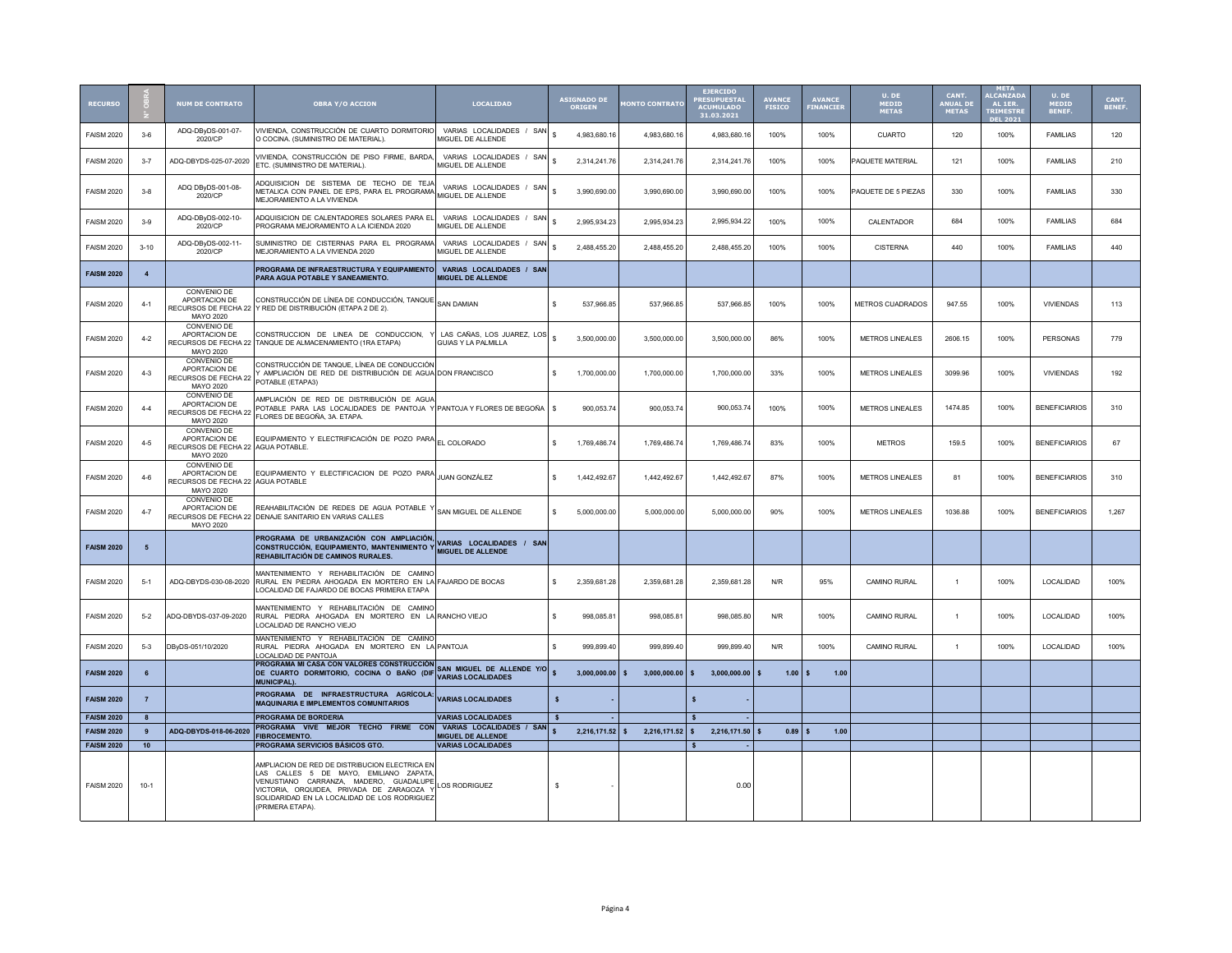| RECURSO | N° OBRA | NUM DE CONTRATO | OBRA Y/O ACCION | LOCALIDAD | ASIGNADO DE ORIGEN | MONTO CONTRATO | EJERCIDO PRESUPUESTAL ACUMULADO 31.03.2021 | AVANCE FISICO | AVANCE FINANCIER | U. DE MEDID METAS | CANT. ANUAL DE METAS | META ALCANZADA AL 1ER. TRIMESTRE DEL 2021 | U. DE MEDID BENEF. | CANT. BENEF. |
|---|---|---|---|---|---|---|---|---|---|---|---|---|---|---|
| FAISM 2020 | 3-6 | ADQ-DByDS-001-07-2020/CP | VIVIENDA, CONSTRUCCIÓN DE CUARTO DORMITORIO O COCINA. (SUMINISTRO DE MATERIAL). | VARIAS LOCALIDADES / SAN MIGUEL DE ALLENDE | $ 4,983,680.16 | 4,983,680.16 | 4,983,680.16 | 100% | 100% | CUARTO | 120 | 100% | FAMILIAS | 120 |
| FAISM 2020 | 3-7 | ADQ-DBYDS-025-07-2020 | VIVIENDA, CONSTRUCCIÓN DE PISO FIRME, BARDA, ETC. (SUMINISTRO DE MATERIAL). | VARIAS LOCALIDADES / SAN MIGUEL DE ALLENDE | $ 2,314,241.76 | 2,314,241.76 | 2,314,241.76 | 100% | 100% | PAQUETE MATERIAL | 121 | 100% | FAMILIAS | 210 |
| FAISM 2020 | 3-8 | ADQ DByDS-001-08-2020/CP | ADQUISICION DE SISTEMA DE TECHO DE TEJA METALICA CON PANEL DE EPS, PARA EL PROGRAMA MEJORAMIENTO A LA VIVIENDA | VARIAS LOCALIDADES / SAN MIGUEL DE ALLENDE | $ 3,990,690.00 | 3,990,690.00 | 3,990,690.00 | 100% | 100% | PAQUETE DE 5 PIEZAS | 330 | 100% | FAMILIAS | 330 |
| FAISM 2020 | 3-9 | ADQ-DByDS-002-10-2020/CP | ADQUISICION DE CALENTADORES SOLARES PARA EL PROGRAMA MEJORAMIENTO A LA ICIENDA 2020 | VARIAS LOCALIDADES / SAN MIGUEL DE ALLENDE | $ 2,995,934.23 | 2,995,934.23 | 2,995,934.22 | 100% | 100% | CALENTADOR | 684 | 100% | FAMILIAS | 684 |
| FAISM 2020 | 3-10 | ADQ-DByDS-002-11-2020/CP | SUMINISTRO DE CISTERNAS PARA EL PROGRAMA MEJORAMIENTO A LA VIVIENDA 2020 | VARIAS LOCALIDADES / SAN MIGUEL DE ALLENDE | $ 2,488,455.20 | 2,488,455.20 | 2,488,455.20 | 100% | 100% | CISTERNA | 440 | 100% | FAMILIAS | 440 |
| **FAISM 2020** | **4** | | **PROGRAMA DE INFRAESTRUCTURA Y EQUIPAMIENTO PARA AGUA POTABLE Y SANEAMIENTO.** | **VARIAS LOCALIDADES / SAN MIGUEL DE ALLENDE** | | | | | | | | | | |
| FAISM 2020 | 4-1 | CONVENIO DE APORTACION DE RECURSOS DE FECHA 22 MAYO 2020 | CONSTRUCCIÓN DE LÍNEA DE CONDUCCIÓN, TANQUE Y RED DE DISTRIBUCIÓN (ETAPA 2 DE 2). | SAN DAMIAN | $ 537,966.85 | 537,966.85 | 537,966.85 | 100% | 100% | METROS CUADRADOS | 947.55 | 100% | VIVIENDAS | 113 |
| FAISM 2020 | 4-2 | CONVENIO DE APORTACION DE RECURSOS DE FECHA 22 MAYO 2020 | CONSTRUCCION DE LINEA DE CONDUCCION, Y TANQUE DE ALMACENAMIENTO (1RA ETAPA) | LAS CAÑAS, LOS JUAREZ, LOS GUIAS Y LA PALMILLA | $ 3,500,000.00 | 3,500,000.00 | 3,500,000.00 | 86% | 100% | METROS LINEALES | 2606.15 | 100% | PERSONAS | 779 |
| FAISM 2020 | 4-3 | CONVENIO DE APORTACION DE RECURSOS DE FECHA 22 MAYO 2020 | CONSTRUCCIÓN DE TANQUE, LÍNEA DE CONDUCCIÓN Y AMPLIACIÓN DE RED DE DISTRIBUCIÓN DE AGUA POTABLE (ETAPA3) | DON FRANCISCO | $ 1,700,000.00 | 1,700,000.00 | 1,700,000.00 | 33% | 100% | METROS LINEALES | 3099.96 | 100% | VIVIENDAS | 192 |
| FAISM 2020 | 4-4 | CONVENIO DE APORTACION DE RECURSOS DE FECHA 22 MAYO 2020 | AMPLIACIÓN DE RED DE DISTRIBUCIÓN DE AGUA POTABLE PARA LAS LOCALIDADES DE PANTOJA Y FLORES DE BEGOÑA, 3A. ETAPA. | PANTOJA Y FLORES DE BEGOÑA | $ 900,053.74 | 900,053.74 | 900,053.74 | 100% | 100% | METROS LINEALES | 1474.85 | 100% | BENEFICIARIOS | 310 |
| FAISM 2020 | 4-5 | CONVENIO DE APORTACION DE RECURSOS DE FECHA 22 MAYO 2020 | EQUIPAMIENTO Y ELECTRIFICACIÓN DE POZO PARA AGUA POTABLE. | EL COLORADO | $ 1,769,486.74 | 1,769,486.74 | 1,769,486.74 | 83% | 100% | METROS | 159.5 | 100% | BENEFICIARIOS | 67 |
| FAISM 2020 | 4-6 | CONVENIO DE APORTACION DE RECURSOS DE FECHA 22 MAYO 2020 | EQUIPAMIENTO Y ELECTIFICACION DE POZO PARA AGUA POTABLE | JUAN GONZÁLEZ | $ 1,442,492.67 | 1,442,492.67 | 1,442,492.67 | 87% | 100% | METROS LINEALES | 81 | 100% | BENEFICIARIOS | 310 |
| FAISM 2020 | 4-7 | CONVENIO DE APORTACION DE RECURSOS DE FECHA 22 MAYO 2020 | REAHABILITACIÓN DE REDES DE AGUA POTABLE Y DENAJE SANITARIO EN VARIAS CALLES | SAN MIGUEL DE ALLENDE | $ 5,000,000.00 | 5,000,000.00 | 5,000,000.00 | 90% | 100% | METROS LINEALES | 1036.88 | 100% | BENEFICIARIOS | 1,267 |
| **FAISM 2020** | **5** | | **PROGRAMA DE URBANIZACIÓN CON AMPLIACIÓN, CONSTRUCCIÓN, EQUIPAMIENTO, MANTENIMIENTO Y REHABILITACIÓN DE CAMINOS RURALES.** | **VARIAS LOCALIDADES / SAN MIGUEL DE ALLENDE** | | | | | | | | | | |
| FAISM 2020 | 5-1 | ADQ-DBYDS-030-08-2020 | MANTENIMIENTO Y REHABILITACIÓN DE CAMINO RURAL EN PIEDRA AHOGADA EN MORTERO EN LA LOCALIDAD DE FAJARDO DE BOCAS PRIMERA ETAPA | FAJARDO DE BOCAS | $ 2,359,681.28 | 2,359,681.28 | 2,359,681.28 | N/R | 95% | CAMINO RURAL | 1 | 100% | LOCALIDAD | 100% |
| FAISM 2020 | 5-2 | ADQ-DBYDS-037-09-2020 | MANTENIMIENTO Y REHABILITACIÓN DE CAMINO RURAL PIEDRA AHOGADA EN MORTERO EN LA LOCALIDAD DE RANCHO VIEJO | RANCHO VIEJO | $ 998,085.81 | 998,085.81 | 998,085.80 | N/R | 100% | CAMINO RURAL | 1 | 100% | LOCALIDAD | 100% |
| FAISM 2020 | 5-3 | DByDS-051/10/2020 | MANTENIMIENTO Y REHABILITACIÓN DE CAMINO RURAL PIEDRA AHOGADA EN MORTERO EN LA LOCALIDAD DE PANTOJA | PANTOJA | $ 999,899.40 | 999,899.40 | 999,899.40 | N/R | 100% | CAMINO RURAL | 1 | 100% | LOCALIDAD | 100% |
| **FAISM 2020** | **6** | | **PROGRAMA MI CASA CON VALORES CONSTRUCCIÓN DE CUARTO DORMITORIO, COCINA O BAÑO (DIF MUNICIPAL).** | **SAN MIGUEL DE ALLENDE Y/O VARIAS LOCALIDADES** | **$ 3,000,000.00** | **$ 3,000,000.00** | **$ 3,000,000.00** | **$ 1.00** | **$ 1.00** | | | | | |
| **FAISM 2020** | **7** | | **PROGRAMA DE INFRAESTRUCTURA AGRÍCOLA: MAQUINARIA E IMPLEMENTOS COMUNITARIOS** | **VARIAS LOCALIDADES** | **$ -** | | **$ -** | | | | | | | |
| **FAISM 2020** | **8** | | **PROGRAMA DE BORDERIA** | **VARIAS LOCALIDADES** | **$ -** | | **$ -** | | | | | | | |
| **FAISM 2020** | **9** | **ADQ-DBYDS-018-06-2020** | **PROGRAMA VIVE MEJOR TECHO FIRME CON FIBROCEMENTO.** | **VARIAS LOCALIDADES / SAN MIGUEL DE ALLENDE** | **$ 2,216,171.52** | **$ 2,216,171.52** | **$ 2,216,171.50** | **$ 0.89** | **$ 1.00** | | | | | |
| **FAISM 2020** | **10** | | **PROGRAMA SERVICIOS BÁSICOS GTO.** | **VARIAS LOCALIDADES** | | | **$ -** | | | | | | | |
| FAISM 2020 | 10-1 | | AMPLIACION DE RED DE DISTRIBUCION ELECTRICA EN LAS CALLES 5 DE MAYO, EMILIANO ZAPATA, VENUSTIANO CARRANZA, MADERO, GUADALUPE VICTORIA, ORQUIDEA, PRIVADA DE ZARAGOZA Y SOLIDARIDAD EN LA LOCALIDAD DE LOS RODRIGUEZ (PRIMERA ETAPA). | LOS RODRIGUEZ | $ - | | 0.00 | | | | | | | |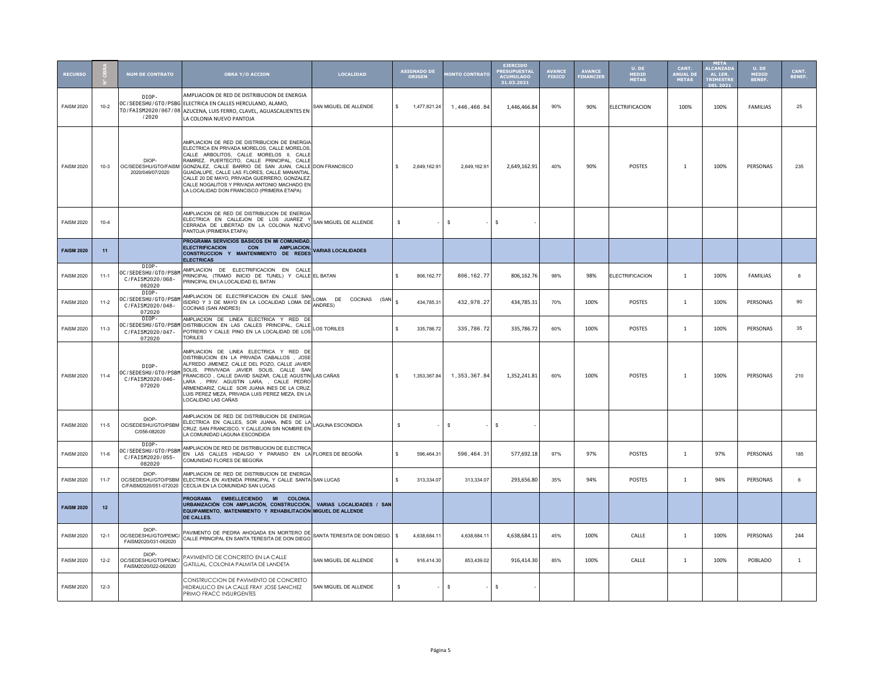| RECURSO | N° OBRA | NUM DE CONTRATO | OBRA Y/O ACCION | LOCALIDAD | ASIGNADO DE ORIGEN | MONTO CONTRATO | EJERCIDO PRESUPUESTAL ACUMULADO 31.03.2021 | AVANCE FISICO | AVANCE FINANCIER | U. DE MEDID METAS | CANT. ANUAL DE METAS | META ALCANZADA AL 1ER. TRIMESTRE DEL 2021 | U. DE MEDID BENEF. | CANT. BENEF. |
|---|---|---|---|---|---|---|---|---|---|---|---|---|---|---|
| FAISM 2020 | 10-2 | DIOP-OC/SEDESHU/GTO/PSBGTO/FAISM2020/067/08/2020 | AMPLIACION DE RED DE DISTRIBUCION DE ENERGIA ELECTRICA EN CALLES HERCULANO, ALAMO, AZUCENA, LUIS FERRO, CLAVEL, AGUASCALIENTES EN LA COLONIA NUEVO PANTOJA | SAN MIGUEL DE ALLENDE | $ 1,477,821.24 | 1,446,466.84 | 1,446,466.84 | 90% | 90% | ELECTRIFICACION | 100% | 100% | FAMILIAS | 25 |
| FAISM 2020 | 10-3 | DIOP-OC/SEDESHU/GTO/FAISM2020/049/07/2020 | AMPLIACION DE RED DE DISTRIBUCION DE ENERGIA ELECTRICA EN PRIVADA MORELOS, CALLE MORELOS, CALLE ARBOLITOS, CALLE MORELOS II, CALLE RAMIREZ, PUERTECITO, CALLE PRINCIPAL, CALLE GONZALEZ, CALLE BARRIO DE SAN JUAN, CALLE GUADALUPE, CALLE LAS FLORES, CALLE MANANTIAL, CALLE 20 DE MAYO, PRIVADA GUERRERO, GONZALEZ, CALLE NOGALITOS Y PRIVADA ANTONIO MACHADO EN LA LOCALIDAD DON FRANCISCO (PRIMERA ETAPA) | DON FRANCISCO | $ 2,649,162.91 | 2,649,162.91 | 2,649,162.91 | 40% | 90% | POSTES | 1 | 100% | PERSONAS | 235 |
| FAISM 2020 | 10-4 | | AMPLIACION DE RED DE DISTRIBUCION DE ENERGIA ELECTRICA EN CALLEJON DE LOS JUAREZ Y CERRADA DE LIBERTAD EN LA COLONIA NUEVO PANTOJA (PRIMERA ETAPA) | SAN MIGUEL DE ALLENDE | $ - | $ - | $ - | | | | | | | |
| **FAISM 2020** | **11** | | **PROGRAMA SERVICIOS BÁSICOS EN MI COMUNIDAD. ELECTRIFICACION CON AMPLIACION, CONSTRUCCION Y MANTENIMIENTO DE REDES ELECTRICAS** | **VARIAS LOCALIDADES** | | | | | | | | | | |
| FAISM 2020 | 11-1 | DIOP-OC/SEDESHU/GTO/PSBMC/FAISM2020/068-082020 | AMPLIACION DE ELECTRIFICACION EN CALLE PRINCIPAL (TRAMO INICIO DE TUNEL) Y CALLE PRINCIPAL EN LA LOCALIDAD EL BATAN | EL BATAN | $ 806,162.77 | 806,162.77 | 806,162.76 | 98% | 98% | ELECTRIFICACION | 1 | 100% | FAMILIAS | 6 |
| FAISM 2020 | 11-2 | DIOP-OC/SEDESHU/GTO/PSBMC/FAISM2020/048-072020 | AMPLIACION DE ELECTRIFICACION EN CALLE SAN ISIDRO Y 3 DE MAYO EN LA LOCALIDAD LOMA DE COCINAS (SAN ANDRES) | LOMA DE COCINAS (SAN ANDRES) | $ 434,785.31 | 432,978.27 | 434,785.31 | 70% | 100% | POSTES | 1 | 100% | PERSONAS | 90 |
| FAISM 2020 | 11-3 | DIOP-OC/SEDESHU/GTO/PSBMC/FAISM2020/047-072020 | AMPLIACION DE LINEA ELECTRICA Y RED DE DISTRIBUCION EN LAS CALLES PRINCIPAL, CALLE POTRERO Y CALLE PINO EN LA LOCALIDAD DE LOS TORILES | LOS TORILES | $ 335,786.72 | 335,786.72 | 335,786.72 | 60% | 100% | POSTES | 1 | 100% | PERSONAS | 35 |
| FAISM 2020 | 11-4 | DIOP-OC/SEDESHU/GTO/PSBMC/FAISM2020/046-072020 | AMPLIACION DE LINEA ELECTRICA Y RED DE DISTRIBUCION EN LA PRIVADA CABALLOS , JOSE ALFREDO JIMENEZ, CALLE DEL POZO, CALLE JAVIER SOLIS, PRIVIVADA JAVIER SOLIS, CALLE SAN FRANCISCO , CALLE DAVIID SAIZAR, CALLE AGUSTIN LARA , PRIV. AGUSTIN LARA, , CALLE PEDRO ARMENDARIZ, CALLE SOR JUANA INES DE LA CRUZ, LUIS PEREZ MEZA, PRIVADA LUIS PEREZ MEZA, EN LA LOCALIDAD LAS CAÑAS | LAS CAÑAS | $ 1,353,367.84 | 1,353,367.84 | 1,352,241.81 | 60% | 100% | POSTES | 1 | 100% | PERSONAS | 210 |
| FAISM 2020 | 11-5 | DIOP-OC/SEDESHU/GTO/PSBMC/056-082020 | AMPLIACION DE RED DE DISTRIBUCION DE ENERGIA ELECTRICA EN CALLES, SOR JUANA, INES DE LA CRUZ, SAN FRANCISCO, Y CALLEJON SIN NOMBRE EN LA COMUNIDAD LAGUNA ESCONDIDA | LAGUNA ESCONDIDA | $ - | $ - | $ - | | | | | | | |
| FAISM 2020 | 11-6 | DIOP-OC/SEDESHU/GTO/PSBMC/FAISM2020/055-082020 | AMPLIACION DE RED DE DISTRIBUCION DE ELECTRICA EN LAS CALLES HIDALGO Y PARAISO EN LA COMUNIDAD FLORES DE BEGOÑA | FLORES DE BEGOÑA | $ 596,464.31 | 596,464.31 | 577,692.18 | 97% | 97% | POSTES | 1 | 97% | PERSONAS | 185 |
| FAISM 2020 | 11-7 | DIOP-OC/SEDESHU/GTO/PSBMC/FAISM2020/051-072020 | AMPLIACION DE RED DE DISTRIBUCION DE ENERGIA ELECTRICA EN AVENIDA PRINCIPAL Y CALLE SANTA CECILIA EN LA COMUNIDAD SAN LUCAS | SAN LUCAS | $ 313,334.07 | 313,334.07 | 293,656.80 | 35% | 94% | POSTES | 1 | 94% | PERSONAS | 6 |
| **FAISM 2020** | **12** | | **PROGRAMA EMBELLECIENDO MI COLONIA. URBANIZACIÓN CON AMPLIACIÓN, CONSTRUCCIÓN, EQUIPAMIENTO, MATENIMIENTO Y REHABILITACIÓN DE CALLES.** | **VARIAS LOCALIDADES / SAN MIGUEL DE ALLENDE** | | | | | | | | | | |
| FAISM 2020 | 12-1 | DIOP-OC/SEDESHU/GTO/PEMC/FAISM2020/031-062020 | PAVIMENTO DE PIEDRA AHOGADA EN MORTERO DE CALLE PRINCIPAL EN SANTA TERESITA DE DON DIEGO | SANTA TERESITA DE DON DIEGO. | $ 4,638,684.11 | 4,638,684.11 | 4,638,684.11 | 45% | 100% | CALLE | 1 | 100% | PERSONAS | 244 |
| FAISM 2020 | 12-2 | DIOP-OC/SEDESHU/GTO/PEMC/FAISM2020/022-062020 | PAVIMENTO DE CONCRETO EN LA CALLE GATILLAL, COLONIA PALMITA DE LANDETA | SAN MIGUEL DE ALLENDE | $ 916,414.30 | 853,439.02 | 916,414.30 | 85% | 100% | CALLE | 1 | 100% | POBLADO | 1 |
| FAISM 2020 | 12-3 | | CONSTRUCCION DE PAVIMENTO DE CONCRETO HIDRAULICO EN LA CALLE FRAY JOSE SANCHEZ PRIMO FRACC INSURGENTES | SAN MIGUEL DE ALLENDE | $ - | $ - | $ - | | | | | | | |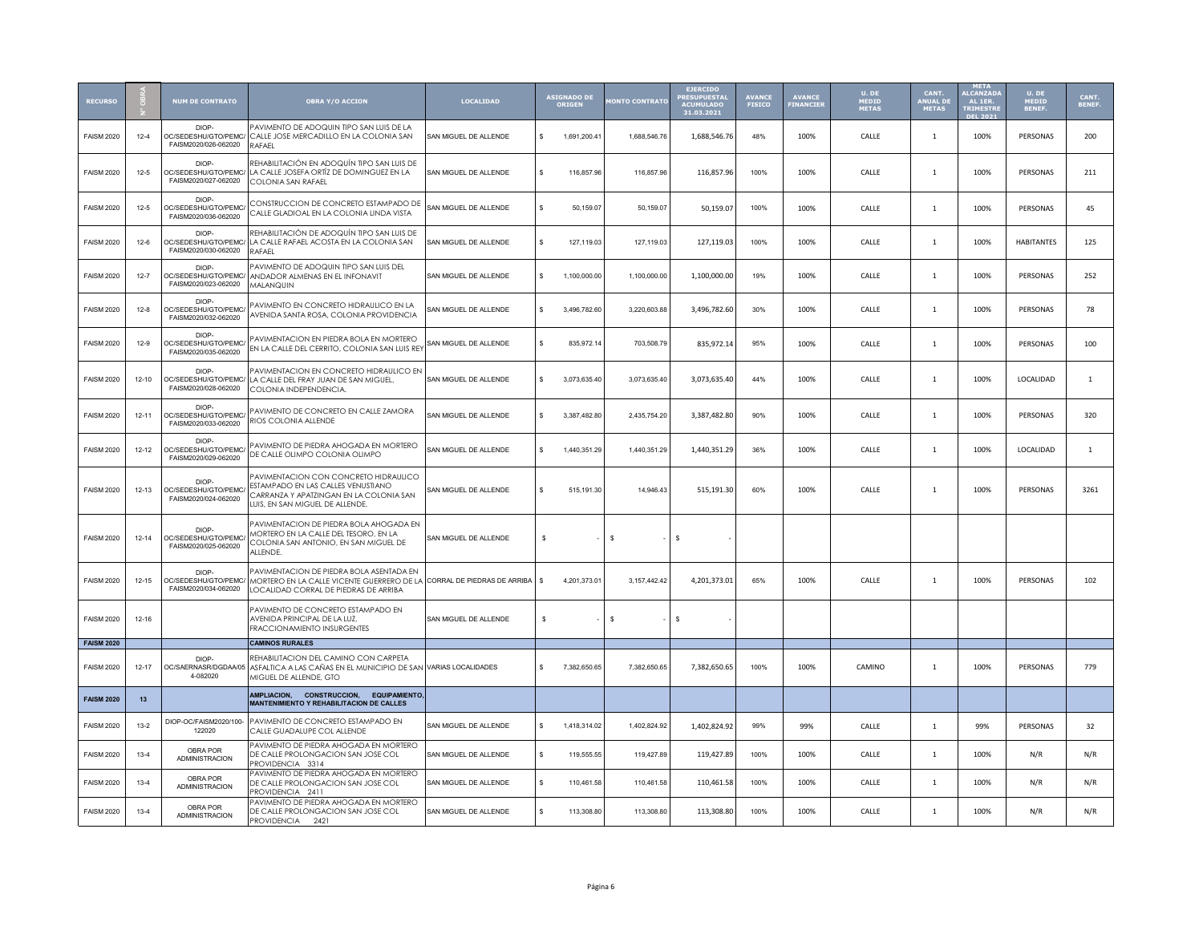| RECURSO | N° OBRA | NUM DE CONTRATO | OBRA Y/O ACCION | LOCALIDAD | ASIGNADO DE ORIGEN | MONTO CONTRATO | EJERCIDO PRESUPUESTAL ACUMULADO 31.03.2021 | AVANCE FISICO | AVANCE FINANCIER | U. DE MEDID METAS | CANT. ANUAL DE METAS | META ALCANZADA AL 1ER. TRIMESTRE DEL 2021 | U. DE MEDID BENEF. | CANT. BENEF. |
|---|---|---|---|---|---|---|---|---|---|---|---|---|---|---|
| FAISM 2020 | 12-4 | DIOP-OC/SEDESHU/GTO/PEMC/FAISM2020/026-062020 | PAVIMENTO DE ADOQUIN TIPO SAN LUIS DE LA CALLE JOSE MERCADILLO EN LA COLONIA SAN RAFAEL | SAN MIGUEL DE ALLENDE | $ 1,691,200.41 | 1,688,546.76 | 1,688,546.76 | 48% | 100% | CALLE | 1 | 100% | PERSONAS | 200 |
| FAISM 2020 | 12-5 | DIOP-OC/SEDESHU/GTO/PEMC/FAISM2020/027-062020 | REHABILITACIÓN EN ADOQUÍN TIPO SAN LUIS DE LA CALLE JOSEFA ORTÍZ DE DOMINGUEZ EN LA COLONIA SAN RAFAEL | SAN MIGUEL DE ALLENDE | $ 116,857.96 | 116,857.96 | 116,857.96 | 100% | 100% | CALLE | 1 | 100% | PERSONAS | 211 |
| FAISM 2020 | 12-5 | DIOP-OC/SEDESHU/GTO/PEMC/FAISM2020/036-062020 | CONSTRUCCION DE CONCRETO ESTAMPADO DE CALLE GLADIOAL EN LA COLONIA LINDA VISTA | SAN MIGUEL DE ALLENDE | $ 50,159.07 | 50,159.07 | 50,159.07 | 100% | 100% | CALLE | 1 | 100% | PERSONAS | 45 |
| FAISM 2020 | 12-6 | DIOP-OC/SEDESHU/GTO/PEMC/FAISM2020/030-062020 | REHABILITACIÓN DE ADOQUÍN TIPO SAN LUIS DE LA CALLE RAFAEL ACOSTA EN LA COLONIA SAN RAFAEL | SAN MIGUEL DE ALLENDE | $ 127,119.03 | 127,119.03 | 127,119.03 | 100% | 100% | CALLE | 1 | 100% | HABITANTES | 125 |
| FAISM 2020 | 12-7 | DIOP-OC/SEDESHU/GTO/PEMC/FAISM2020/023-062020 | PAVIMENTO DE ADOQUIN TIPO SAN LUIS DEL ANDADOR ALMENAS EN EL INFONAVIT MALANQUIN | SAN MIGUEL DE ALLENDE | $ 1,100,000.00 | 1,100,000.00 | 1,100,000.00 | 19% | 100% | CALLE | 1 | 100% | PERSONAS | 252 |
| FAISM 2020 | 12-8 | DIOP-OC/SEDESHU/GTO/PEMC/FAISM2020/032-062020 | PAVIMENTO EN CONCRETO HIDRAULICO EN LA AVENIDA SANTA ROSA, COLONIA PROVIDENCIA | SAN MIGUEL DE ALLENDE | $ 3,496,782.60 | 3,220,603.88 | 3,496,782.60 | 30% | 100% | CALLE | 1 | 100% | PERSONAS | 78 |
| FAISM 2020 | 12-9 | DIOP-OC/SEDESHU/GTO/PEMC/FAISM2020/035-062020 | PAVIMENTACION EN PIEDRA BOLA EN MORTERO EN LA CALLE DEL CERRITO, COLONIA SAN LUIS REY | SAN MIGUEL DE ALLENDE | $ 835,972.14 | 703,508.79 | 835,972.14 | 95% | 100% | CALLE | 1 | 100% | PERSONAS | 100 |
| FAISM 2020 | 12-10 | DIOP-OC/SEDESHU/GTO/PEMC/FAISM2020/028-062020 | PAVIMENTACION EN CONCRETO HIDRAULICO EN LA CALLE DE FRAY JUAN DE SAN MIGUEL, COLONIA INDEPENDENCIA. | SAN MIGUEL DE ALLENDE | $ 3,073,635.40 | 3,073,635.40 | 3,073,635.40 | 44% | 100% | CALLE | 1 | 100% | LOCALIDAD | 1 |
| FAISM 2020 | 12-11 | DIOP-OC/SEDESHU/GTO/PEMC/FAISM2020/033-062020 | PAVIMENTO DE CONCRETO EN CALLE ZAMORA RIOS COLONIA ALLENDE | SAN MIGUEL DE ALLENDE | $ 3,387,482.80 | 2,435,754.20 | 3,387,482.80 | 90% | 100% | CALLE | 1 | 100% | PERSONAS | 320 |
| FAISM 2020 | 12-12 | DIOP-OC/SEDESHU/GTO/PEMC/FAISM2020/029-062020 | PAVIMENTO DE PIEDRA AHOGADA EN MORTERO DE CALLE OLIMPO COLONIA OLIMPO | SAN MIGUEL DE ALLENDE | $ 1,440,351.29 | 1,440,351.29 | 1,440,351.29 | 36% | 100% | CALLE | 1 | 100% | LOCALIDAD | 1 |
| FAISM 2020 | 12-13 | DIOP-OC/SEDESHU/GTO/PEMC/FAISM2020/024-062020 | PAVIMENTACION CON CONCRETO HIDRAULICO ESTAMPADO EN LAS CALLES VENUSTIANO CARRANZA Y APATZINGAN EN LA COLONIA SAN LUIS, EN SAN MIGUEL DE ALLENDE. | SAN MIGUEL DE ALLENDE | $ 515,191.30 | 14,946.43 | 515,191.30 | 60% | 100% | CALLE | 1 | 100% | PERSONAS | 3261 |
| FAISM 2020 | 12-14 | DIOP-OC/SEDESHU/GTO/PEMC/FAISM2020/025-062020 | PAVIMENTACION DE PIEDRA BOLA AHOGADA EN MORTERO EN LA CALLE DEL TESORO, EN LA COLONIA SAN ANTONIO, EN SAN MIGUEL DE ALLENDE. | SAN MIGUEL DE ALLENDE | $ - | $ - | $ - | | | | | | | |
| FAISM 2020 | 12-15 | DIOP-OC/SEDESHU/GTO/PEMC/FAISM2020/034-062020 | PAVIMENTACION DE PIEDRA BOLA ASENTADA EN MORTERO EN LA CALLE VICENTE GUERRERO DE LA LOCALIDAD CORRAL DE PIEDRAS DE ARRIBA | CORRAL DE PIEDRAS DE ARRIBA | $ 4,201,373.01 | 3,157,442.42 | 4,201,373.01 | 65% | 100% | CALLE | 1 | 100% | PERSONAS | 102 |
| FAISM 2020 | 12-16 | | PAVIMENTO DE CONCRETO ESTAMPADO EN AVENIDA PRINCIPAL DE LA LUZ, FRACCIONAMIENTO INSURGENTES | SAN MIGUEL DE ALLENDE | $ - | $ - | $ - | | | | | | | |
| **FAISM 2020** | | | **CAMINOS RURALES** | | | | | | | | | | | |
| FAISM 2020 | 12-17 | DIOP-OC/SAERNASR/DGDAA/054-082020 | REHABILITACION DEL CAMINO CON CARPETA ASFALTICA A LAS CAÑAS EN EL MUNICIPIO DE SAN MIGUEL DE ALLENDE, GTO | VARIAS LOCALIDADES | $ 7,382,650.65 | 7,382,650.65 | 7,382,650.65 | 100% | 100% | CAMINO | 1 | 100% | PERSONAS | 779 |
| **FAISM 2020** | **13** | | **AMPLIACION, CONSTRUCCION, EQUIPAMIENTO, MANTENIMIENTO Y REHABILITACION DE CALLES** | | | | | | | | | | | |
| FAISM 2020 | 13-2 | DIOP-OC/FAISM2020/100-122020 | PAVIMENTO DE CONCRETO ESTAMPADO EN CALLE GUADALUPE COL ALLENDE | SAN MIGUEL DE ALLENDE | $ 1,418,314.02 | 1,402,824.92 | 1,402,824.92 | 99% | 99% | CALLE | 1 | 99% | PERSONAS | 32 |
| FAISM 2020 | 13-4 | OBRA POR ADMINISTRACION | PAVIMENTO DE PIEDRA AHOGADA EN MORTERO DE CALLE PROLONGACION SAN JOSE COL PROVIDENCIA 3314 | SAN MIGUEL DE ALLENDE | $ 119,555.55 | 119,427.89 | 119,427.89 | 100% | 100% | CALLE | 1 | 100% | N/R | N/R |
| FAISM 2020 | 13-4 | OBRA POR ADMINISTRACION | PAVIMENTO DE PIEDRA AHOGADA EN MORTERO DE CALLE PROLONGACION SAN JOSE COL PROVIDENCIA 2411 | SAN MIGUEL DE ALLENDE | $ 110,461.58 | 110,461.58 | 110,461.58 | 100% | 100% | CALLE | 1 | 100% | N/R | N/R |
| FAISM 2020 | 13-4 | OBRA POR ADMINISTRACION | PAVIMENTO DE PIEDRA AHOGADA EN MORTERO DE CALLE PROLONGACION SAN JOSE COL PROVIDENCIA 2421 | SAN MIGUEL DE ALLENDE | $ 113,308.80 | 113,308.80 | 113,308.80 | 100% | 100% | CALLE | 1 | 100% | N/R | N/R |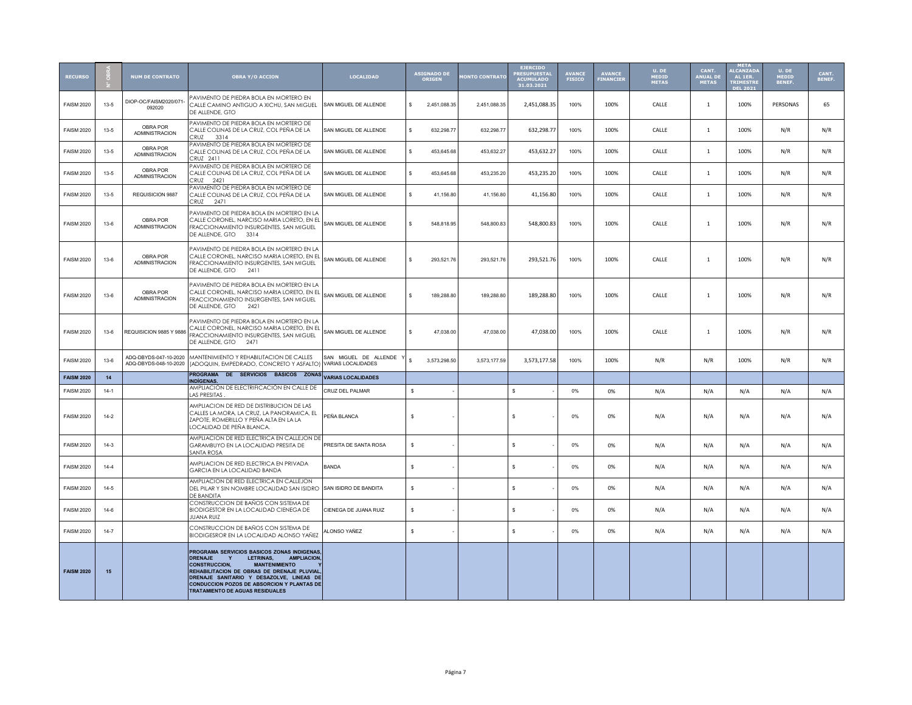| RECURSO | N° OBRA | NUM DE CONTRATO | OBRA Y/O ACCION | LOCALIDAD | ASIGNADO DE ORIGEN | MONTO CONTRATO | EJERCIDO PRESUPUESTAL ACUMULADO 31.03.2021 | AVANCE FISICO | AVANCE FINANCIER | U. DE MEDID METAS | CANT. ANUAL DE METAS | META ALCANZADA AL 1ER. TRIMESTRE DEL 2021 | U. DE MEDID BENEF. | CANT. BENEF. |
|---|---|---|---|---|---|---|---|---|---|---|---|---|---|---|
| FAISM 2020 | 13-5 | DIOP-OC/FAISM2020/071-092020 | PAVIMENTO DE PIEDRA BOLA EN MORTERO EN CALLE CAMINO ANTIGUO A XICHU, SAN MIGUEL DE ALLENDE, GTO | SAN MIGUEL DE ALLENDE | $ 2,451,088.35 | 2,451,088.35 | 2,451,088.35 | 100% | 100% | CALLE | 1 | 100% | PERSONAS | 65 |
| FAISM 2020 | 13-5 | OBRA POR ADMINISTRACION | PAVIMENTO DE PIEDRA BOLA EN MORTERO DE CALLE COLINAS DE LA CRUZ, COL PEÑA DE LA CRUZ 3314 | SAN MIGUEL DE ALLENDE | $ 632,298.77 | 632,298.77 | 632,298.77 | 100% | 100% | CALLE | 1 | 100% | N/R | N/R |
| FAISM 2020 | 13-5 | OBRA POR ADMINISTRACION | PAVIMENTO DE PIEDRA BOLA EN MORTERO DE CALLE COLINAS DE LA CRUZ, COL PEÑA DE LA CRUZ 2411 | SAN MIGUEL DE ALLENDE | $ 453,645.68 | 453,632.27 | 453,632.27 | 100% | 100% | CALLE | 1 | 100% | N/R | N/R |
| FAISM 2020 | 13-5 | OBRA POR ADMINISTRACION | PAVIMENTO DE PIEDRA BOLA EN MORTERO DE CALLE COLINAS DE LA CRUZ, COL PEÑA DE LA CRUZ 2421 | SAN MIGUEL DE ALLENDE | $ 453,645.68 | 453,235.20 | 453,235.20 | 100% | 100% | CALLE | 1 | 100% | N/R | N/R |
| FAISM 2020 | 13-5 | REQUISICION 9887 | PAVIMENTO DE PIEDRA BOLA EN MORTERO DE CALLE COLINAS DE LA CRUZ, COL PEÑA DE LA CRUZ 2471 | SAN MIGUEL DE ALLENDE | $ 41,156.80 | 41,156.80 | 41,156.80 | 100% | 100% | CALLE | 1 | 100% | N/R | N/R |
| FAISM 2020 | 13-6 | OBRA POR ADMINISTRACION | PAVIMENTO DE PIEDRA BOLA EN MORTERO EN LA CALLE CORONEL, NARCISO MARIA LORETO, EN EL FRACCIONAMIENTO INSURGENTES, SAN MIGUEL DE ALLENDE, GTO 3314 | SAN MIGUEL DE ALLENDE | $ 548,818.95 | 548,800.83 | 548,800.83 | 100% | 100% | CALLE | 1 | 100% | N/R | N/R |
| FAISM 2020 | 13-6 | OBRA POR ADMINISTRACION | PAVIMENTO DE PIEDRA BOLA EN MORTERO EN LA CALLE CORONEL, NARCISO MARIA LORETO, EN EL FRACCIONAMIENTO INSURGENTES, SAN MIGUEL DE ALLENDE, GTO 2411 | SAN MIGUEL DE ALLENDE | $ 293,521.76 | 293,521.76 | 293,521.76 | 100% | 100% | CALLE | 1 | 100% | N/R | N/R |
| FAISM 2020 | 13-6 | OBRA POR ADMINISTRACION | PAVIMENTO DE PIEDRA BOLA EN MORTERO EN LA CALLE CORONEL, NARCISO MARIA LORETO, EN EL FRACCIONAMIENTO INSURGENTES, SAN MIGUEL DE ALLENDE, GTO 2421 | SAN MIGUEL DE ALLENDE | $ 189,288.80 | 189,288.80 | 189,288.80 | 100% | 100% | CALLE | 1 | 100% | N/R | N/R |
| FAISM 2020 | 13-6 | REQUISICION 9885 Y 9886 | PAVIMENTO DE PIEDRA BOLA EN MORTERO EN LA CALLE CORONEL, NARCISO MARIA LORETO, EN EL FRACCIONAMIENTO INSURGENTES, SAN MIGUEL DE ALLENDE, GTO 2471 | SAN MIGUEL DE ALLENDE | $ 47,038.00 | 47,038.00 | 47,038.00 | 100% | 100% | CALLE | 1 | 100% | N/R | N/R |
| FAISM 2020 | 13-6 | ADQ-DBYDS-047-10-2020 ADQ-DBYDS-048-10-2020 | MANTENIMIENTO Y REHABILITACION DE CALLES (ADOQUIN, EMPEDRADO, CONCRETO Y ASFALTO) | SAN MIGUEL DE ALLENDE Y VARIAS LOCALIDADES | $ 3,573,298.50 | 3,573,177.59 | 3,573,177.58 | 100% | 100% | N/R | N/R | 100% | N/R | N/R |
| **FAISM 2020** | **14** | | **PROGRAMA DE SERVICIOS BÁSICOS ZONAS INDÍGENAS.** | **VARIAS LOCALIDADES** | | | | | | | | | | |
| FAISM 2020 | 14-1 | | AMPLIACIÓN DE ELECTRIFICACIÓN EN CALLE DE LAS PRESITAS . | CRUZ DEL PALMAR | $ - | | $ - | 0% | 0% | N/A | N/A | N/A | N/A | N/A |
| FAISM 2020 | 14-2 | | AMPLIACION DE RED DE DISTRIBUCION DE LAS CALLES LA MORA, LA CRUZ, LA PANORAMICA, EL ZAPOTE, ROMERILLO Y PEÑA ALTA EN LA LA LOCALIDAD DE PEÑA BLANCA. | PEÑA BLANCA | $ - | | $ - | 0% | 0% | N/A | N/A | N/A | N/A | N/A |
| FAISM 2020 | 14-3 | | AMPLIACION DE RED ELECTRICA EN CALLEJON DE GARAMBUYO EN LA LOCALIDAD PRESITA DE SANTA ROSA | PRESITA DE SANTA ROSA | $ - | | $ - | 0% | 0% | N/A | N/A | N/A | N/A | N/A |
| FAISM 2020 | 14-4 | | AMPLIACION DE RED ELECTRICA EN PRIVADA GARCIA EN LA LOCALIDAD BANDA | BANDA | $ - | | $ - | 0% | 0% | N/A | N/A | N/A | N/A | N/A |
| FAISM 2020 | 14-5 | | AMPLIACION DE RED ELECTRICA EN CALLEJON DEL PILAR Y SIN NOMBRE LOCALIDAD SAN ISIDRO DE BANDITA | SAN ISIDRO DE BANDITA | $ - | | $ - | 0% | 0% | N/A | N/A | N/A | N/A | N/A |
| FAISM 2020 | 14-6 | | CONSTRUCCION DE BAÑOS CON SISTEMA DE BIODIGESTOR EN LA LOCALIDAD CIENEGA DE JUANA RUIZ | CIENEGA DE JUANA RUIZ | $ - | | $ - | 0% | 0% | N/A | N/A | N/A | N/A | N/A |
| FAISM 2020 | 14-7 | | CONSTRUCCION DE BAÑOS CON SISTEMA DE BIODIGESRORT EN LA LOCALIDAD ALONSO YAÑEZ | ALONSO YAÑEZ | $ - | | $ - | 0% | 0% | N/A | N/A | N/A | N/A | N/A |
| **FAISM 2020** | **15** | | **PROGRAMA SERVICIOS BASICOS ZONAS INDIGENAS, DRENAJE Y LETRINAS, AMPLIACION, CONSTRUCCION, MANTENIMIENTO Y REHABILITACION DE OBRAS DE DRENAJE PLUVIAL, DRENAJE SANITARIO Y DESAZOLVE, LINEAS DE CONDUCCION POZOS DE ABSORCION Y PLANTAS DE TRATAMIENTO DE AGUAS RESIDUALES** | | | | | | | | | | | |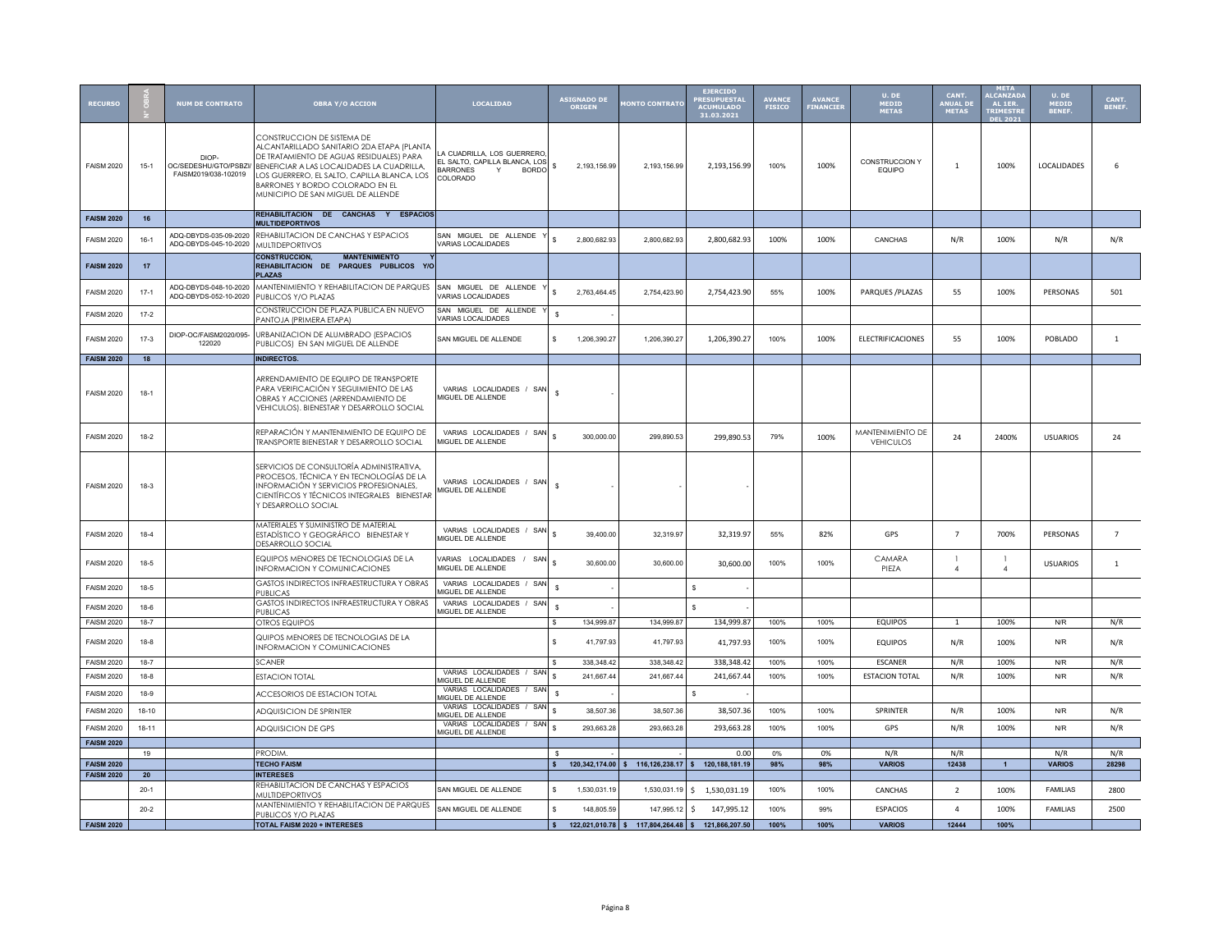| RECURSO | N° OBRA | NUM DE CONTRATO | OBRA Y/O ACCION | LOCALIDAD | ASIGNADO DE ORIGEN | MONTO CONTRATO | EJERCIDO PRESUPUESTAL ACUMULADO 31.03.2021 | AVANCE FISICO | AVANCE FINANCIER | U. DE MEDID METAS | CANT. ANUAL DE METAS | META ALCANZADA AL 1ER. TRIMESTRE DEL 2021 | U. DE MEDID BENEF. | CANT. BENEF. |
|---|---|---|---|---|---|---|---|---|---|---|---|---|---|---|
| FAISM 2020 | 15-1 | DIOP-OC/SEDESHU/GTO/PSBZI/FAISM2019/038-102019 | CONSTRUCCION DE SISTEMA DE ALCANTARILLADO SANITARIO 2DA ETAPA (PLANTA DE TRATAMIENTO DE AGUAS RESIDUALES) PARA BENEFICIAR A LAS LOCALIDADES LA CUADRILLA, LOS GUERRERO, EL SALTO, CAPILLA BLANCA, LOS BARRONES Y BORDO COLORADO EN EL MUNICIPIO DE SAN MIGUEL DE ALLENDE | LA CUADRILLA, LOS GUERRERO, EL SALTO, CAPILLA BLANCA, LOS BARRONES Y BORDO COLORADO | $ 2,193,156.99 | 2,193,156.99 | 2,193,156.99 | 100% | 100% | CONSTRUCCION Y EQUIPO | 1 | 100% | LOCALIDADES | 6 |
| FAISM 2020 | 16 | | REHABILITACION DE CANCHAS Y ESPACIOS MULTIDEPORTIVOS | | | | | | | | | | | |
| FAISM 2020 | 16-1 | ADQ-DBYDS-035-09-2020 ADQ-DBYDS-045-10-2020 | REHABILITACION DE CANCHAS Y ESPACIOS MULTIDEPORTIVOS | SAN MIGUEL DE ALLENDE Y VARIAS LOCALIDADES | $ 2,800,682.93 | 2,800,682.93 | 2,800,682.93 | 100% | 100% | CANCHAS | N/R | 100% | N/R | N/R |
| FAISM 2020 | 17 | | CONSTRUCCION, MANTENIMIENTO Y REHABILITACION DE PARQUES PUBLICOS Y/O PLAZAS | | | | | | | | | | | |
| FAISM 2020 | 17-1 | ADQ-DBYDS-048-10-2020 ADQ-DBYDS-052-10-2020 | MANTENIMIENTO Y REHABILITACION DE PARQUES PUBLICOS Y/O PLAZAS | SAN MIGUEL DE ALLENDE Y VARIAS LOCALIDADES | $ 2,763,464.45 | 2,754,423.90 | 2,754,423.90 | 55% | 100% | PARQUES /PLAZAS | 55 | 100% | PERSONAS | 501 |
| FAISM 2020 | 17-2 | | CONSTRUCCION DE PLAZA PUBLICA EN NUEVO PANTOJA (PRIMERA ETAPA) | SAN MIGUEL DE ALLENDE Y VARIAS LOCALIDADES | $ - | | | | | | | | | |
| FAISM 2020 | 17-3 | DIOP-OC/FAISM2020/095-122020 | URBANIZACION DE ALUMBRADO (ESPACIOS PUBLICOS) EN SAN MIGUEL DE ALLENDE | SAN MIGUEL DE ALLENDE | $ 1,206,390.27 | 1,206,390.27 | 1,206,390.27 | 100% | 100% | ELECTRIFICACIONES | 55 | 100% | POBLADO | 1 |
| FAISM 2020 | 18 | | INDIRECTOS. | | | | | | | | | | | |
| FAISM 2020 | 18-1 | | ARRENDAMIENTO DE EQUIPO DE TRANSPORTE PARA VERIFICACIÓN Y SEGUIMIENTO DE LAS OBRAS Y ACCIONES (ARRENDAMIENTO DE VEHICULOS). BIENESTAR Y DESARROLLO SOCIAL | VARIAS LOCALIDADES / SAN MIGUEL DE ALLENDE | $ - | | | | | | | | | |
| FAISM 2020 | 18-2 | | REPARACIÓN Y MANTENIMIENTO DE EQUIPO DE TRANSPORTE BIENESTAR Y DESARROLLO SOCIAL | VARIAS LOCALIDADES / SAN MIGUEL DE ALLENDE | $ 300,000.00 | 299,890.53 | 299,890.53 | 79% | 100% | MANTENIMIENTO DE VEHICULOS | 24 | 2400% | USUARIOS | 24 |
| FAISM 2020 | 18-3 | | SERVICIOS DE CONSULTORÍA ADMINISTRATIVA, PROCESOS, TÉCNICA Y EN TECNOLOGÍAS DE LA INFORMACIÓN Y SERVICIOS PROFESIONALES, CIENTÍFICOS Y TÉCNICOS INTEGRALES BIENESTAR Y DESARROLLO SOCIAL | VARIAS LOCALIDADES / SAN MIGUEL DE ALLENDE | $ - | - | - | | | | | | | |
| FAISM 2020 | 18-4 | | MATERIALES Y SUMINISTRO DE MATERIAL ESTADÍSTICO Y GEOGRÁFICO BIENESTAR Y DESARROLLO SOCIAL | VARIAS LOCALIDADES / SAN MIGUEL DE ALLENDE | $ 39,400.00 | 32,319.97 | 32,319.97 | 55% | 82% | GPS | 7 | 700% | PERSONAS | 7 |
| FAISM 2020 | 18-5 | | EQUIPOS MENORES DE TECNOLOGIAS DE LA INFORMACION Y COMUNICACIONES | VARIAS LOCALIDADES / SAN MIGUEL DE ALLENDE | $ 30,600.00 | 30,600.00 | 30,600.00 | 100% | 100% | CAMARA PIEZA | 1 4 | 1 4 | USUARIOS | 1 |
| FAISM 2020 | 18-5 | | GASTOS INDIRECTOS INFRAESTRUCTURA Y OBRAS PUBLICAS | VARIAS LOCALIDADES / SAN MIGUEL DE ALLENDE | $ - | | $ - | | | | | | | |
| FAISM 2020 | 18-6 | | GASTOS INDIRECTOS INFRAESTRUCTURA Y OBRAS PUBLICAS | VARIAS LOCALIDADES / SAN MIGUEL DE ALLENDE | $ - | | $ - | | | | | | | |
| FAISM 2020 | 18-7 | | OTROS EQUIPOS | | $ 134,999.87 | 134,999.87 | 134,999.87 | 100% | 100% | EQUIPOS | 1 | 100% | N/R | N/R |
| FAISM 2020 | 18-8 | | QUIPOS MENORES DE TECNOLOGIAS DE LA INFORMACION Y COMUNICACIONES | | $ 41,797.93 | 41,797.93 | 41,797.93 | 100% | 100% | EQUIPOS | N/R | 100% | N/R | N/R |
| FAISM 2020 | 18-7 | | SCANER | | $ 338,348.42 | 338,348.42 | 338,348.42 | 100% | 100% | ESCANER | N/R | 100% | N/R | N/R |
| FAISM 2020 | 18-8 | | ESTACION TOTAL | VARIAS LOCALIDADES / SAN MIGUEL DE ALLENDE | $ 241,667.44 | 241,667.44 | 241,667.44 | 100% | 100% | ESTACION TOTAL | N/R | 100% | N/R | N/R |
| FAISM 2020 | 18-9 | | ACCESORIOS DE ESTACION TOTAL | VARIAS LOCALIDADES / SAN MIGUEL DE ALLENDE | $ - | | $ - | | | | | | | |
| FAISM 2020 | 18-10 | | ADQUISICION DE SPRINTER | VARIAS LOCALIDADES / SAN MIGUEL DE ALLENDE | $ 38,507.36 | 38,507.36 | 38,507.36 | 100% | 100% | SPRINTER | N/R | 100% | N/R | N/R |
| FAISM 2020 | 18-11 | | ADQUISICION DE GPS | VARIAS LOCALIDADES / SAN MIGUEL DE ALLENDE | $ 293,663.28 | 293,663.28 | 293,663.28 | 100% | 100% | GPS | N/R | 100% | N/R | N/R |
| FAISM 2020 | | | | | | | | | | | | | | |
| | 19 | | PRODIM. | | $ - | - | 0.00 | 0% | 0% | N/R | N/R | | N/R | N/R |
| FAISM 2020 | | | TECHO FAISM | | $ 120,342,174.00 | $ 116,126,238.17 | $ 120,188,181.19 | 98% | 98% | VARIOS | 12438 | 1 | VARIOS | 28298 |
| FAISM 2020 | 20 | | INTERESES | | | | | | | | | | | |
| | 20-1 | | REHABILITACION DE CANCHAS Y ESPACIOS MULTIDEPORTIVOS | SAN MIGUEL DE ALLENDE | $ 1,530,031.19 | 1,530,031.19 | $ 1,530,031.19 | 100% | 100% | CANCHAS | 2 | 100% | FAMILIAS | 2800 |
| | 20-2 | | MANTENIMIENTO Y REHABILITACION DE PARQUES PUBLICOS Y/O PLAZAS | SAN MIGUEL DE ALLENDE | $ 148,805.59 | 147,995.12 | $ 147,995.12 | 100% | 99% | ESPACIOS | 4 | 100% | FAMILIAS | 2500 |
| FAISM 2020 | | | TOTAL FAISM 2020 + INTERESES | | $ 122,021,010.78 | $ 117,804,264.48 | $ 121,866,207.50 | 100% | 100% | VARIOS | 12444 | 100% | | |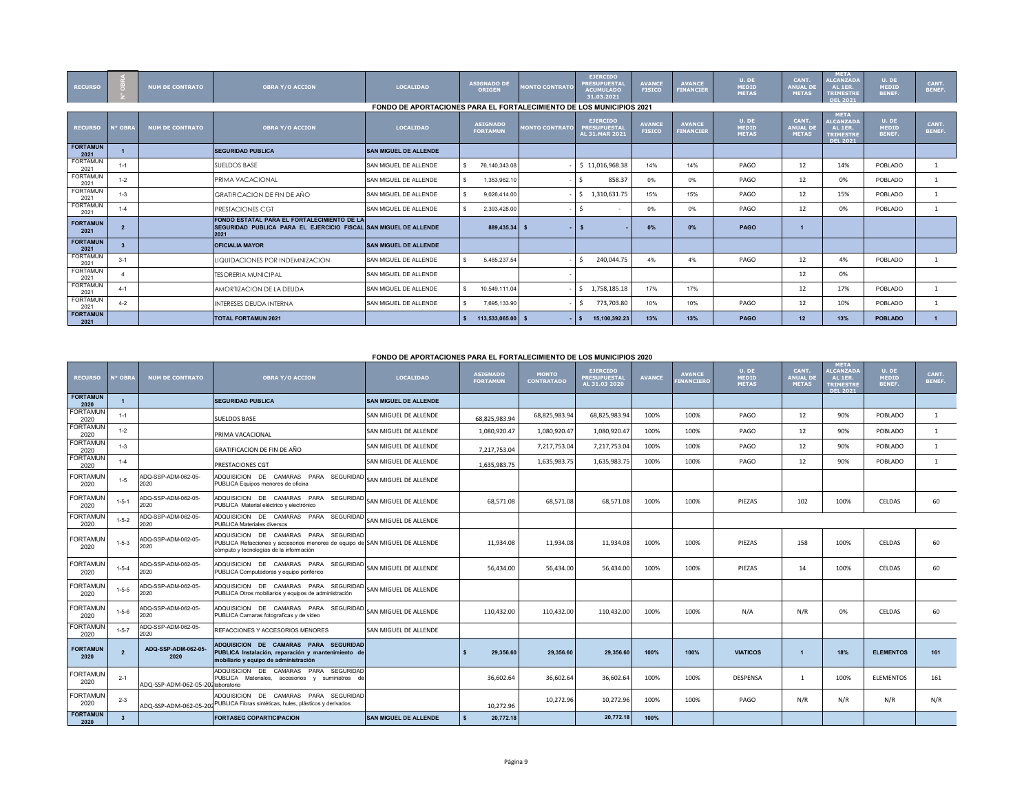| RECURSO | N° OBRA | NUM DE CONTRATO | OBRA Y/O ACCION | LOCALIDAD | ASIGNADO DE ORIGEN | MONTO CONTRATO | EJERCIDO PRESUPUESTAL ACUMULADO 31.03.2021 | AVANCE FISICO | AVANCE FINANCIER | U. DE MEDID METAS | CANT. ANUAL DE METAS | META ALCANZADA AL 1ER. TRIMESTRE DEL 2021 | U. DE MEDID BENEF. | CANT. BENEF. |
|---|---|---|---|---|---|---|---|---|---|---|---|---|---|---|

## FONDO DE APORTACIONES PARA EL FORTALECIMIENTO DE LOS MUNICIPIOS 2021

| RECURSO | N° OBRA | NUM DE CONTRATO | OBRA Y/O ACCION | LOCALIDAD | ASIGNADO FORTAMUN | MONTO CONTRATO | EJERCIDO PRESUPUESTAL AL 31.MAR 2021 | AVANCE FISICO | AVANCE FINANCIER | U. DE MEDID METAS | CANT. ANUAL DE METAS | META ALCANZADA AL 1ER. TRIMESTRE DEL 2021 | U. DE MEDID BENEF. | CANT. BENEF. |
|---|---|---|---|---|---|---|---|---|---|---|---|---|---|---|
| FORTAMUN 2021 | 1 | | SEGURIDAD PUBLICA | SAN MIGUEL DE ALLENDE | | | | | | | | | | |
| FORTAMUN 2021 | 1-1 | | SUELDOS BASE | SAN MIGUEL DE ALLENDE | $ 76,140,343.08 | - | $ 11,016,968.38 | 14% | 14% | PAGO | 12 | 14% | POBLADO | 1 |
| FORTAMUN 2021 | 1-2 | | PRIMA VACACIONAL | SAN MIGUEL DE ALLENDE | $ 1,353,962.10 | - | $ 858.37 | 0% | 0% | PAGO | 12 | 0% | POBLADO | 1 |
| FORTAMUN 2021 | 1-3 | | GRATIFICACION DE FIN DE AÑO | SAN MIGUEL DE ALLENDE | $ 9,026,414.00 | - | $ 1,310,631.75 | 15% | 15% | PAGO | 12 | 15% | POBLADO | 1 |
| FORTAMUN 2021 | 1-4 | | PRESTACIONES CGT | SAN MIGUEL DE ALLENDE | $ 2,393,428.00 | - | $ - | 0% | 0% | PAGO | 12 | 0% | POBLADO | 1 |
| FORTAMUN 2021 | 2 | | FONDO ESTATAL PARA EL FORTALECIMIENTO DE LA SEGURIDAD PUBLICA PARA EL EJERCICIO FISCAL 2021 | SAN MIGUEL DE ALLENDE | 889,435.34 | $ - | $ - | 0% | 0% | PAGO | 1 | | | |
| FORTAMUN 2021 | 3 | | OFICIALIA MAYOR | SAN MIGUEL DE ALLENDE | | | | | | | | | | |
| FORTAMUN 2021 | 3-1 | | LIQUIDACIONES POR INDEMNIZACION | SAN MIGUEL DE ALLENDE | $ 5,485,237.54 | - | $ 240,044.75 | 4% | 4% | PAGO | 12 | 4% | POBLADO | 1 |
| FORTAMUN 2021 | 4 | | TESORERIA MUNICIPAL | SAN MIGUEL DE ALLENDE | | - | | | | | 12 | 0% | | |
| FORTAMUN 2021 | 4-1 | | AMORTIZACION DE LA DEUDA | SAN MIGUEL DE ALLENDE | $ 10,549,111.04 | - | $ 1,758,185.18 | 17% | 17% | | 12 | 17% | POBLADO | 1 |
| FORTAMUN 2021 | 4-2 | | INTERESES DEUDA INTERNA | SAN MIGUEL DE ALLENDE | $ 7,695,133.90 | - | $ 773,703.80 | 10% | 10% | PAGO | 12 | 10% | POBLADO | 1 |
| FORTAMUN 2021 | | | TOTAL FORTAMUN 2021 | | $ 113,533,065.00 | $ - | $ 15,100,392.23 | 13% | 13% | PAGO | 12 | 13% | POBLADO | 1 |

## FONDO DE APORTACIONES PARA EL FORTALECIMIENTO DE LOS MUNICIPIOS 2020

| RECURSO | N° OBRA | NUM DE CONTRATO | OBRA Y/O ACCION | LOCALIDAD | ASIGNADO FORTAMUN | MONTO CONTRATADO | EJERCIDO PRESUPUESTAL AL 31.03 2020 | AVANCE | AVANCE FINANCIERO | U. DE MEDID METAS | CANT. ANUAL DE METAS | META ALCANZADA AL 1ER. TRIMESTRE DEL 2021 | U. DE MEDID BENEF. | CANT. BENEF. |
|---|---|---|---|---|---|---|---|---|---|---|---|---|---|---|
| FORTAMUN 2020 | 1 | | SEGURIDAD PUBLICA | SAN MIGUEL DE ALLENDE | | | | | | | | | | |
| FORTAMUN 2020 | 1-1 | | SUELDOS BASE | SAN MIGUEL DE ALLENDE | 68,825,983.94 | 68,825,983.94 | 68,825,983.94 | 100% | 100% | PAGO | 12 | 90% | POBLADO | 1 |
| FORTAMUN 2020 | 1-2 | | PRIMA VACACIONAL | SAN MIGUEL DE ALLENDE | 1,080,920.47 | 1,080,920.47 | 1,080,920.47 | 100% | 100% | PAGO | 12 | 90% | POBLADO | 1 |
| FORTAMUN 2020 | 1-3 | | GRATIFICACION DE FIN DE AÑO | SAN MIGUEL DE ALLENDE | 7,217,753.04 | 7,217,753.04 | 7,217,753.04 | 100% | 100% | PAGO | 12 | 90% | POBLADO | 1 |
| FORTAMUN 2020 | 1-4 | | PRESTACIONES CGT | SAN MIGUEL DE ALLENDE | 1,635,983.75 | 1,635,983.75 | 1,635,983.75 | 100% | 100% | PAGO | 12 | 90% | POBLADO | 1 |
| FORTAMUN 2020 | 1-5 | ADQ-SSP-ADM-062-05-2020 | ADQUISICION DE CAMARAS PARA SEGURIDAD PUBLICA Equipos menores de oficina | SAN MIGUEL DE ALLENDE | | | | | | | | | | |
| FORTAMUN 2020 | 1-5-1 | ADQ-SSP-ADM-062-05-2020 | ADQUISICION DE CAMARAS PARA SEGURIDAD PUBLICA Material eléctrico y electrónico | SAN MIGUEL DE ALLENDE | 68,571.08 | 68,571.08 | 68,571.08 | 100% | 100% | PIEZAS | 102 | 100% | CELDAS | 60 |
| FORTAMUN 2020 | 1-5-2 | ADQ-SSP-ADM-062-05-2020 | ADQUISICION DE CAMARAS PARA SEGURIDAD PUBLICA Materiales diversos | SAN MIGUEL DE ALLENDE | | | | | | | | | | |
| FORTAMUN 2020 | 1-5-3 | ADQ-SSP-ADM-062-05-2020 | ADQUISICION DE CAMARAS PARA SEGURIDAD PUBLICA Refacciones y accesorios menores de equipo de cómputo y tecnologías de la información | SAN MIGUEL DE ALLENDE | 11,934.08 | 11,934.08 | 11,934.08 | 100% | 100% | PIEZAS | 158 | 100% | CELDAS | 60 |
| FORTAMUN 2020 | 1-5-4 | ADQ-SSP-ADM-062-05-2020 | ADQUISICION DE CAMARAS PARA SEGURIDAD PUBLICA Computadoras y equipo periférico | SAN MIGUEL DE ALLENDE | 56,434.00 | 56,434.00 | 56,434.00 | 100% | 100% | PIEZAS | 14 | 100% | CELDAS | 60 |
| FORTAMUN 2020 | 1-5-5 | ADQ-SSP-ADM-062-05-2020 | ADQUISICION DE CAMARAS PARA SEGURIDAD PUBLICA Otros mobiliarios y equipos de administración | SAN MIGUEL DE ALLENDE | | | | | | | | | | |
| FORTAMUN 2020 | 1-5-6 | ADQ-SSP-ADM-062-05-2020 | ADQUISICION DE CAMARAS PARA SEGURIDAD PUBLICA Camaras fotograficas y de video | SAN MIGUEL DE ALLENDE | 110,432.00 | 110,432.00 | 110,432.00 | 100% | 100% | N/A | N/R | 0% | CELDAS | 60 |
| FORTAMUN 2020 | 1-5-7 | ADQ-SSP-ADM-062-05-2020 | REFACCIONES Y ACCESORIOS MENORES | SAN MIGUEL DE ALLENDE | | | | | | | | | | |
| FORTAMUN 2020 | 2 | ADQ-SSP-ADM-062-05-2020 | ADQUISICION DE CAMARAS PARA SEGURIDAD PUBLICA Instalación, reparación y mantenimiento de mobiliario y equipo de administración | | $ 29,356.60 | 29,356.60 | 29,356.60 | 100% | 100% | VIATICOS | 1 | 18% | ELEMENTOS | 161 |
| FORTAMUN 2020 | 2-1 | ADQ-SSP-ADM-062-05-202 | ADQUISICION DE CAMARAS PARA SEGURIDAD PUBLICA Materiales, accesorios y suministros de laboratorio | | 36,602.64 | 36,602.64 | 36,602.64 | 100% | 100% | DESPENSA | 1 | 100% | ELEMENTOS | 161 |
| FORTAMUN 2020 | 2-3 | ADQ-SSP-ADM-062-05-202 | ADQUISICION DE CAMARAS PARA SEGURIDAD PUBLICA Fibras sintéticas, hules, plásticos y derivados | | 10,272.96 | 10,272.96 | 10,272.96 | 100% | 100% | PAGO | N/R | N/R | N/R | N/R |
| FORTAMUN 2020 | 3 | | FORTASEG COPARTICIPACION | SAN MIGUEL DE ALLENDE | $ 20,772.18 | | 20,772.18 | 100% | | | | | | |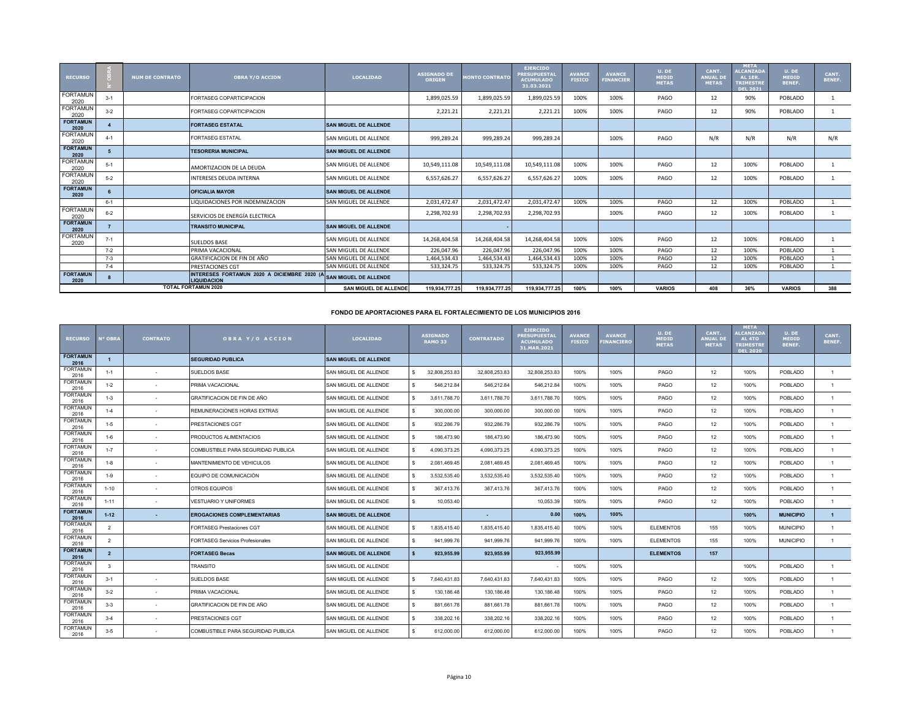| RECURSO | N° OBRA | NUM DE CONTRATO | OBRA Y/O ACCION | LOCALIDAD | ASIGNADO DE ORIGEN | MONTO CONTRATO | EJERCIDO PRESUPUESTAL ACUMULADO 31.03.2021 | AVANCE FISICO | AVANCE FINANCIER | U. DE MEDID METAS | CANT. ANUAL DE METAS | META ALCANZADA AL 1ER. TRIMESTRE DEL 2021 | U. DE MEDID BENEF. | CANT. BENEF. |
|---|---|---|---|---|---|---|---|---|---|---|---|---|---|---|
| FORTAMUN 2020 | 3-1 | | FORTASEG COPARTICIPACION | | 1,899,025.59 | 1,899,025.59 | 1,899,025.59 | 100% | 100% | PAGO | 12 | 90% | POBLADO | 1 |
| FORTAMUN 2020 | 3-2 | | FORTASEG COPARTICIPACION | | 2,221.21 | 2,221.21 | 2,221.21 | 100% | 100% | PAGO | 12 | 90% | POBLADO | 1 |
| **FORTAMUN 2020** | **4** | | **FORTASEG ESTATAL** | **SAN MIGUEL DE ALLENDE** | | | | | | | | | | |
| FORTAMUN 2020 | 4-1 | | FORTASEG ESTATAL | SAN MIGUEL DE ALLENDE | 999,289.24 | 999,289.24 | 999,289.24 | | 100% | PAGO | N/R | N/R | N/R | N/R |
| **FORTAMUN 2020** | **5** | | **TESORERIA MUNICIPAL** | **SAN MIGUEL DE ALLENDE** | | | | | | | | | | |
| FORTAMUN 2020 | 5-1 | | AMORTIZACION DE LA DEUDA | SAN MIGUEL DE ALLENDE | 10,549,111.08 | 10,549,111.08 | 10,549,111.08 | 100% | 100% | PAGO | 12 | 100% | POBLADO | 1 |
| FORTAMUN 2020 | 5-2 | | INTERESES DEUDA INTERNA | SAN MIGUEL DE ALLENDE | 6,557,626.27 | 6,557,626.27 | 6,557,626.27 | 100% | 100% | PAGO | 12 | 100% | POBLADO | 1 |
| **FORTAMUN 2020** | **6** | | **OFICIALIA MAYOR** | **SAN MIGUEL DE ALLENDE** | | | | | | | | | | |
| | 6-1 | | LIQUIDACIONES POR INDEMNIZACION | SAN MIGUEL DE ALLENDE | 2,031,472.47 | 2,031,472.47 | 2,031,472.47 | 100% | 100% | PAGO | 12 | 100% | POBLADO | 1 |
| FORTAMUN 2020 | 6-2 | | SERVICIOS DE ENERGÍA ELECTRICA | | 2,298,702.93 | 2,298,702.93 | 2,298,702.93 | | 100% | PAGO | 12 | 100% | POBLADO | 1 |
| **FORTAMUN 2020** | **7** | | **TRANSITO MUNICIPAL** | **SAN MIGUEL DE ALLENDE** | - | | | | | | | | | |
| FORTAMUN 2020 | 7-1 | | SUELDOS BASE | SAN MIGUEL DE ALLENDE | 14,268,404.58 | 14,268,404.58 | 14,268,404.58 | 100% | 100% | PAGO | 12 | 100% | POBLADO | 1 |
| | 7-2 | | PRIMA VACACIONAL | SAN MIGUEL DE ALLENDE | 226,047.96 | 226,047.96 | 226,047.96 | 100% | 100% | PAGO | 12 | 100% | POBLADO | 1 |
| | 7-3 | | GRATIFICACION DE FIN DE AÑO | SAN MIGUEL DE ALLENDE | 1,464,534.43 | 1,464,534.43 | 1,464,534.43 | 100% | 100% | PAGO | 12 | 100% | POBLADO | 1 |
| | 7-4 | | PRESTACIONES CGT | SAN MIGUEL DE ALLENDE | 533,324.75 | 533,324.75 | 533,324.75 | 100% | 100% | PAGO | 12 | 100% | POBLADO | 1 |
| **FORTAMUN 2020** | **8** | | **INTERESES FORTAMUN 2020 A DICIEMBRE 2020 (A LIQUIDACION** | **SAN MIGUEL DE ALLENDE** | | | | | | | | | | |
| | | | **TOTAL FORTAMUN 2020** | **SAN MIGUEL DE ALLENDE** | **119,934,777.25** | **119,934,777.25** | **119,934,777.25** | **100%** | **100%** | **VARIOS** | **408** | **36%** | **VARIOS** | **388** |

## FONDO DE APORTACIONES PARA EL FORTALECIMIENTO DE LOS MUNICIPIOS 2016

| RECURSO | N° OBRA | CONTRATO | OBRA Y/O ACCION | LOCALIDAD | ASIGNADO RAMO 33 | CONTRATADO | EJERCIDO PRESUPUESTAL ACUMULADO 31.MAR.2021 | AVANCE FISICO | AVANCE FINANCIERO | U. DE MEDID METAS | CANT. ANUAL DE METAS | META ALCANZADA AL 4TO TRIMESTRE DEL 2020 | U. DE MEDID BENEF. | CANT. BENEF. |
|---|---|---|---|---|---|---|---|---|---|---|---|---|---|---|
| **FORTAMUN 2016** | **1** | | **SEGURIDAD PUBLICA** | **SAN MIGUEL DE ALLENDE** | | | | | | | | | | |
| FORTAMUN 2016 | 1-1 | - | SUELDOS BASE | SAN MIGUEL DE ALLENDE | $ 32,808,253.83 | 32,808,253.83 | 32,808,253.83 | 100% | 100% | PAGO | 12 | 100% | POBLADO | 1 |
| FORTAMUN 2016 | 1-2 | - | PRIMA VACACIONAL | SAN MIGUEL DE ALLENDE | $ 546,212.84 | 546,212.84 | 546,212.84 | 100% | 100% | PAGO | 12 | 100% | POBLADO | 1 |
| FORTAMUN 2016 | 1-3 | - | GRATIFICACION DE FIN DE AÑO | SAN MIGUEL DE ALLENDE | $ 3,611,788.70 | 3,611,788.70 | 3,611,788.70 | 100% | 100% | PAGO | 12 | 100% | POBLADO | 1 |
| FORTAMUN 2016 | 1-4 | - | REMUNERACIONES HORAS EXTRAS | SAN MIGUEL DE ALLENDE | $ 300,000.00 | 300,000.00 | 300,000.00 | 100% | 100% | PAGO | 12 | 100% | POBLADO | 1 |
| FORTAMUN 2016 | 1-5 | - | PRESTACIONES CGT | SAN MIGUEL DE ALLENDE | $ 932,286.79 | 932,286.79 | 932,286.79 | 100% | 100% | PAGO | 12 | 100% | POBLADO | 1 |
| FORTAMUN 2016 | 1-6 | - | PRODUCTOS ALIMENTACIOS | SAN MIGUEL DE ALLENDE | $ 186,473.90 | 186,473.90 | 186,473.90 | 100% | 100% | PAGO | 12 | 100% | POBLADO | 1 |
| FORTAMUN 2016 | 1-7 | - | COMBUSTIBLE PARA SEGURIDAD PUBLICA | SAN MIGUEL DE ALLENDE | $ 4,090,373.25 | 4,090,373.25 | 4,090,373.25 | 100% | 100% | PAGO | 12 | 100% | POBLADO | 1 |
| FORTAMUN 2016 | 1-8 | - | MANTENIMIENTO DE VEHICULOS | SAN MIGUEL DE ALLENDE | $ 2,081,469.45 | 2,081,469.45 | 2,081,469.45 | 100% | 100% | PAGO | 12 | 100% | POBLADO | 1 |
| FORTAMUN 2016 | 1-9 | - | EQUIPO DE COMUNICACIÓN | SAN MIGUEL DE ALLENDE | $ 3,532,535.40 | 3,532,535.40 | 3,532,535.40 | 100% | 100% | PAGO | 12 | 100% | POBLADO | 1 |
| FORTAMUN 2016 | 1-10 | - | OTROS EQUIPOS | SAN MIGUEL DE ALLENDE | $ 367,413.76 | 367,413.76 | 367,413.76 | 100% | 100% | PAGO | 12 | 100% | POBLADO | 1 |
| FORTAMUN 2016 | 1-11 | - | VESTUARIO Y UNIFORMES | SAN MIGUEL DE ALLENDE | $ 10,053.40 | | 10,053.39 | 100% | 100% | PAGO | 12 | 100% | POBLADO | 1 |
| **FORTAMUN 2016** | **1-12** | **-** | **EROGACIONES COMPLEMENTARIAS** | **SAN MIGUEL DE ALLENDE** | | **-** | **0.00** | **100%** | **100%** | | | **100%** | **MUNICIPIO** | **1** |
| FORTAMUN 2016 | 2 | | FORTASEG Prestaciones CGT | SAN MIGUEL DE ALLENDE | $ 1,835,415.40 | 1,835,415.40 | 1,835,415.40 | 100% | 100% | ELEMENTOS | 155 | 100% | MUNICIPIO | 1 |
| FORTAMUN 2016 | 2 | | FORTASEG Servicios Profesionales | SAN MIGUEL DE ALLENDE | $ 941,999.76 | 941,999.76 | 941,999.76 | 100% | 100% | ELEMENTOS | 155 | 100% | MUNICIPIO | 1 |
| **FORTAMUN 2016** | **2** | | **FORTASEG Becas** | **SAN MIGUEL DE ALLENDE** | **$ 923,955.99** | **923,955.99** | **923,955.99** | | | **ELEMENTOS** | **157** | | | |
| FORTAMUN 2016 | 3 | | TRANSITO | SAN MIGUEL DE ALLENDE | | | - | 100% | 100% | | | 100% | POBLADO | 1 |
| FORTAMUN 2016 | 3-1 | - | SUELDOS BASE | SAN MIGUEL DE ALLENDE | $ 7,640,431.83 | 7,640,431.83 | 7,640,431.83 | 100% | 100% | PAGO | 12 | 100% | POBLADO | 1 |
| FORTAMUN 2016 | 3-2 | - | PRIMA VACACIONAL | SAN MIGUEL DE ALLENDE | $ 130,186.48 | 130,186.48 | 130,186.48 | 100% | 100% | PAGO | 12 | 100% | POBLADO | 1 |
| FORTAMUN 2016 | 3-3 | - | GRATIFICACION DE FIN DE AÑO | SAN MIGUEL DE ALLENDE | $ 881,661.78 | 881,661.78 | 881,661.78 | 100% | 100% | PAGO | 12 | 100% | POBLADO | 1 |
| FORTAMUN 2016 | 3-4 | - | PRESTACIONES CGT | SAN MIGUEL DE ALLENDE | $ 338,202.16 | 338,202.16 | 338,202.16 | 100% | 100% | PAGO | 12 | 100% | POBLADO | 1 |
| FORTAMUN 2016 | 3-5 | - | COMBUSTIBLE PARA SEGURIDAD PUBLICA | SAN MIGUEL DE ALLENDE | $ 612,000.00 | 612,000.00 | 612,000.00 | 100% | 100% | PAGO | 12 | 100% | POBLADO | 1 |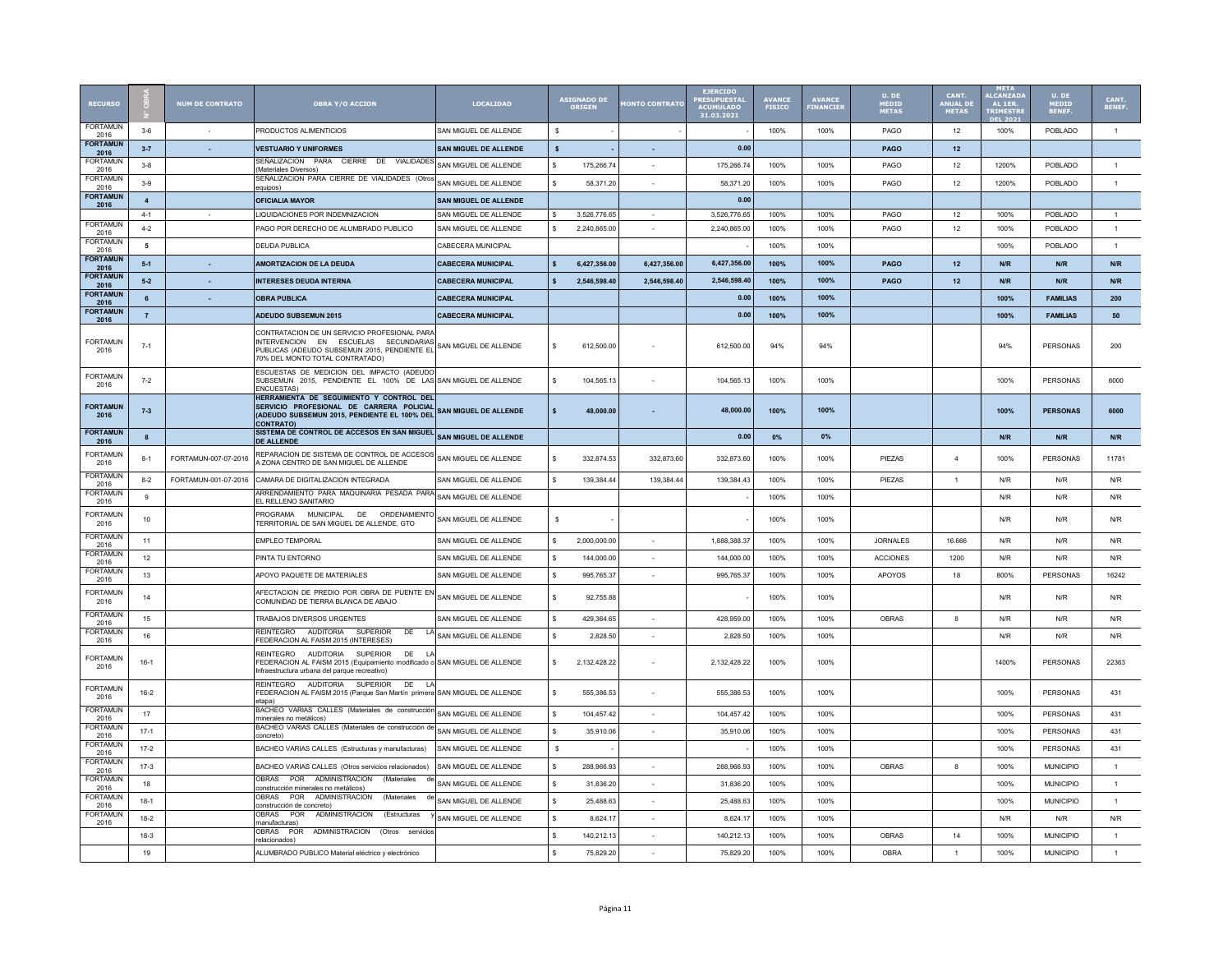| RECURSO | N° OBRA | NUM DE CONTRATO | OBRA Y/O ACCION | LOCALIDAD | ASIGNADO DE ORIGEN | MONTO CONTRATO | EJERCIDO PRESUPUESTAL ACUMULADO 31.03.2021 | AVANCE FISICO | AVANCE FINANCIER | U. DE MEDID METAS | CANT. ANUAL DE METAS | META ALCANZADA AL 1ER. TRIMESTRE DEL 2021 | U. DE MEDID BENEF. | CANT. BENEF. |
|---|---|---|---|---|---|---|---|---|---|---|---|---|---|---|
| FORTAMUN 2016 | 3-6 | - | PRODUCTOS ALIMENTICIOS | SAN MIGUEL DE ALLENDE | $ - | - | - | 100% | 100% | PAGO | 12 | 100% | POBLADO | 1 |
| **FORTAMUN 2016** | **3-7** | **-** | **VESTUARIO Y UNIFORMES** | **SAN MIGUEL DE ALLENDE** | **$ -** | **-** | **0.00** | | | **PAGO** | **12** | | | |
| FORTAMUN 2016 | 3-8 | | SEÑALIZACION PARA CIERRE DE VIALIDADES (Materiales Diversos) | SAN MIGUEL DE ALLENDE | $ 175,266.74 | - | 175,266.74 | 100% | 100% | PAGO | 12 | 1200% | POBLADO | 1 |
| FORTAMUN 2016 | 3-9 | | SEÑALIZACION PARA CIERRE DE VIALIDADES (Otros equipos) | SAN MIGUEL DE ALLENDE | $ 58,371.20 | - | 58,371.20 | 100% | 100% | PAGO | 12 | 1200% | POBLADO | 1 |
| **FORTAMUN 2016** | **4** | | **OFICIALIA MAYOR** | **SAN MIGUEL DE ALLENDE** | | | **0.00** | | | | | | | |
| | 4-1 | - | LIQUIDACIONES POR INDEMNIZACION | SAN MIGUEL DE ALLENDE | $ 3,526,776.65 | - | 3,526,776.65 | 100% | 100% | PAGO | 12 | 100% | POBLADO | 1 |
| FORTAMUN 2016 | 4-2 | | PAGO POR DERECHO DE ALUMBRADO PUBLICO | SAN MIGUEL DE ALLENDE | $ 2,240,865.00 | - | 2,240,865.00 | 100% | 100% | PAGO | 12 | 100% | POBLADO | 1 |
| FORTAMUN 2016 | 5 | | DEUDA PUBLICA | CABECERA MUNICIPAL | | | - | 100% | 100% | | | 100% | POBLADO | 1 |
| **FORTAMUN 2016** | **5-1** | **-** | **AMORTIZACION DE LA DEUDA** | **CABECERA MUNICIPAL** | **$ 6,427,356.00** | **6,427,356.00** | **6,427,356.00** | **100%** | **100%** | **PAGO** | **12** | **N/R** | **N/R** | **N/R** |
| **FORTAMUN 2016** | **5-2** | **-** | **INTERESES DEUDA INTERNA** | **CABECERA MUNICIPAL** | **$ 2,546,598.40** | **2,546,598.40** | **2,546,598.40** | **100%** | **100%** | **PAGO** | **12** | **N/R** | **N/R** | **N/R** |
| **FORTAMUN 2016** | **6** | **-** | **OBRA PUBLICA** | **CABECERA MUNICIPAL** | | | **0.00** | **100%** | **100%** | | | **100%** | **FAMILIAS** | **200** |
| **FORTAMUN 2016** | **7** | | **ADEUDO SUBSEMUN 2015** | **CABECERA MUNICIPAL** | | | **0.00** | **100%** | **100%** | | | **100%** | **FAMILIAS** | **50** |
| FORTAMUN 2016 | 7-1 | | CONTRATACION DE UN SERVICIO PROFESIONAL PARA INTERVENCION EN ESCUELAS SECUNDARIAS PUBLICAS (ADEUDO SUBSEMUN 2015, PENDIENTE EL 70% DEL MONTO TOTAL CONTRATADO) | SAN MIGUEL DE ALLENDE | $ 612,500.00 | - | 612,500.00 | 94% | 94% | | | 94% | PERSONAS | 200 |
| FORTAMUN 2016 | 7-2 | | ESCUESTAS DE MEDICION DEL IMPACTO (ADEUDO SUBSEMUN 2015, PENDIENTE EL 100% DE LAS ENCUESTAS) | SAN MIGUEL DE ALLENDE | $ 104,565.13 | - | 104,565.13 | 100% | 100% | | | 100% | PERSONAS | 6000 |
| **FORTAMUN 2016** | **7-3** | | **HERRAMIENTA DE SEGUIMIENTO Y CONTROL DEL SERVICIO PROFESIONAL DE CARRERA POLICIAL (ADEUDO SUBSEMUN 2015, PENDIENTE EL 100% DEL CONTRATO)** | **SAN MIGUEL DE ALLENDE** | **$ 48,000.00** | **-** | **48,000.00** | **100%** | **100%** | | | **100%** | **PERSONAS** | **6000** |
| **FORTAMUN 2016** | **8** | | **SISTEMA DE CONTROL DE ACCESOS EN SAN MIGUEL DE ALLENDE** | **SAN MIGUEL DE ALLENDE** | | | **0.00** | **0%** | **0%** | | | **N/R** | **N/R** | **N/R** |
| FORTAMUN 2016 | 8-1 | FORTAMUN-007-07-2016 | REPARACION DE SISTEMA DE CONTROL DE ACCESOS A ZONA CENTRO DE SAN MIGUEL DE ALLENDE | SAN MIGUEL DE ALLENDE | $ 332,874.53 | 332,873.60 | 332,873.60 | 100% | 100% | PIEZAS | 4 | 100% | PERSONAS | 11781 |
| FORTAMUN 2016 | 8-2 | FORTAMUN-001-07-2016 | CAMARA DE DIGITALIZACION INTEGRADA | SAN MIGUEL DE ALLENDE | $ 139,384.44 | 139,384.44 | 139,384.43 | 100% | 100% | PIEZAS | 1 | N/R | N/R | N/R |
| FORTAMUN 2016 | 9 | | ARRENDAMIENTO PARA MAQUINARIA PESADA PARA EL RELLENO SANITARIO | SAN MIGUEL DE ALLENDE | | | - | 100% | 100% | | | N/R | N/R | N/R |
| FORTAMUN 2016 | 10 | | PROGRAMA MUNICIPAL DE ORDENAMIENTO TERRITORIAL DE SAN MIGUEL DE ALLENDE, GTO | SAN MIGUEL DE ALLENDE | $ - | | - | 100% | 100% | | | N/R | N/R | N/R |
| FORTAMUN 2016 | 11 | | EMPLEO TEMPORAL | SAN MIGUEL DE ALLENDE | $ 2,000,000.00 | - | 1,888,388.37 | 100% | 100% | JORNALES | 16.666 | N/R | N/R | N/R |
| FORTAMUN 2016 | 12 | | PINTA TU ENTORNO | SAN MIGUEL DE ALLENDE | $ 144,000.00 | - | 144,000.00 | 100% | 100% | ACCIONES | 1200 | N/R | N/R | N/R |
| FORTAMUN 2016 | 13 | | APOYO PAQUETE DE MATERIALES | SAN MIGUEL DE ALLENDE | $ 995,765.37 | - | 995,765.37 | 100% | 100% | APOYOS | 18 | 800% | PERSONAS | 16242 |
| FORTAMUN 2016 | 14 | | AFECTACION DE PREDIO POR OBRA DE PUENTE EN COMUNIDAD DE TIERRA BLANCA DE ABAJO | SAN MIGUEL DE ALLENDE | $ 92,755.88 | | - | 100% | 100% | | | N/R | N/R | N/R |
| FORTAMUN 2016 | 15 | | TRABAJOS DIVERSOS URGENTES | SAN MIGUEL DE ALLENDE | $ 429,364.65 | - | 428,959.00 | 100% | 100% | OBRAS | 8 | N/R | N/R | N/R |
| FORTAMUN 2016 | 16 | | REINTEGRO AUDITORIA SUPERIOR DE LA FEDERACION AL FAISM 2015 (INTERESES) | SAN MIGUEL DE ALLENDE | $ 2,828.50 | - | 2,828.50 | 100% | 100% | | | N/R | N/R | N/R |
| FORTAMUN 2016 | 16-1 | | REINTEGRO AUDITORIA SUPERIOR DE LA FEDERACION AL FAISM 2015 (Equipamiento modificado o Infraestructura urbana del parque recreativo) | SAN MIGUEL DE ALLENDE | $ 2,132,428.22 | - | 2,132,428.22 | 100% | 100% | | | 1400% | PERSONAS | 22363 |
| FORTAMUN 2016 | 16-2 | | REINTEGRO AUDITORIA SUPERIOR DE LA FEDERACION AL FAISM 2015 (Parque San Martín primera etapa) | SAN MIGUEL DE ALLENDE | $ 555,386.53 | - | 555,386.53 | 100% | 100% | | | 100% | PERSONAS | 431 |
| FORTAMUN 2016 | 17 | | BACHEO VARIAS CALLES (Materiales de construcción minerales no metálicos) | SAN MIGUEL DE ALLENDE | $ 104,457.42 | - | 104,457.42 | 100% | 100% | | | 100% | PERSONAS | 431 |
| FORTAMUN 2016 | 17-1 | | BACHEO VARIAS CALLES (Materiales de construcción de concreto) | SAN MIGUEL DE ALLENDE | $ 35,910.06 | - | 35,910.06 | 100% | 100% | | | 100% | PERSONAS | 431 |
| FORTAMUN 2016 | 17-2 | | BACHEO VARIAS CALLES (Estructuras y manufacturas) | SAN MIGUEL DE ALLENDE | $ - | | - | 100% | 100% | | | 100% | PERSONAS | 431 |
| FORTAMUN 2016 | 17-3 | | BACHEO VARIAS CALLES (Otros servicios relacionados) | SAN MIGUEL DE ALLENDE | $ 288,966.93 | - | 288,966.93 | 100% | 100% | OBRAS | 8 | 100% | MUNICIPIO | 1 |
| FORTAMUN 2016 | 18 | | OBRAS POR ADMINISTRACION (Materiales de construcción minerales no metálicos) | SAN MIGUEL DE ALLENDE | $ 31,836.20 | - | 31,836.20 | 100% | 100% | | | 100% | MUNICIPIO | 1 |
| FORTAMUN 2016 | 18-1 | | OBRAS POR ADMINISTRACION (Materiales de construcción de concreto) | SAN MIGUEL DE ALLENDE | $ 25,488.63 | - | 25,488.63 | 100% | 100% | | | 100% | MUNICIPIO | 1 |
| FORTAMUN 2016 | 18-2 | | OBRAS POR ADMINISTRACION (Estructuras y manufacturas) | SAN MIGUEL DE ALLENDE | $ 8,624.17 | - | 8,624.17 | 100% | 100% | | | N/R | N/R | N/R |
| | 18-3 | | OBRAS POR ADMINISTRACION (Otros servicios relacionados) | | $ 140,212.13 | - | 140,212.13 | 100% | 100% | OBRAS | 14 | 100% | MUNICIPIO | 1 |
| | 19 | | ALUMBRADO PUBLICO Material eléctrico y electrónico | | $ 75,829.20 | - | 75,829.20 | 100% | 100% | OBRA | 1 | 100% | MUNICIPIO | 1 |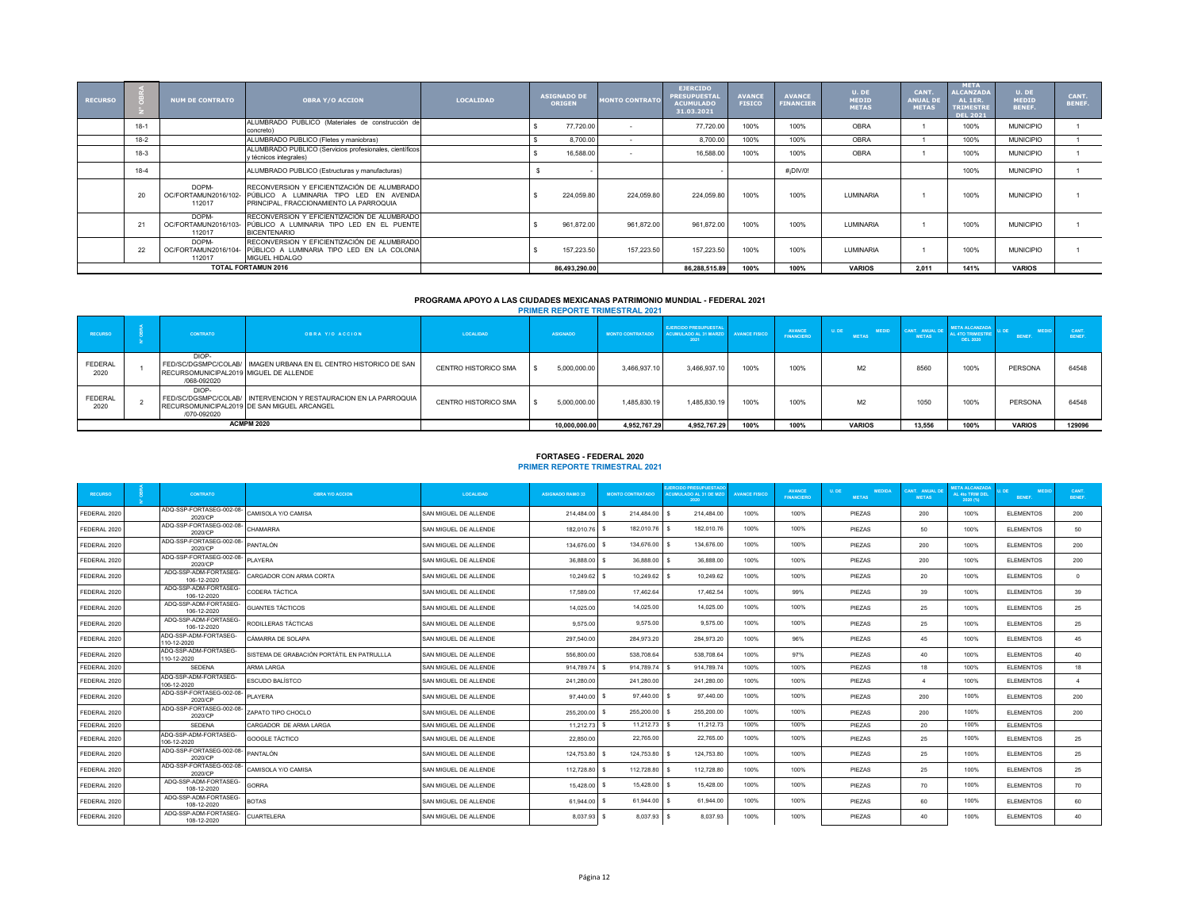| RECURSO | N° OBRA | NUM DE CONTRATO | OBRA Y/O ACCION | LOCALIDAD | ASIGNADO DE ORIGEN | MONTO CONTRATO | EJERCIDO PRESUPUESTAL ACUMULADO 31.03.2021 | AVANCE FISICO | AVANCE FINANCIER | U. DE MEDID METAS | CANT. ANUAL DE METAS | META ALCANZADA AL 1ER. TRIMESTRE DEL 2021 | U. DE MEDID BENEF. | CANT. BENEF. |
|---|---|---|---|---|---|---|---|---|---|---|---|---|---|---|
| | 18-1 | | ALUMBRADO PUBLICO (Materiales de construcción de concreto) | | $ 77,720.00 | - | 77,720.00 | 100% | 100% | OBRA | 1 | 100% | MUNICIPIO | 1 |
| | 18-2 | | ALUMBRADO PUBLICO (Fletes y maniobras) | | $ 8,700.00 | - | 8,700.00 | 100% | 100% | OBRA | 1 | 100% | MUNICIPIO | 1 |
| | 18-3 | | ALUMBRADO PUBLICO (Servicios profesionales, científicos y técnicos integrales) | | $ 16,588.00 | - | 16,588.00 | 100% | 100% | OBRA | 1 | 100% | MUNICIPIO | 1 |
| | 18-4 | | ALUMBRADO PUBLICO (Estructuras y manufacturas) | | $ - | | - | | #¡DIV/0! | | | 100% | MUNICIPIO | 1 |
| | 20 | DOPM-OC/FORTAMUN2016/102-112017 | RECONVERSION Y EFICIENTIZACIÓN DE ALUMBRADO PÚBLICO A LUMINARIA TIPO LED EN AVENIDA PRINCIPAL, FRACCIONAMIENTO LA PARROQUIA | | $ 224,059.80 | 224,059.80 | 224,059.80 | 100% | 100% | LUMINARIA | 1 | 100% | MUNICIPIO | 1 |
| | 21 | DOPM-OC/FORTAMUN2016/103-112017 | RECONVERSION Y EFICIENTIZACIÓN DE ALUMBRADO PÚBLICO A LUMINARIA TIPO LED EN EL PUENTE BICENTENARIO | | $ 961,872.00 | 961,872.00 | 961,872.00 | 100% | 100% | LUMINARIA | 1 | 100% | MUNICIPIO | 1 |
| | 22 | DOPM-OC/FORTAMUN2016/104-112017 | RECONVERSION Y EFICIENTIZACIÓN DE ALUMBRADO PÚBLICO A LUMINARIA TIPO LED EN LA COLONIA MIGUEL HIDALGO | | $ 157,223.50 | 157,223.50 | 157,223.50 | 100% | 100% | LUMINARIA | 1 | 100% | MUNICIPIO | 1 |
| TOTAL FORTAMUN 2016 | | | | | 86,493,290.00 | | 86,288,515.89 | 100% | 100% | VARIOS | 2,011 | 141% | VARIOS | |

## PROGRAMA APOYO A LAS CIUDADES MEXICANAS PATRIMONIO MUNDIAL - FEDERAL 2021

### PRIMER REPORTE TRIMESTRAL 2021

| RECURSO | N° OBRA | CONTRATO | OBRA Y/O ACCION | LOCALIDAD | ASIGNADO | MONTO CONTRATADO | EJERCIDO PRESUPUESTAL ACUMULADO AL 31 MARZO 2021 | AVANCE FISICO | AVANCE FINANCIERO | U. DE MEDID METAS | CANT. ANUAL DE METAS | META ALCANZADA AL 4TO TRIMESTRE DEL 2020 | U. DE MEDID BENEF. | CANT. BENEF. |
|---|---|---|---|---|---|---|---|---|---|---|---|---|---|---|
| FEDERAL 2020 | 1 | DIOP-FED/SC/DGSMPC/COLAB/RECURSOMUNICIPAL2019/068-092020 | IMAGEN URBANA EN EL CENTRO HISTORICO DE SAN MIGUEL DE ALLENDE | CENTRO HISTORICO SMA | $ 5,000,000.00 | 3,466,937.10 | 3,466,937.10 | 100% | 100% | M2 | 8560 | 100% | PERSONA | 64548 |
| FEDERAL 2020 | 2 | DIOP-FED/SC/DGSMPC/COLAB/RECURSOMUNICIPAL2019/070-092020 | INTERVENCION Y RESTAURACION EN LA PARROQUIA DE SAN MIGUEL ARCANGEL | CENTRO HISTORICO SMA | $ 5,000,000.00 | 1,485,830.19 | 1,485,830.19 | 100% | 100% | M2 | 1050 | 100% | PERSONA | 64548 |
| ACMPM 2020 | | | | | 10,000,000.00 | 4,952,767.29 | 4,952,767.29 | 100% | 100% | VARIOS | 13,556 | 100% | VARIOS | 129096 |

## FORTASEG - FEDERAL 2020

### PRIMER REPORTE TRIMESTRAL 2021

| RECURSO | N° OBRA | CONTRATO | OBRA Y/O ACCION | LOCALIDAD | ASIGNADO RAMO 33 | MONTO CONTRATADO | EJERCIDO PRESUPUESTADO ACUMULADO AL 31 DE MZO 2020 | AVANCE FISICO | AVANCE FINANCIERO | U. DE MEDIDA METAS | CANT. ANUAL DE METAS | META ALCANZADA AL 4to TRIM DEL 2020 (%) | U. DE MEDID BENEF. | CANT. BENEF. |
|---|---|---|---|---|---|---|---|---|---|---|---|---|---|---|
| FEDERAL 2020 | | ADQ-SSP-FORTASEG-002-08-2020/CP | CAMISOLA Y/O CAMISA | SAN MIGUEL DE ALLENDE | 214,484.00 | $ 214,484.00 | $ 214,484.00 | 100% | 100% | PIEZAS | 200 | 100% | ELEMENTOS | 200 |
| FEDERAL 2020 | | ADQ-SSP-FORTASEG-002-08-2020/CP | CHAMARRA | SAN MIGUEL DE ALLENDE | 182,010.76 | $ 182,010.76 | $ 182,010.76 | 100% | 100% | PIEZAS | 50 | 100% | ELEMENTOS | 50 |
| FEDERAL 2020 | | ADQ-SSP-FORTASEG-002-08-2020/CP | PANTALÓN | SAN MIGUEL DE ALLENDE | 134,676.00 | $ 134,676.00 | $ 134,676.00 | 100% | 100% | PIEZAS | 200 | 100% | ELEMENTOS | 200 |
| FEDERAL 2020 | | ADQ-SSP-FORTASEG-002-08-2020/CP | PLAYERA | SAN MIGUEL DE ALLENDE | 36,888.00 | $ 36,888.00 | $ 36,888.00 | 100% | 100% | PIEZAS | 200 | 100% | ELEMENTOS | 200 |
| FEDERAL 2020 | | ADQ-SSP-ADM-FORTASEG-106-12-2020 | CARGADOR CON ARMA CORTA | SAN MIGUEL DE ALLENDE | 10,249.62 | $ 10,249.62 | $ 10,249.62 | 100% | 100% | PIEZAS | 20 | 100% | ELEMENTOS | 0 |
| FEDERAL 2020 | | ADQ-SSP-ADM-FORTASEG-106-12-2020 | CODERA TÁCTICA | SAN MIGUEL DE ALLENDE | 17,589.00 | 17,462.64 | 17,462.54 | 100% | 99% | PIEZAS | 39 | 100% | ELEMENTOS | 39 |
| FEDERAL 2020 | | ADQ-SSP-ADM-FORTASEG-106-12-2020 | GUANTES TÁCTICOS | SAN MIGUEL DE ALLENDE | 14,025.00 | 14,025.00 | 14,025.00 | 100% | 100% | PIEZAS | 25 | 100% | ELEMENTOS | 25 |
| FEDERAL 2020 | | ADQ-SSP-ADM-FORTASEG-106-12-2020 | RODILLERAS TÁCTICAS | SAN MIGUEL DE ALLENDE | 9,575.00 | 9,575.00 | 9,575.00 | 100% | 100% | PIEZAS | 25 | 100% | ELEMENTOS | 25 |
| FEDERAL 2020 | | ADQ-SSP-ADM-FORTASEG-110-12-2020 | CÁMARRA DE SOLAPA | SAN MIGUEL DE ALLENDE | 297,540.00 | 284,973.20 | 284,973.20 | 100% | 96% | PIEZAS | 45 | 100% | ELEMENTOS | 45 |
| FEDERAL 2020 | | ADQ-SSP-ADM-FORTASEG-110-12-2020 | SISTEMA DE GRABACIÓN PORTÁTIL EN PATRULLLA | SAN MIGUEL DE ALLENDE | 556,800.00 | 538,708.64 | 538,708.64 | 100% | 97% | PIEZAS | 40 | 100% | ELEMENTOS | 40 |
| FEDERAL 2020 | | SEDENA | ARMA LARGA | SAN MIGUEL DE ALLENDE | 914,789.74 | $ 914,789.74 | $ 914,789.74 | 100% | 100% | PIEZAS | 18 | 100% | ELEMENTOS | 18 |
| FEDERAL 2020 | | ADQ-SSP-ADM-FORTASEG-106-12-2020 | ESCUDO BALÍSTCO | SAN MIGUEL DE ALLENDE | 241,280.00 | 241,280.00 | 241,280.00 | 100% | 100% | PIEZAS | 4 | 100% | ELEMENTOS | 4 |
| FEDERAL 2020 | | ADQ-SSP-FORTASEG-002-08-2020/CP | PLAYERA | SAN MIGUEL DE ALLENDE | 97,440.00 | $ 97,440.00 | $ 97,440.00 | 100% | 100% | PIEZAS | 200 | 100% | ELEMENTOS | 200 |
| FEDERAL 2020 | | ADQ-SSP-FORTASEG-002-08-2020/CP | ZAPATO TIPO CHOCLO | SAN MIGUEL DE ALLENDE | 255,200.00 | $ 255,200.00 | $ 255,200.00 | 100% | 100% | PIEZAS | 200 | 100% | ELEMENTOS | 200 |
| FEDERAL 2020 | | SEDENA | CARGADOR DE ARMA LARGA | SAN MIGUEL DE ALLENDE | 11,212.73 | $ 11,212.73 | $ 11,212.73 | 100% | 100% | PIEZAS | 20 | 100% | ELEMENTOS | |
| FEDERAL 2020 | | ADQ-SSP-ADM-FORTASEG-106-12-2020 | GOOGLE TÁCTICO | SAN MIGUEL DE ALLENDE | 22,850.00 | 22,765.00 | 22,765.00 | 100% | 100% | PIEZAS | 25 | 100% | ELEMENTOS | 25 |
| FEDERAL 2020 | | ADQ-SSP-FORTASEG-002-08-2020/CP | PANTALÓN | SAN MIGUEL DE ALLENDE | 124,753.80 | $ 124,753.80 | $ 124,753.80 | 100% | 100% | PIEZAS | 25 | 100% | ELEMENTOS | 25 |
| FEDERAL 2020 | | ADQ-SSP-FORTASEG-002-08-2020/CP | CAMISOLA Y/O CAMISA | SAN MIGUEL DE ALLENDE | 112,728.80 | $ 112,728.80 | $ 112,728.80 | 100% | 100% | PIEZAS | 25 | 100% | ELEMENTOS | 25 |
| FEDERAL 2020 | | ADQ-SSP-ADM-FORTASEG-108-12-2020 | GORRA | SAN MIGUEL DE ALLENDE | 15,428.00 | $ 15,428.00 | $ 15,428.00 | 100% | 100% | PIEZAS | 70 | 100% | ELEMENTOS | 70 |
| FEDERAL 2020 | | ADQ-SSP-ADM-FORTASEG-108-12-2020 | BOTAS | SAN MIGUEL DE ALLENDE | 61,944.00 | $ 61,944.00 | $ 61,944.00 | 100% | 100% | PIEZAS | 60 | 100% | ELEMENTOS | 60 |
| FEDERAL 2020 | | ADQ-SSP-ADM-FORTASEG-108-12-2020 | CUARTELERA | SAN MIGUEL DE ALLENDE | 8,037.93 | $ 8,037.93 | $ 8,037.93 | 100% | 100% | PIEZAS | 40 | 100% | ELEMENTOS | 40 |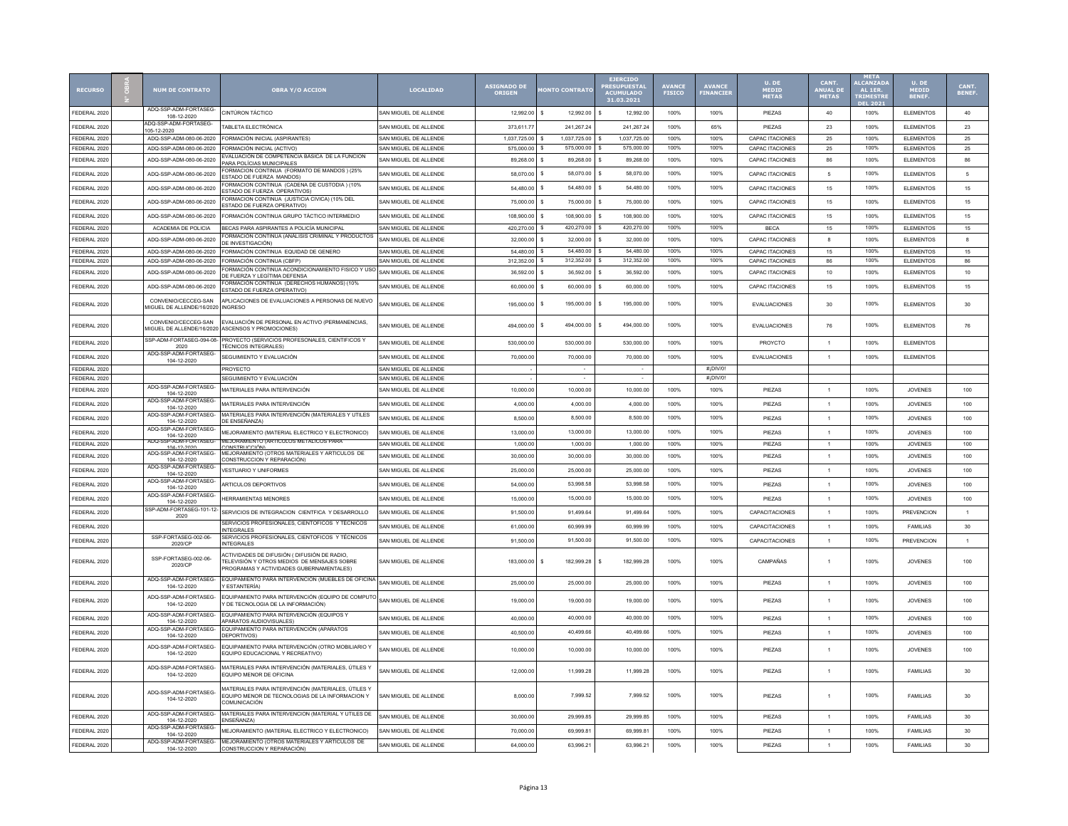| RECURSO | N° OBRA | NUM DE CONTRATO | OBRA Y/O ACCION | LOCALIDAD | ASIGNADO DE ORIGEN | MONTO CONTRATO | EJERCIDO PRESUPUESTAL ACUMULADO 31.03.2021 | AVANCE FISICO | AVANCE FINANCIER | U. DE MEDID METAS | CANT. ANUAL DE METAS | META ALCANZADA AL 1ER. TRIMESTRE DEL 2021 | U. DE MEDID BENEF. | CANT. BENEF. |
|---|---|---|---|---|---|---|---|---|---|---|---|---|---|---|
| FEDERAL 2020 | | ADQ-SSP-ADM-FORTASEG-108-12-2020 | CINTÚRON TÁCTICO | SAN MIGUEL DE ALLENDE | 12,992.00 | $ 12,992.00 | $ 12,992.00 | 100% | 100% | PIEZAS | 40 | 100% | ELEMENTOS | 40 |
| FEDERAL 2020 | | ADQ-SSP-ADM-FORTASEG-105-12-2020 | TABLETA ELECTRÓNICA | SAN MIGUEL DE ALLENDE | 373,611.77 | 241,267.24 | 241,267.24 | 100% | 65% | PIEZAS | 23 | 100% | ELEMENTOS | 23 |
| FEDERAL 2020 | | ADQ-SSP-ADM-080-06-2020 | FORMACIÓN INICIAL (ASPIRANTES) | SAN MIGUEL DE ALLENDE | 1,037,725.00 | $ 1,037,725.00 | $ 1,037,725.00 | 100% | 100% | CAPAC ITACIONES | 25 | 100% | ELEMENTOS | 25 |
| FEDERAL 2020 | | ADQ-SSP-ADM-080-06-2020 | FORMACIÓN INICIAL (ACTIVO) | SAN MIGUEL DE ALLENDE | 575,000.00 | $ 575,000.00 | $ 575,000.00 | 100% | 100% | CAPAC ITACIONES | 25 | 100% | ELEMENTOS | 25 |
| FEDERAL 2020 | | ADQ-SSP-ADM-080-06-2020 | EVALUACIÓN DE COMPETENCIA BÁSICA DE LA FUNCION PARA POLÍCIAS MUNICIPALES | SAN MIGUEL DE ALLENDE | 89,268.00 | $ 89,268.00 | $ 89,268.00 | 100% | 100% | CAPAC ITACIONES | 86 | 100% | ELEMENTOS | 86 |
| FEDERAL 2020 | | ADQ-SSP-ADM-080-06-2020 | FORMACION CONTINUA (FORMATO DE MANDOS ) (25% ESTADO DE FUERZA MANDOS) | SAN MIGUEL DE ALLENDE | 58,070.00 | $ 58,070.00 | $ 58,070.00 | 100% | 100% | CAPAC ITACIONES | 5 | 100% | ELEMENTOS | 5 |
| FEDERAL 2020 | | ADQ-SSP-ADM-080-06-2020 | FORMACION CONTINUA (CADENA DE CUSTODIA ) (10% ESTADO DE FUERZA OPERATIVOS) | SAN MIGUEL DE ALLENDE | 54,480.00 | $ 54,480.00 | $ 54,480.00 | 100% | 100% | CAPAC ITACIONES | 15 | 100% | ELEMENTOS | 15 |
| FEDERAL 2020 | | ADQ-SSP-ADM-080-06-2020 | FORMACION CONTINUA (JUSTICIA CIVICA) (10% DEL ESTADO DE FUERZA OPERATIVO) | SAN MIGUEL DE ALLENDE | 75,000.00 | $ 75,000.00 | $ 75,000.00 | 100% | 100% | CAPAC ITACIONES | 15 | 100% | ELEMENTOS | 15 |
| FEDERAL 2020 | | ADQ-SSP-ADM-080-06-2020 | FORMACIÓN CONTINUA GRUPO TÁCTICO INTERMEDIO | SAN MIGUEL DE ALLENDE | 108,900.00 | $ 108,900.00 | $ 108,900.00 | 100% | 100% | CAPAC ITACIONES | 15 | 100% | ELEMENTOS | 15 |
| FEDERAL 2020 | | ACADEMIA DE POLICIA | BECAS PARA ASPIRANTES A POLICÍA MUNICIPAL | SAN MIGUEL DE ALLENDE | 420,270.00 | $ 420,270.00 | $ 420,270.00 | 100% | 100% | BECA | 15 | 100% | ELEMENTOS | 15 |
| FEDERAL 2020 | | ADQ-SSP-ADM-080-06-2020 | FORMACIÓN CONTINUA (ANÁLISIS CRIMINAL Y PRODUCTOS DE INVESTIGACIÓN) | SAN MIGUEL DE ALLENDE | 32,000.00 | $ 32,000.00 | $ 32,000.00 | 100% | 100% | CAPAC ITACIONES | 8 | 100% | ELEMENTOS | 8 |
| FEDERAL 2020 | | ADQ-SSP-ADM-080-06-2020 | FORMACIÓN CONTINUA EQUIDAD DE GENERO | SAN MIGUEL DE ALLENDE | 54,480.00 | $ 54,480.00 | $ 54,480.00 | 100% | 100% | CAPAC ITACIONES | 15 | 100% | ELEMENTOS | 15 |
| FEDERAL 2020 | | ADQ-SSP-ADM-080-06-2020 | FORMACIÓN CONTINUA (CBFP) | SAN MIGUEL DE ALLENDE | 312,352.00 | $ 312,352.00 | $ 312,352.00 | 100% | 100% | CAPAC ITACIONES | 86 | 100% | ELEMENTOS | 86 |
| FEDERAL 2020 | | ADQ-SSP-ADM-080-06-2020 | FORMACIÓN CONTINUA ACONDICIONAMIENTO FISICO Y USO DE FUERZA Y LEGÍTIMA DEFENSA | SAN MIGUEL DE ALLENDE | 36,592.00 | $ 36,592.00 | $ 36,592.00 | 100% | 100% | CAPAC ITACIONES | 10 | 100% | ELEMENTOS | 10 |
| FEDERAL 2020 | | ADQ-SSP-ADM-080-06-2020 | FORMACIÓN CONTINUA (DERECHOS HUMANOS) (10% ESTADO DE FUERZA OPERATIVO) | SAN MIGUEL DE ALLENDE | 60,000.00 | $ 60,000.00 | $ 60,000.00 | 100% | 100% | CAPAC ITACIONES | 15 | 100% | ELEMENTOS | 15 |
| FEDERAL 2020 | | CONVENIO/CECCEG-SAN MIGUEL DE ALLENDE/16/2020 | APLICACIONES DE EVALUACIONES A PERSONAS DE NUEVO INGRESO | SAN MIGUEL DE ALLENDE | 195,000.00 | $ 195,000.00 | $ 195,000.00 | 100% | 100% | EVALUACIONES | 30 | 100% | ELEMENTOS | 30 |
| FEDERAL 2020 | | CONVENIO/CECCEG-SAN MIGUEL DE ALLENDE/16/2020 | EVALUACIÓN DE PERSONAL EN ACTIVO (PERMANENCIAS, ASCENSOS Y PROMOCIONES) | SAN MIGUEL DE ALLENDE | 494,000.00 | $ 494,000.00 | $ 494,000.00 | 100% | 100% | EVALUACIONES | 76 | 100% | ELEMENTOS | 76 |
| FEDERAL 2020 | | SSP-ADM-FORTASEG-094-08-2020 | PROYECTO (SERVICIOS PROFESONALES, CIENTIFICOS Y TÉCNICOS INTEGRALES) | SAN MIGUEL DE ALLENDE | 530,000.00 | 530,000.00 | 530,000.00 | 100% | 100% | PROYCTO | 1 | 100% | ELEMENTOS | |
| FEDERAL 2020 | | ADQ-SSP-ADM-FORTASEG-104-12-2020 | SEGUIMIENTO Y EVALUACIÓN | SAN MIGUEL DE ALLENDE | 70,000.00 | 70,000.00 | 70,000.00 | 100% | 100% | EVALUACIONES | 1 | 100% | ELEMENTOS | |
| FEDERAL 2020 | | | PROYECTO | SAN MIGUEL DE ALLENDE | - | - | - | | #¡DIV/0! | | | | | |
| FEDERAL 2020 | | | SEGUIMIENTO Y EVALUACIÓN | SAN MIGUEL DE ALLENDE | - | - | - | | #¡DIV/0! | | | | | |
| FEDERAL 2020 | | ADQ-SSP-ADM-FORTASEG-104-12-2020 | MATERIALES PARA INTERVENCIÓN | SAN MIGUEL DE ALLENDE | 10,000.00 | 10,000.00 | 10,000.00 | 100% | 100% | PIEZAS | 1 | 100% | JOVENES | 100 |
| FEDERAL 2020 | | ADQ-SSP-ADM-FORTASEG-104-12-2020 | MATERIALES PARA INTERVENCIÓN | SAN MIGUEL DE ALLENDE | 4,000.00 | 4,000.00 | 4,000.00 | 100% | 100% | PIEZAS | 1 | 100% | JOVENES | 100 |
| FEDERAL 2020 | | ADQ-SSP-ADM-FORTASEG-104-12-2020 | MATERIALES PARA INTERVENCIÓN (MATERIALES Y UTILES DE ENSEÑANZA) | SAN MIGUEL DE ALLENDE | 8,500.00 | 8,500.00 | 8,500.00 | 100% | 100% | PIEZAS | 1 | 100% | JOVENES | 100 |
| FEDERAL 2020 | | ADQ-SSP-ADM-FORTASEG-104-12-2020 | MEJORAMIENTO (MATERIAL ELECTRICO Y ELECTRONICO) | SAN MIGUEL DE ALLENDE | 13,000.00 | 13,000.00 | 13,000.00 | 100% | 100% | PIEZAS | 1 | 100% | JOVENES | 100 |
| FEDERAL 2020 | | ADQ-SSP-ADM-FORTASEG-104-12-2020 | MEJORAMIENTO (ARTICULOS METALICOS PARA CONSTRUCCION) | SAN MIGUEL DE ALLENDE | 1,000.00 | 1,000.00 | 1,000.00 | 100% | 100% | PIEZAS | 1 | 100% | JOVENES | 100 |
| FEDERAL 2020 | | ADQ-SSP-ADM-FORTASEG-104-12-2020 | MEJORAMIENTO (OTROS MATERIALES Y ARTICULOS DE CONSTRUCCION Y REPARACIÓN) | SAN MIGUEL DE ALLENDE | 30,000.00 | 30,000.00 | 30,000.00 | 100% | 100% | PIEZAS | 1 | 100% | JOVENES | 100 |
| FEDERAL 2020 | | ADQ-SSP-ADM-FORTASEG-104-12-2020 | VESTUARIO Y UNIFORMES | SAN MIGUEL DE ALLENDE | 25,000.00 | 25,000.00 | 25,000.00 | 100% | 100% | PIEZAS | 1 | 100% | JOVENES | 100 |
| FEDERAL 2020 | | ADQ-SSP-ADM-FORTASEG-104-12-2020 | ARTICULOS DEPORTIVOS | SAN MIGUEL DE ALLENDE | 54,000.00 | 53,998.58 | 53,998.58 | 100% | 100% | PIEZAS | 1 | 100% | JOVENES | 100 |
| FEDERAL 2020 | | ADQ-SSP-ADM-FORTASEG-104-12-2020 | HERRAMIENTAS MENORES | SAN MIGUEL DE ALLENDE | 15,000.00 | 15,000.00 | 15,000.00 | 100% | 100% | PIEZAS | 1 | 100% | JOVENES | 100 |
| FEDERAL 2020 | | SSP-ADM-FORTASEG-101-12-2020 | SERVICIOS DE INTEGRACION CIENTFICA Y DESARROLLO | SAN MIGUEL DE ALLENDE | 91,500.00 | 91,499.64 | 91,499.64 | 100% | 100% | CAPACITACIONES | 1 | 100% | PREVENCION | 1 |
| FEDERAL 2020 | | | SERVICIOS PROFESIONALES, CIENTOFICOS Y TÉCNICOS INTEGRALES | SAN MIGUEL DE ALLENDE | 61,000.00 | 60,999.99 | 60,999.99 | 100% | 100% | CAPACITACIONES | 1 | 100% | FAMILIAS | 30 |
| FEDERAL 2020 | | SSP-FORTASEG-002-06-2020/CP | SERVICIOS PROFESIONALES, CIENTOFICOS Y TÉCNICOS INTEGRALES | SAN MIGUEL DE ALLENDE | 91,500.00 | 91,500.00 | 91,500.00 | 100% | 100% | CAPACITACIONES | 1 | 100% | PREVENCION | 1 |
| FEDERAL 2020 | | SSP-FORTASEG-002-06-2020/CP | ACTIVIDADES DE DIFUSIÓN ( DIFUSIÓN DE RADIO, TELEVISIÓN Y OTROS MEDIOS DE MENSAJES SOBRE PROGRAMAS Y ACTIVIDADES GUBERNAMENTALES) | SAN MIGUEL DE ALLENDE | 183,000.00 | $ 182,999.28 | $ 182,999.28 | 100% | 100% | CAMPAÑAS | 1 | 100% | JOVENES | 100 |
| FEDERAL 2020 | | ADQ-SSP-ADM-FORTASEG-104-12-2020 | EQUIPAMIENTO PARA INTERVENCIÓN (MUEBLES DE OFICINA Y ESTANTERÍA) | SAN MIGUEL DE ALLENDE | 25,000.00 | 25,000.00 | 25,000.00 | 100% | 100% | PIEZAS | 1 | 100% | JOVENES | 100 |
| FEDERAL 2020 | | ADQ-SSP-ADM-FORTASEG-104-12-2020 | EQUIPAMIENTO PARA INTERVENCIÓN (EQUIPO DE COMPUTO Y DE TECNOLOGIA DE LA INFORMACIÓN) | SAN MIGUEL DE ALLENDE | 19,000.00 | 19,000.00 | 19,000.00 | 100% | 100% | PIEZAS | 1 | 100% | JOVENES | 100 |
| FEDERAL 2020 | | ADQ-SSP-ADM-FORTASEG-104-12-2020 | EQUIPAMIENTO PARA INTERVENCIÓN (EQUIPOS Y APARATOS AUDIOVISUALES) | SAN MIGUEL DE ALLENDE | 40,000.00 | 40,000.00 | 40,000.00 | 100% | 100% | PIEZAS | 1 | 100% | JOVENES | 100 |
| FEDERAL 2020 | | ADQ-SSP-ADM-FORTASEG-104-12-2020 | EQUIPAMIENTO PARA INTERVENCIÓN (APARATOS DEPORTIVOS) | SAN MIGUEL DE ALLENDE | 40,500.00 | 40,499.66 | 40,499.66 | 100% | 100% | PIEZAS | 1 | 100% | JOVENES | 100 |
| FEDERAL 2020 | | ADQ-SSP-ADM-FORTASEG-104-12-2020 | EQUIPAMIENTO PARA INTERVENCIÓN (OTRO MOBILIARIO Y EQUIPO EDUCACIONAL Y RECREATIVO) | SAN MIGUEL DE ALLENDE | 10,000.00 | 10,000.00 | 10,000.00 | 100% | 100% | PIEZAS | 1 | 100% | JOVENES | 100 |
| FEDERAL 2020 | | ADQ-SSP-ADM-FORTASEG-104-12-2020 | MATERIALES PARA INTERVENCIÓN (MATERIALES, ÚTILES Y EQUIPO MENOR DE OFICINA | SAN MIGUEL DE ALLENDE | 12,000.00 | 11,999.28 | 11,999.28 | 100% | 100% | PIEZAS | 1 | 100% | FAMILIAS | 30 |
| FEDERAL 2020 | | ADQ-SSP-ADM-FORTASEG-104-12-2020 | MATERIALES PARA INTERVENCIÓN (MATERIALES, ÚTILES Y EQUIPO MENOR DE TECNOLOGIAS DE LA INFORMACION Y COMUNICACIÓN | SAN MIGUEL DE ALLENDE | 8,000.00 | 7,999.52 | 7,999.52 | 100% | 100% | PIEZAS | 1 | 100% | FAMILIAS | 30 |
| FEDERAL 2020 | | ADQ-SSP-ADM-FORTASEG-104-12-2020 | MATERIALES PARA INTERVENCION (MATERIAL Y UTILES DE ENSEÑANZA) | SAN MIGUEL DE ALLENDE | 30,000.00 | 29,999.85 | 29,999.85 | 100% | 100% | PIEZAS | 1 | 100% | FAMILIAS | 30 |
| FEDERAL 2020 | | ADQ-SSP-ADM-FORTASEG-104-12-2020 | MEJORAMIENTO (MATERIAL ELECTRICO Y ELECTRONICO) | SAN MIGUEL DE ALLENDE | 70,000.00 | 69,999.81 | 69,999.81 | 100% | 100% | PIEZAS | 1 | 100% | FAMILIAS | 30 |
| FEDERAL 2020 | | ADQ-SSP-ADM-FORTASEG-104-12-2020 | MEJORAMIENTO (OTROS MATERIALES Y ARTICULOS DE CONSTRUCCION Y REPARACIÓN) | SAN MIGUEL DE ALLENDE | 64,000.00 | 63,996.21 | 63,996.21 | 100% | 100% | PIEZAS | 1 | 100% | FAMILIAS | 30 |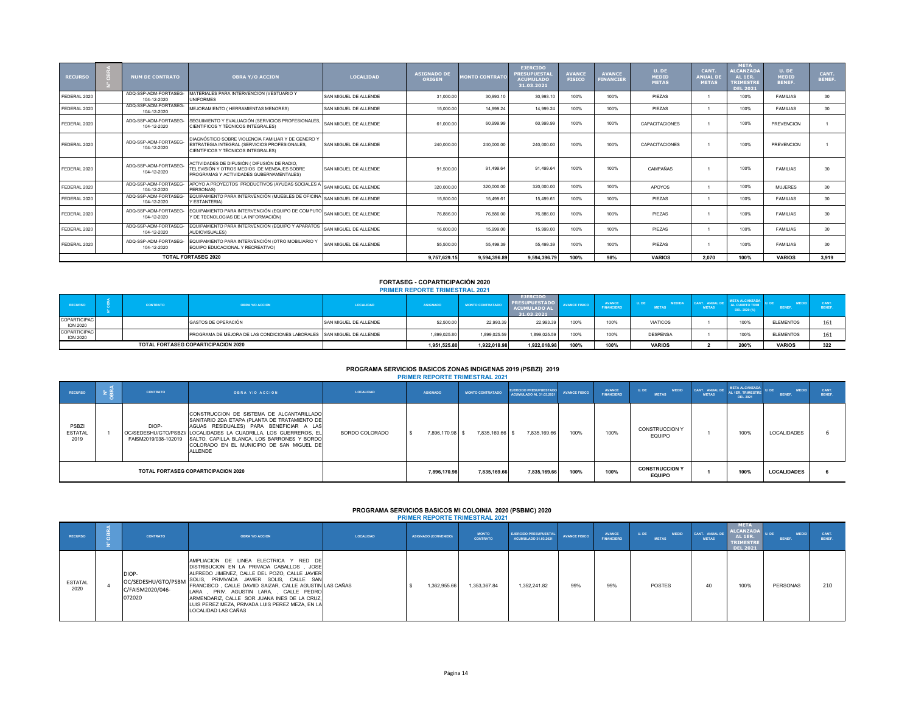| RECURSO | N° OBRA | NUM DE CONTRATO | OBRA Y/O ACCION | LOCALIDAD | ASIGNADO DE ORIGEN | MONTO CONTRATO | EJERCIDO PRESUPUESTAL ACUMULADO 31.03.2021 | AVANCE FISICO | AVANCE FINANCIER | U. DE MEDID METAS | CANT. ANUAL DE METAS | META ALCANZADA AL 1ER. TRIMESTRE DEL 2021 | U. DE MEDID BENEF. | CANT. BENEF. |
|---|---|---|---|---|---|---|---|---|---|---|---|---|---|---|
| FEDERAL 2020 | | ADQ-SSP-ADM-FORTASEG-104-12-2020 | MATERIALES PARA INTERVENCION (VESTUARIO Y UNIFORMES | SAN MIGUEL DE ALLENDE | 31,000.00 | 30,993.10 | 30,993.10 | 100% | 100% | PIEZAS | 1 | 100% | FAMILIAS | 30 |
| FEDERAL 2020 | | ADQ-SSP-ADM-FORTASEG-104-12-2020 | MEJORAMIENTO ( HERRAMIENTAS MENORES) | SAN MIGUEL DE ALLENDE | 15,000.00 | 14,999.24 | 14,999.24 | 100% | 100% | PIEZAS | 1 | 100% | FAMILIAS | 30 |
| FEDERAL 2020 | | ADQ-SSP-ADM-FORTASEG-104-12-2020 | SEGUIMIENTO Y EVALUACIÓN (SERVICIOS PROFESIONALES, CIENTIFICOS Y TÉCNICOS INTEGRALES) | SAN MIGUEL DE ALLENDE | 61,000.00 | 60,999.99 | 60,999.99 | 100% | 100% | CAPACITACIONES | 1 | 100% | PREVENCION | 1 |
| FEDERAL 2020 | | ADQ-SSP-ADM-FORTASEG-104-12-2020 | DIAGNÓSTICO SOBRE VIOLENCIA FAMILIAR Y DE GENERO Y ESTRATEGIA INTEGRAL (SERVICIOS PROFESIONALES, CIENTÍFICOS Y TÉCNICOS INTEGRALES) | SAN MIGUEL DE ALLENDE | 240,000.00 | 240,000.00 | 240,000.00 | 100% | 100% | CAPACITACIONES | 1 | 100% | PREVENCION | 1 |
| FEDERAL 2020 | | ADQ-SSP-ADM-FORTASEG-104-12-2020 | ACTIVIDADES DE DIFUSIÓN ( DIFUSIÓN DE RADIO, TELEVISIÓN Y OTROS MEDIOS DE MENSAJES SOBRE PROGRAMAS Y ACTIVIDADES GUBERNAMENTALES) | SAN MIGUEL DE ALLENDE | 91,500.00 | 91,499.64 | 91,499.64 | 100% | 100% | CAMPAÑAS | 1 | 100% | FAMILIAS | 30 |
| FEDERAL 2020 | | ADQ-SSP-ADM-FORTASEG-104-12-2020 | APOYO A PROYECTOS PRODUCTIVOS (AYUDAS SOCIALES A PERSONAS) | SAN MIGUEL DE ALLENDE | 320,000.00 | 320,000.00 | 320,000.00 | 100% | 100% | APOYOS | 1 | 100% | MUJERES | 30 |
| FEDERAL 2020 | | ADQ-SSP-ADM-FORTASEG-104-12-2020 | EQUIPAMIENTO PARA INTERVENCIÓN (MUEBLES DE OFICINA Y ESTANTERIA) | SAN MIGUEL DE ALLENDE | 15,500.00 | 15,499.61 | 15,499.61 | 100% | 100% | PIEZAS | 1 | 100% | FAMILIAS | 30 |
| FEDERAL 2020 | | ADQ-SSP-ADM-FORTASEG-104-12-2020 | EQUIPAMIENTO PARA INTERVENCIÓN (EQUIPO DE COMPUTO Y DE TECNOLOGIAS DE LA INFORMACIÓN) | SAN MIGUEL DE ALLENDE | 76,886.00 | 76,886.00 | 76,886.00 | 100% | 100% | PIEZAS | 1 | 100% | FAMILIAS | 30 |
| FEDERAL 2020 | | ADQ-SSP-ADM-FORTASEG-104-12-2020 | EQUIPAMIENTO PARA INTERVENCIÓN (EQUIPO Y APARATOS AUDIOVISUALES) | SAN MIGUEL DE ALLENDE | 16,000.00 | 15,999.00 | 15,999.00 | 100% | 100% | PIEZAS | 1 | 100% | FAMILIAS | 30 |
| FEDERAL 2020 | | ADQ-SSP-ADM-FORTASEG-104-12-2020 | EQUIPAMIENTO PARA INTERVENCIÓN (OTRO MOBILIARIO Y EQUIPO EDUCACIONAL Y RECREATIVO) | SAN MIGUEL DE ALLENDE | 55,500.00 | 55,499.39 | 55,499.39 | 100% | 100% | PIEZAS | 1 | 100% | FAMILIAS | 30 |
| **TOTAL FORTASEG 2020** | | | | | **9,757,629.15** | **9,594,396.89** | **9,594,396.79** | **100%** | **98%** | **VARIOS** | **2,070** | **100%** | **VARIOS** | **3,919** |

## FORTASEG - COPARTICIPACIÓN 2020

### PRIMER REPORTE TRIMESTRAL 2021

| RECURSO | N° OBRA | CONTRATO | OBRA Y/O ACCION | LOCALIDAD | ASIGNADO | MONTO CONTRATADO | EJERCIDO PRESUPUESTADO ACUMULADO AL 31.03.2021 | AVANCE FISICO | AVANCE FINANCIERO | U. DE MEDIDA METAS | CANT. ANUAL DE METAS | META ALCANZADA AL CUARTO TRIM DEL 2020 (%) | U. DE MEDID BENEF. | CANT. BENEF. |
|---|---|---|---|---|---|---|---|---|---|---|---|---|---|---|
| COPARTICIPACION 2020 | | | GASTOS DE OPERACIÓN | SAN MIGUEL DE ALLENDE | 52,500.00 | 22,993.39 | 22,993.39 | 100% | 100% | VIATICOS | 1 | 100% | ELEMENTOS | 161 |
| COPARTICIPACION 2020 | | | PROGRAMA DE MEJORA DE LAS CONDICIONES LABORALES | SAN MIGUEL DE ALLENDE | 1,899,025.80 | 1,899,025.59 | 1,899,025.59 | 100% | 100% | DESPENSA | 1 | 100% | ELEMENTOS | 161 |
| **TOTAL FORTASEG COPARTICIPACION 2020** | | | | | **1,951,525.80** | **1,922,018.98** | **1,922,018.98** | **100%** | **100%** | **VARIOS** | **2** | **200%** | **VARIOS** | **322** |

## PROGRAMA SERVICIOS BASICOS ZONAS INDIGENAS 2019 (PSBZI) 2019

### PRIMER REPORTE TRIMESTRAL 2021

| RECURSO | N° OBRA | CONTRATO | OBRA Y/O ACCION | LOCALIDAD | ASIGNADO | MONTO CONTRATADO | EJERCIDO PRESUPUESTADO ACUMULADO AL 31.03.2021 | AVANCE FISICO | AVANCE FINANCIERO | U. DE MEDID METAS | CANT. ANUAL DE METAS | META ALCANZADA AL 1ER. TRIMESTRE DEL 2021 | U. DE MEDID BENEF. | CANT. BENEF. |
|---|---|---|---|---|---|---|---|---|---|---|---|---|---|---|
| PSBZI ESTATAL 2019 | 1 | DIOP-OC/SEDESHU/GTO/PSBZI/FAISM2019/038-102019 | CONSTRUCCION DE SISTEMA DE ALCANTARILLADO SANITARIO 2DA ETAPA (PLANTA DE TRATAMIENTO DE AGUAS RESIDUALES) PARA BENEFICIAR A LAS LOCALIDADES LA CUADRILLA, LOS GUERREROS, EL SALTO, CAPILLA BLANCA, LOS BARRONES Y BORDO COLORADO EN EL MUNICIPIO DE SAN MIGUEL DE ALLENDE | BORDO COLORADO | $ 7,896,170.98 | $ 7,835,169.66 | $ 7,835,169.66 | 100% | 100% | CONSTRUCCION Y EQUIPO | 1 | 100% | LOCALIDADES | 6 |
| **TOTAL FORTASEG COPARTICIPACION 2020** | | | | | **7,896,170.98** | **7,835,169.66** | **7,835,169.66** | **100%** | **100%** | **CONSTRUCCION Y EQUIPO** | **1** | **100%** | **LOCALIDADES** | **6** |

## PROGRAMA SERVICIOS BASICOS MI COLOINIA 2020 (PSBMC) 2020

### PRIMER REPORTE TRIMESTRAL 2021

| RECURSO | N° OBRA | CONTRATO | OBRA Y/O ACCION | LOCALIDAD | ASIGNADO (CONVENIDO) | MONTO CONTRATO | EJERCIDO PRESUPUESTAL ACUMULADO 31.03.2021 | AVANCE FISICO | AVANCE FINANCIERO | U. DE MEDID METAS | CANT. ANUAL DE METAS | META ALCANZADA AL 1ER. TRIMESTRE DEL 2021 | U. DE MEDID BENEF. | CANT. BENEF. |
|---|---|---|---|---|---|---|---|---|---|---|---|---|---|---|
| ESTATAL 2020 | 4 | DIOP-OC/SEDESHU/GTO/PSBMC/FAISM2020/046-072020 | AMPLIACION DE LINEA ELECTRICA Y RED DE DISTRIBUCION EN LA PRIVADA CABALLOS , JOSE ALFREDO JIMENEZ, CALLE DEL POZO, CALLE JAVIER SOLIS, PRIVIVADA JAVIER SOLIS, CALLE SAN FRANCISCO , CALLE DAVIID SAIZAR, CALLE AGUSTIN LARA , PRIV. AGUSTIN LARA, , CALLE PEDRO ARMENDARIZ, CALLE SOR JUANA INES DE LA CRUZ, LUIS PEREZ MEZA, PRIVADA LUIS PEREZ MEZA, EN LA LOCALIDAD LAS CAÑAS | LAS CAÑAS | $ 1,362,955.66 | 1,353,367.84 | 1,352,241.82 | 99% | 99% | POSTES | 40 | 100% | PERSONAS | 210 |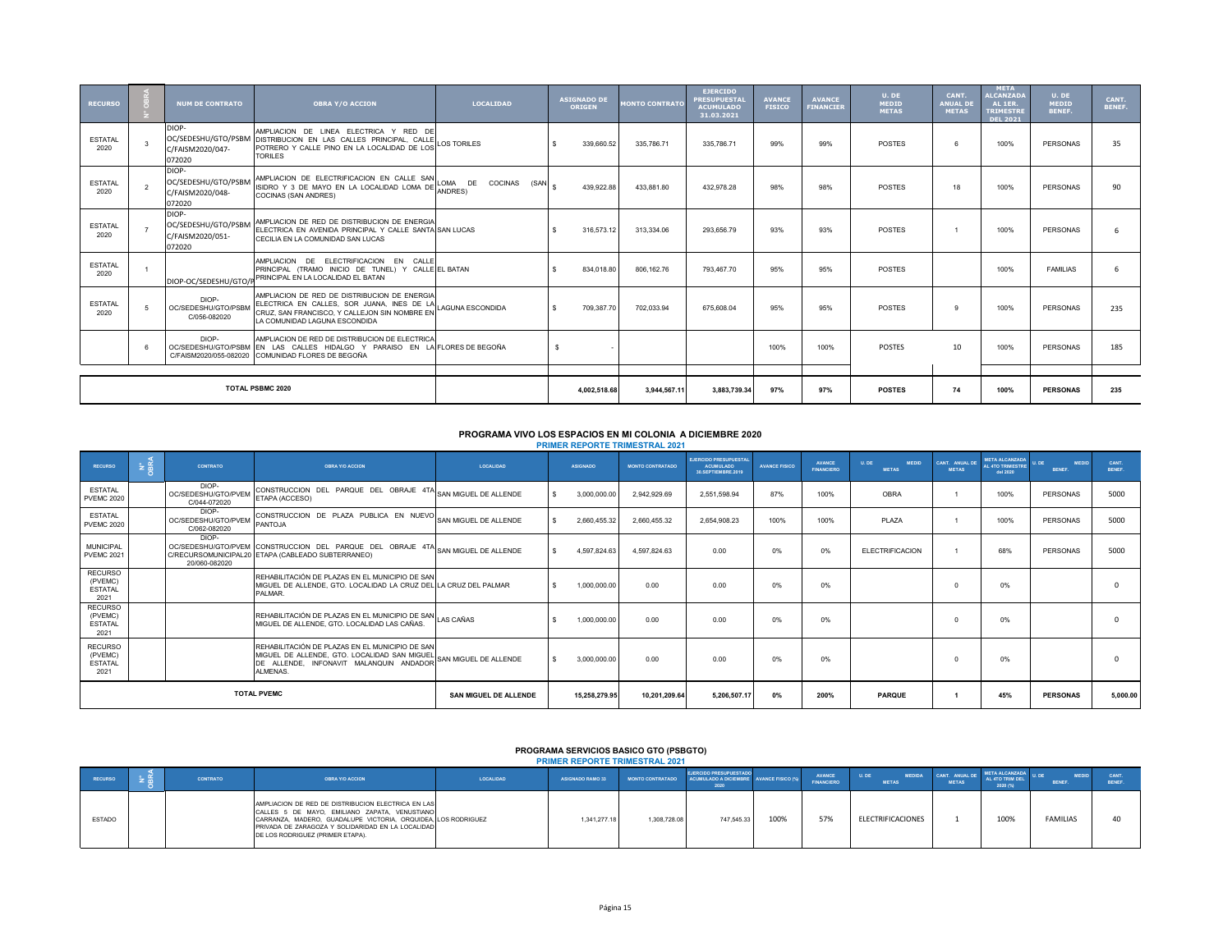| RECURSO | N° OBRA | NUM DE CONTRATO | OBRA Y/O ACCION | LOCALIDAD | ASIGNADO DE ORIGEN | MONTO CONTRATO | EJERCIDO PRESUPUESTAL ACUMULADO 31.03.2021 | AVANCE FISICO | AVANCE FINANCIER | U. DE MEDID METAS | CANT. ANUAL DE METAS | META ALCANZADA AL 1ER. TRIMESTRE DEL 2021 | U. DE MEDID BENEF. | CANT. BENEF. |
|---|---|---|---|---|---|---|---|---|---|---|---|---|---|---|
| ESTATAL 2020 | 3 | DIOP-OC/SEDESHU/GTO/PSBM C/FAISM2020/047-072020 | AMPLIACION DE LINEA ELECTRICA Y RED DE DISTRIBUCION EN LAS CALLES PRINCIPAL, CALLE POTRERO Y CALLE PINO EN LA LOCALIDAD DE LOS TORILES | LOS TORILES | $ 339,660.52 | 335,786.71 | 335,786.71 | 99% | 99% | POSTES | 6 | 100% | PERSONAS | 35 |
| ESTATAL 2020 | 2 | DIOP-OC/SEDESHU/GTO/PSBM C/FAISM2020/048-072020 | AMPLIACION DE ELECTRIFICACION EN CALLE SAN ISIDRO Y 3 DE MAYO EN LA LOCALIDAD LOMA DE COCINAS (SAN ANDRES) | LOMA DE COCINAS (SAN ANDRES) | $ 439,922.88 | 433,881.80 | 432,978.28 | 98% | 98% | POSTES | 18 | 100% | PERSONAS | 90 |
| ESTATAL 2020 | 7 | DIOP-OC/SEDESHU/GTO/PSBM C/FAISM2020/051-072020 | AMPLIACION DE RED DE DISTRIBUCION DE ENERGIA ELECTRICA EN AVENIDA PRINCIPAL Y CALLE SANTA CECILIA EN LA COMUNIDAD SAN LUCAS | SAN LUCAS | $ 316,573.12 | 313,334.06 | 293,656.79 | 93% | 93% | POSTES | 1 | 100% | PERSONAS | 6 |
| ESTATAL 2020 | 1 | DIOP-OC/SEDESHU/GTO/P | AMPLIACION DE ELECTRIFICACION EN CALLE PRINCIPAL (TRAMO INICIO DE TUNEL) Y CALLE PRINCIPAL EN LA LOCALIDAD EL BATAN | EL BATAN | $ 834,018.80 | 806,162.76 | 793,467.70 | 95% | 95% | POSTES | | 100% | FAMILIAS | 6 |
| ESTATAL 2020 | 5 | DIOP-OC/SEDESHU/GTO/PSBM C/056-082020 | AMPLIACION DE RED DE DISTRIBUCION DE ENERGIA ELECTRICA EN CALLES, SOR JUANA, INES DE LA CRUZ, SAN FRANCISCO, Y CALLEJON SIN NOMBRE EN LA COMUNIDAD LAGUNA ESCONDIDA | LAGUNA ESCONDIDA | $ 709,387.70 | 702,033.94 | 675,608.04 | 95% | 95% | POSTES | 9 | 100% | PERSONAS | 235 |
| | 6 | DIOP-OC/SEDESHU/GTO/PSBM C/FAISM2020/055-082020 | AMPLIACION DE RED DE DISTRIBUCION DE ELECTRICA EN LAS CALLES HIDALGO Y PARAISO EN LA COMUNIDAD FLORES DE BEGOÑA | FLORES DE BEGOÑA | $ - | | | 100% | 100% | POSTES | 10 | 100% | PERSONAS | 185 |
| **TOTAL PSBMC 2020** | | | | | **4,002,518.68** | **3,944,567.11** | **3,883,739.34** | **97%** | **97%** | **POSTES** | **74** | **100%** | **PERSONAS** | **235** |

## PROGRAMA VIVO LOS ESPACIOS EN MI COLONIA A DICIEMBRE 2020

### PRIMER REPORTE TRIMESTRAL 2021

| RECURSO | N° OBRA | CONTRATO | OBRA Y/O ACCION | LOCALIDAD | ASIGNADO | MONTO CONTRATADO | EJERCIDO PRESUPUESTAL ACUMULADO 30.SEPTIEMBRE.2019 | AVANCE FISICO | AVANCE FINANCIERO | U. DE MEDID METAS | CANT. ANUAL DE METAS | META ALCANZADA AL 4TO TRIMESTRE del 2020 | U. DE MEDID BENEF. | CANT. BENEF. |
|---|---|---|---|---|---|---|---|---|---|---|---|---|---|---|
| ESTATAL PVEMC 2020 | | DIOP-OC/SEDESHU/GTO/PVEM C/044-072020 | CONSTRUCCION DEL PARQUE DEL OBRAJE 4TA ETAPA (ACCESO) | SAN MIGUEL DE ALLENDE | $ 3,000,000.00 | 2,942,929.69 | 2,551,598.94 | 87% | 100% | OBRA | 1 | 100% | PERSONAS | 5000 |
| ESTATAL PVEMC 2020 | | DIOP-OC/SEDESHU/GTO/PVEM C/062-082020 | CONSTRUCCION DE PLAZA PUBLICA EN NUEVO PANTOJA | SAN MIGUEL DE ALLENDE | $ 2,660,455.32 | 2,660,455.32 | 2,654,908.23 | 100% | 100% | PLAZA | 1 | 100% | PERSONAS | 5000 |
| MUNICIPAL PVEMC 2021 | | DIOP-OC/SEDESHU/GTO/PVEM C/RECURSOMUNICIPAL20 20/060-082020 | CONSTRUCCION DEL PARQUE DEL OBRAJE 4TA ETAPA (CABLEADO SUBTERRANEO) | SAN MIGUEL DE ALLENDE | $ 4,597,824.63 | 4,597,824.63 | 0.00 | 0% | 0% | ELECTRIFICACION | 1 | 68% | PERSONAS | 5000 |
| RECURSO (PVEMC) ESTATAL 2021 | | | REHABILITACIÓN DE PLAZAS EN EL MUNICIPIO DE SAN MIGUEL DE ALLENDE, GTO. LOCALIDAD LA CRUZ DEL PALMAR. | LA CRUZ DEL PALMAR | $ 1,000,000.00 | 0.00 | 0.00 | 0% | 0% | | 0 | 0% | | 0 |
| RECURSO (PVEMC) ESTATAL 2021 | | | REHABILITACIÓN DE PLAZAS EN EL MUNICIPIO DE SAN MIGUEL DE ALLENDE, GTO. LOCALIDAD LAS CAÑAS. | LAS CAÑAS | $ 1,000,000.00 | 0.00 | 0.00 | 0% | 0% | | 0 | 0% | | 0 |
| RECURSO (PVEMC) ESTATAL 2021 | | | REHABILITACIÓN DE PLAZAS EN EL MUNICIPIO DE SAN MIGUEL DE ALLENDE, GTO. LOCALIDAD SAN MIGUEL DE ALLENDE, INFONAVIT MALANQUIN ANDADOR ALMENAS. | SAN MIGUEL DE ALLENDE | $ 3,000,000.00 | 0.00 | 0.00 | 0% | 0% | | 0 | 0% | | 0 |
| **TOTAL PVEMC** | | | | **SAN MIGUEL DE ALLENDE** | **15,258,279.95** | **10,201,209.64** | **5,206,507.17** | **0%** | **200%** | **PARQUE** | **1** | **45%** | **PERSONAS** | **5,000.00** |

## PROGRAMA SERVICIOS BASICO GTO (PSBGTO)

### PRIMER REPORTE TRIMESTRAL 2021

| RECURSO | N° OBRA | CONTRATO | OBRA Y/O ACCION | LOCALIDAD | ASIGNADO RAMO 33 | MONTO CONTRATADO | EJERCIDO PRESUPUESTADO ACUMULADO A DICIEMBRE 2020 | AVANCE FISICO (%) | AVANCE FINANCIERO | U. DE MEDIDA METAS | CANT. ANUAL DE METAS | META ALCANZADA AL 4TO TRIM DEL 2020 (%) | U. DE MEDID BENEF. | CANT. BENEF. |
|---|---|---|---|---|---|---|---|---|---|---|---|---|---|---|
| ESTADO | | | AMPLIACION DE RED DE DISTRIBUCION ELECTRICA EN LAS CALLES 5 DE MAYO, EMILIANO ZAPATA, VENUSTIANO CARRANZA, MADERO, GUADALUPE VICTORIA, ORQUIDEA, PRIVADA DE ZARAGOZA Y SOLIDARIDAD EN LA LOCALIDAD DE LOS RODRIGUEZ (PRIMER ETAPA). | LOS RODRIGUEZ | 1,341,277.18 | 1,308,728.08 | 747,545.33 | 100% | 57% | ELECTRIFICACIONES | 1 | 100% | FAMILIAS | 40 |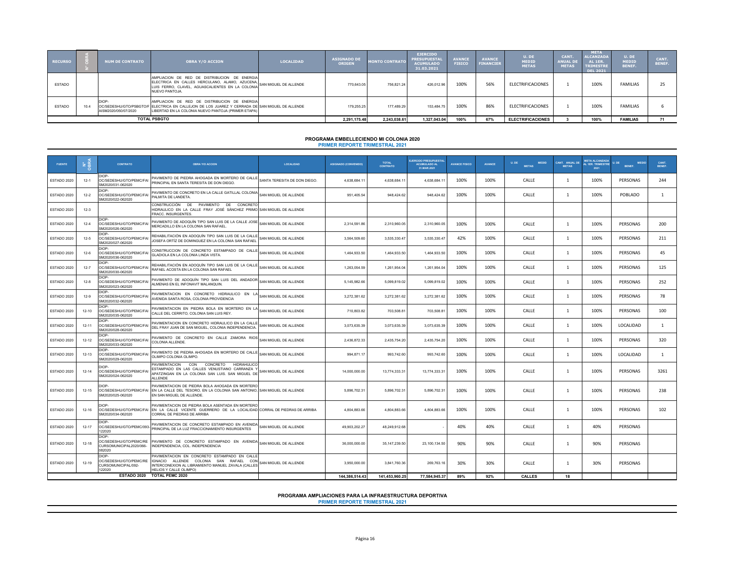| RECURSO | N° OBRA | NUM DE CONTRATO | OBRA Y/O ACCION | LOCALIDAD | ASIGNADO DE ORIGEN | MONTO CONTRATO | EJERCIDO PRESUPUESTAL ACUMULADO 31.03.2021 | AVANCE FISICO | AVANCE FINANCIER | U. DE MEDID METAS | CANT. ANUAL DE METAS | META ALCANZADA AL 1ER. TRIMESTRE DEL 2021 | U. DE MEDID BENEF. | CANT. BENEF. |
|---|---|---|---|---|---|---|---|---|---|---|---|---|---|---|
| ESTADO | | | AMPLIACION DE RED DE DISTRIBUCION DE ENERGIA ELECTRICA EN CALLES HERCULANO, ALAMO, AZUCENA, LUIS FERRO, CLAVEL, AGUASCALIENTES EN LA COLONIA NUEVO PANTOJA. | SAN MIGUEL DE ALLENDE | 770,643.05 | 756,821.24 | 426,012.96 | 100% | 56% | ELECTRIFICACIONES | 1 | 100% | FAMILIAS | 25 |
| ESTADO | 10.4 | DIOP-OC/SEDESHU/GTO/PSBGTO/FAISM2020/050/07/2020 | AMPLIACION DE RED DE DISTRIBUCION DE ENERGIA ELECTRICA EN CALLEJON DE LOS JUAREZ Y CERRADA DE LIBERTAD EN LA COLONIA NUEVO PANTOJA (PRIMER ETAPA) | SAN MIGUEL DE ALLENDE | 179,255.25 | 177,489.29 | 153,484.75 | 100% | 86% | ELECTRIFICACIONES | 1 | 100% | FAMILIAS | 6 |
| | | | **TOTAL PSBGTO** | | **2,291,175.48** | **2,243,038.61** | **1,327,043.04** | **100%** | **67%** | **ELECTRIFICACIONES** | **3** | **100%** | **FAMILIAS** | **71** |

## PROGRAMA EMBELLECIENDO MI COLONIA 2020

### PRIMER REPORTE TRIMESTRAL 2021

| FUENTE | N° OBRA | CONTRATO | OBRA Y/O ACCION | LOCALIDAD | ASIGNADO (CONVENIDO) | TOTAL CONTRATO | EJERCIDO PRESUPUESTAL ACUMULADO AL 31.MAR.2021 | AVANCE FISICO | AVANCE | U. DE MEDID METAS | CANT. ANUAL DE METAS | META ALCANZADA AL 1ER. TRIMESTRE 2021 | U. DE MEDID BENEF. | CANT. BENEF. |
|---|---|---|---|---|---|---|---|---|---|---|---|---|---|---|
| ESTADO 2020 | 12-1 | DIOP-OC/SEDESHU/GTO/PEMC/FAISM2020/031-062020 | PAVIMENTO DE PIEDRA AHOGADA EN MORTERO DE CALLE PRINCIPAL EN SANTA TERESITA DE DON DIEGO. | SANTA TERESITA DE DON DIEGO. | 4,638,684.11 | 4,638,684.11 | 4,638,684.11 | 100% | 100% | CALLE | 1 | 100% | PERSONAS | 244 |
| ESTADO 2020 | 12-2 | DIOP-OC/SEDESHU/GTO/PEMC/FAISM2020/022-062020 | PAVIMENTO DE CONCRETO EN LA CALLE GATILLAL COLONIA PALMITA DE LANDETA. | SAN MIGUEL DE ALLENDE | 951,405.54 | 948,424.62 | 948,424.62 | 100% | 100% | CALLE | 1 | 100% | POBLADO | 1 |
| ESTADO 2020 | 12-3 | | CONSTRUCCIÓN DE PAVIMENTO DE CONCRETO HIDRAULICO EN LA CALLE FRAY JOSÉ SÁNCHEZ PRIMO FRACC. INSURGENTES. | SAN MIGUEL DE ALLENDE | | | | | | | | | | |
| ESTADO 2020 | 12-4 | DIOP-OC/SEDESHU/GTO/PEMC/FAISM2020/026-062020 | PAVIMENTO DE ADOQUÍN TIPO SAN LUIS DE LA CALLE JOSE MERCADILLO EN LA COLONIA SAN RAFAEL. | SAN MIGUEL DE ALLENDE | 2,314,591.86 | 2,310,960.05 | 2,310,960.05 | 100% | 100% | CALLE | 1 | 100% | PERSONAS | 200 |
| ESTADO 2020 | 12-5 | DIOP-OC/SEDESHU/GTO/PEMC/FAISM2020/027-062020 | REHABILITACIÓN EN ADOQUÍN TIPO SAN LUIS DE LA CALLE JOSEFA ORTÍZ DE DOMINGUEZ EN LA COLONIA SAN RAFAEL | SAN MIGUEL DE ALLENDE | 3,564,509.60 | 3,535,330.47 | 3,535,330.47 | 42% | 100% | CALLE | 1 | 100% | PERSONAS | 211 |
| ESTADO 2020 | 12-6 | DIOP-OC/SEDESHU/GTO/PEMC/FAISM2020/036-062020 | CONSTRUCCION DE CONCRETO ESTAMPADO DE CALLE GLADIOLA EN LA COLONIA LINDA VISTA. | SAN MIGUEL DE ALLENDE | 1,464,933.50 | 1,464,933.50 | 1,464,933.50 | 100% | 100% | CALLE | 1 | 100% | PERSONAS | 45 |
| ESTADO 2020 | 12-7 | DIOP-OC/SEDESHU/GTO/PEMC/FAISM2020/030-062020 | REHABILITACIÓN EN ADOQUÍN TIPO SAN LUIS DE LA CALLE RAFAEL ACOSTA EN LA COLONIA SAN RAFAEL | SAN MIGUEL DE ALLENDE | 1,263,054.59 | 1,261,954.04 | 1,261,954.04 | 100% | 100% | CALLE | 1 | 100% | PERSONAS | 125 |
| ESTADO 2020 | 12-8 | DIOP-OC/SEDESHU/GTO/PEMC/FAISM2020/023-062020 | PAVIMENTO DE ADOQUÍN TIPO SAN LUIS DEL ANDADOR ALMENAS EN EL INFONAVIT MALANQUIN. | SAN MIGUEL DE ALLENDE | 5,145,982.66 | 5,099,819.02 | 5,099,819.02 | 100% | 100% | CALLE | 1 | 100% | PERSONAS | 252 |
| ESTADO 2020 | 12-9 | DIOP-OC/SEDESHU/GTO/PEMC/FAISM2020/032-062020 | PAVIMENTACION EN CONCRETO HIDRAULICO EN LA AVENIDA SANTA ROSA, COLONIA PROVIDENCIA | SAN MIGUEL DE ALLENDE | 3,272,381.62 | 3,272,381.62 | 3,272,381.62 | 100% | 100% | CALLE | 1 | 100% | PERSONAS | 78 |
| ESTADO 2020 | 12-10 | DIOP-OC/SEDESHU/GTO/PEMC/FAISM2020/035-062020 | PAVIMENTACION EN PIEDRA BOLA EN MORTERO EN LA CALLE DEL CERRITO, COLONIA SAN LUIS REY. | SAN MIGUEL DE ALLENDE | 710,803.82 | 703,508.81 | 703,508.81 | 100% | 100% | CALLE | 1 | 100% | PERSONAS | 100 |
| ESTADO 2020 | 12-11 | DIOP-OC/SEDESHU/GTO/PEMC/FAISM2020/028-062020 | PAVIMENTACION EN CONCRETO HIDRAULICO EN LA CALLE DEL FRAY JUAN DE SAN MIGUEL, COLONIA INDEPENDENCIA. | SAN MIGUEL DE ALLENDE | 3,073,635.39 | 3,073,635.39 | 3,073,635.39 | 100% | 100% | CALLE | 1 | 100% | LOCALIDAD | 1 |
| ESTADO 2020 | 12-12 | DIOP-OC/SEDESHU/GTO/PEMC/FAISM2020/033-062020 | PAVIMENTO DE CONCRETO EN CALLE ZAMORA RIOS COLONIA ALLENDE. | SAN MIGUEL DE ALLENDE | 2,436,872.33 | 2,435,754.20 | 2,435,754.20 | 100% | 100% | CALLE | 1 | 100% | PERSONAS | 320 |
| ESTADO 2020 | 12-13 | DIOP-OC/SEDESHU/GTO/PEMC/FAISM2020/029-062020 | PAVIMENTO DE PIEDRA AHOGADA EN MORTERO DE CALLE OLIMPO COLONIA OLIMPO. | SAN MIGUEL DE ALLENDE | 994,871.17 | 993,742.60 | 993,742.60 | 100% | 100% | CALLE | 1 | 100% | LOCALIDAD | 1 |
| ESTADO 2020 | 12-14 | DIOP-OC/SEDESHU/GTO/PEMC/FAISM2020/024-062020 | PAVIMENTACION CON CONCRETO HIDRAHULICO ESTAMPADO EN LAS CALLES VENUSTIANO CARRANZA Y APATZINGAN EN LA COLONIA SAN LUIS. SAN MIGUEL DE ALLENDE | SAN MIGUEL DE ALLENDE | 14,000,000.00 | 13,774,333.31 | 13,774,333.31 | 100% | 100% | CALLE | 1 | 100% | PERSONAS | 3261 |
| ESTADO 2020 | 12-15 | DIOP-OC/SEDESHU/GTO/PEMC/FAISM2020/025-062020 | PAVIMENTACION DE PIEDRA BOLA AHOGADA EN MORTERO EN LA CALLE DEL TESORO, EN LA COLONIA SAN ANTONIO, EN SAN MIGUEL DE ALLENDE. | SAN MIGUEL DE ALLENDE | 5,896,702.31 | 5,896,702.31 | 5,896,702.31 | 100% | 100% | CALLE | 1 | 100% | PERSONAS | 238 |
| ESTADO 2020 | 12-16 | DIOP-OC/SEDESHU/GTO/PEMC/FAISM2020/034-062020 | PAVIMENTACION DE PIEDRA BOLA ASENTADA EN MORTERO EN LA CALLE VICENTE GUERRERO DE LA LOCALIDAD CORRAL DE PIEDRAS DE ARRIBA | CORRAL DE PIEDRAS DE ARRIBA | 4,804,883.66 | 4,804,883.66 | 4,804,883.66 | 100% | 100% | CALLE | 1 | 100% | PERSONAS | 102 |
| ESTADO 2020 | 12-17 | DIOP-OC/SEDESHU/GTO/PEMC/093-122020 | PAVIMENTACION DE CONCRETO ESTAMPADO EN AVENIDA PRINCIPAL DE LA LUZ FRACCIONAMIENTO INSURGENTES | SAN MIGUEL DE ALLENDE | 49,903,202.27 | 48,249,912.68 | - | 40% | 40% | CALLE | 1 | 40% | PERSONAS | |
| ESTADO 2020 | 12-18 | DIOP-OC/SEDESHU/GTO/PEMC/RECURSOMUNICIPAL2020/066-082020 | PAVIMENTO DE CONCRETO ESTAMPADO EN AVENIDA INDEPENDENCIA, COL. INDEPENDENCIA | SAN MIGUEL DE ALLENDE | 36,000,000.00 | 35,147,239.50 | 23,100,134.50 | 90% | 90% | CALLE | 1 | 90% | PERSONAS | |
| ESTADO 2020 | 12-19 | DIOP-OC/SEDESHU/GTO/PEMC/RECURSOMUNICIPAL/092-122020 | PAVIMENTACION EN CONCRETO ESTAMPADO EN CALLE IGNACIO ALLENDE COLONIA SAN RAFAEL CON INTERCONEXION AL LIBRAMIENTO MANUEL ZAVALA (CALLES HELIOS Y CALLE OLIMPO) | SAN MIGUEL DE ALLENDE | 3,950,000.00 | 3,841,760.36 | 269,763.16 | 30% | 30% | CALLE | 1 | 30% | PERSONAS | |
| | | **ESTADO 2020** | **TOTAL PEMC 2020** | | **144,386,514.43** | **141,453,960.25** | **77,584,945.37** | **89%** | **92%** | **CALLES** | **18** | | | |

## PROGRAMA AMPLIACIONES PARA LA INFRAESTRUCTURA DEPORTIVA

### PRIMER REPORTE TRIMESTRAL 2021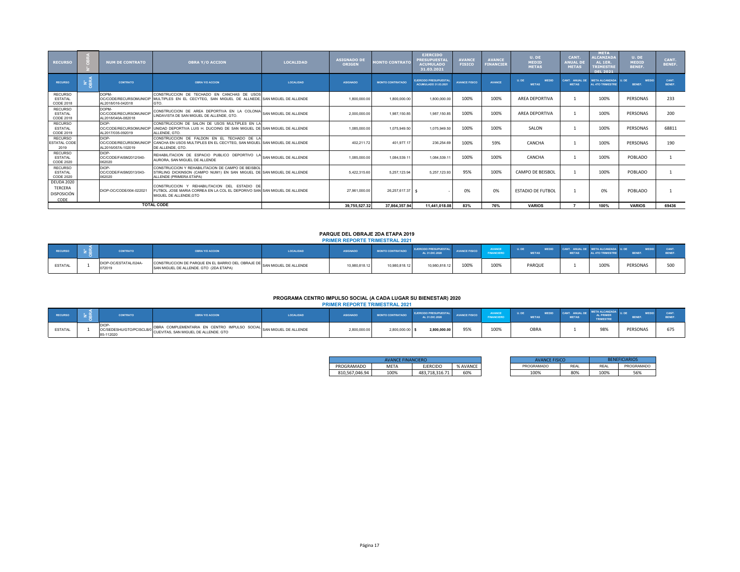| RECURSO | N° OBRA | NUM DE CONTRATO | OBRA Y/O ACCION | LOCALIDAD | ASIGNADO DE ORIGEN | MONTO CONTRATO | EJERCIDO PRESUPUESTAL ACUMULADO 31.03.2021 | AVANCE FISICO | AVANCE FINANCIER | U. DE MEDID METAS | CANT. ANUAL DE METAS | META ALCANZADA AL 1ER. TRIMESTRE DEL 2021 | U. DE MEDID BENEF. | CANT. BENEF. |
|---|---|---|---|---|---|---|---|---|---|---|---|---|---|---|
| RECURSO | N° OBRA | CONTRATO | OBRA Y/O ACCION | LOCALIDAD | ASIGNADO | MONTO CONTRATADO | EJERCIDO PRESUPUESTAL ACUMULADO 31.03.2021 | AVANCE FISICO | AVANCE | U. DE MEDID METAS | CANT. ANUAL DE METAS | META ALCANZADA AL 4TO TRIMESTRE | U. DE MEDID BENEF. | CANT. BENEF. |
| RECURSO ESTATAL CODE 2018 | | DOPM-OC/CODE/RECURSOMUNICIPAL2018/016-042018 | CONSTRUCCION DE TECHADO EN CANCHAS DE USOS MULTIPLES EN EL CECYTEG, SAN MIGUEL DE ALLNEDE, GTO. | SAN MIGUEL DE ALLENDE | 1,800,000.00 | 1,800,000.00 | 1,800,000.00 | 100% | 100% | AREA DEPORTIVA | 1 | 100% | PERSONAS | 233 |
| RECURSO ESTATAL CODE 2018 | | DOPM-OC/CODE/RECURSOMUNICIPAL2018/040A-082018 | CONSTRUCCION DE AREA DEPORTIVA EN LA COLONIA LINDAVISTA DE SAN MIGUEL DE ALLENDE, GTO. | SAN MIGUEL DE ALLENDE | 2,000,000.00 | 1,987,150.85 | 1,987,150.85 | 100% | 100% | AREA DEPORTIVA | 1 | 100% | PERSONAS | 200 |
| RECURSO ESTATAL CODE 2019 | | DIOP-OC/CODE/RECURSOMUNICIPAL2017/035-092019 | CONSTRUCCION DE SALON DE USOS MULTIPLES EN LA UNIDAD DEPORTIVA LUIS H. DUCOING DE SAN MIGUEL DE ALLENDE, GTO. | SAN MIGUEL DE ALLENDE | 1,085,000.00 | 1,075,949.50 | 1,075,949.50 | 100% | 100% | SALON | 1 | 100% | PERSONAS | 68811 |
| RECURSO ESTATAL CODE 2019 | | DIOP-OC/CODE/RECURSOMUNICIPAL2016/057A-102019 | CONSTRUCCION DE FALDON EN EL TECHADO DE LA CANCHA EN USOS MULTIPLES EN EL CECYTEG, SAN MIGUEL DE ALLENDE, GTO. | SAN MIGUEL DE ALLENDE | 402,211.72 | 401,977.17 | 236,254.69 | 100% | 59% | CANCHA | 1 | 100% | PERSONAS | 190 |
| RECURSO ESTATAL CODE 2020 | | DIOP-OC/CODE/FAISM2012/040-062020 | REHABILITACION DE ESPACIO PUBLICO DEPORTIVO LA AURORA, SAN MIGUEL DE ALLENDE | SAN MIGUEL DE ALLENDE | 1,085,000.00 | 1,084,539.11 | 1,084,539.11 | 100% | 100% | CANCHA | 1 | 100% | POBLADO | 1 |
| RECURSO ESTATAL CODE 2020 | | DIOP-OC/CODE/FAISM2013/043-062020 | CONSTRUCCION Y REHABILITACION DE CAMPO DE BEISBOL STIRLING DICKINSON (CAMPO NUM1) EN SAN MIGUEL DE ALLENDE (PRIMERA ETAPA) | SAN MIGUEL DE ALLENDE | 5,422,315.60 | 5,257,123.94 | 5,257,123.93 | 95% | 100% | CAMPO DE BEISBOL | 1 | 100% | POBLADO | 1 |
| DEUDA 2020 TERCERA DISPOSICIÓN CODE | | DIOP-OC/CODE/004-022021 | CONSTRUCCION Y REHABILITACION DEL ESTADIO DE FUTBOL JOSE MARIA CORREA EN LA COL EL DEPORIVO SAN MIGUEL DE ALLENDE,GTO | SAN MIGUEL DE ALLENDE | 27,961,000.00 | 26,257,617.37 | $ - | 0% | 0% | ESTADIO DE FUTBOL | 1 | 0% | POBLADO | 1 |
| TOTAL CODE | | | | | 39,755,527.32 | 37,864,357.94 | 11,441,018.08 | 83% | 76% | VARIOS | 7 | 100% | VARIOS | 69436 |

## PARQUE DEL OBRAJE 2DA ETAPA 2019

### PRIMER REPORTE TRIMESTRAL 2021

| RECURSO | N° OBRA | CONTRATO | OBRA Y/O ACCION | LOCALIDAD | ASIGNADO | MONTO CONTRATADO | EJERCIDO PRESUPUESTAL AL 31.DIC.2020 | AVANCE FISICO | AVANCE FINANCIERO | U. DE MEDID METAS | CANT. ANUAL DE METAS | META ALCANZADA AL 4TO TRIMESTRE | U. DE MEDID BENEF. | CANT. BENEF. |
|---|---|---|---|---|---|---|---|---|---|---|---|---|---|---|
| ESTATAL | 1 | DIOP-OC/ESTATAL/024A-072019 | CONSTRUCCION DE PARQUE EN EL BARRIO DEL OBRAJE DE SAN MIGUEL DE ALLENDE. GTO (2DA ETAPA) | SAN MIGUEL DE ALLENDE | 10,980,818.12 | 10,980,818.12 | 10,980,818.12 | 100% | 100% | PARQUE | 1 | 100% | PERSONAS | 500 |

## PROGRAMA CENTRO IMPULSO SOCIAL (A CADA LUGAR SU BIENESTAR) 2020

### PRIMER REPORTE TRIMESTRAL 2021

| RECURSO | N° OBRA | CONTRATO | OBRA Y/O ACCION | LOCALIDAD | ASIGNADO | MONTO CONTRATADO | EJERCIDO PRESUPUESTAL AL 31.DIC.2020 | AVANCE FISICO | AVANCE FINANCIERO | U. DE MEDID METAS | CANT. ANUAL DE METAS | META ALCANZADA AL PRIMER TRIMESTRE | U. DE MEDID BENEF. | CANT. BENEF. |
|---|---|---|---|---|---|---|---|---|---|---|---|---|---|---|
| ESTATAL | 1 | DIOP-OC/SEDESHU/GTO/PCISCLB/085-112020 | OBRA COMPLEMENTARIA EN CENTRO IMPULSO SOCIAL CUEVITAS, SAN MIGUEL DE ALLENDE. GTO | SAN MIGUEL DE ALLENDE | 2,800,000.00 | 2,800,000.00 | $ 2,800,000.00 | 95% | 100% | OBRA | 1 | 98% | PERSONAS | 675 |

| AVANCE FINANCIERO | | | |
|---|---|---|---|
| PROGRAMADO | META | EJERCIDO | % AVANCE |
| 810,567,046.94 | 100% | 483,718,316.71 | 60% |

| AVANCE FISICO | | BENEFICIARIOS | |
|---|---|---|---|
| PROGRAMADO | REAL | REAL | PROGRAMADO |
| 100% | 80% | 100% | 56% |